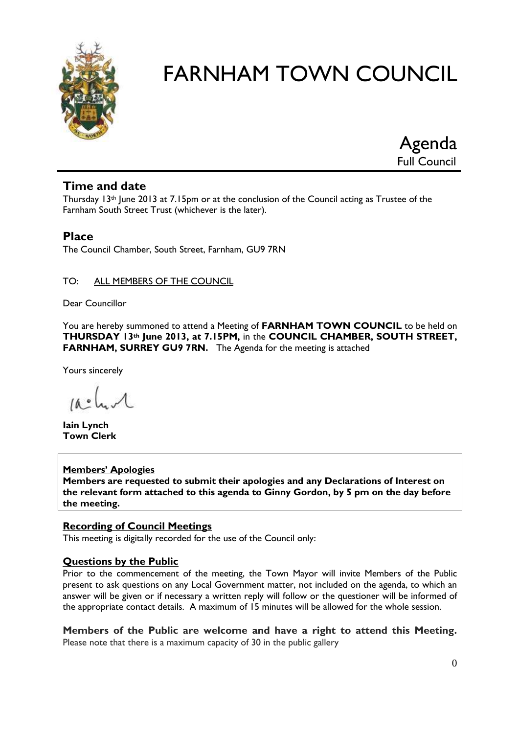# FARNHAM TOWN COUNCIL

Agenda
Full Council

## Time and date

Thursday 13th June 2013 at 7.15pm or at the conclusion of the Council acting as Trustee of the Farnham South Street Trust (whichever is the later).

## Place

The Council Chamber, South Street, Farnham, GU9 7RN

TO: ALL MEMBERS OF THE COUNCIL

Dear Councillor

You are hereby summoned to attend a Meeting of **FARNHAM TOWN COUNCIL** to be held on **THURSDAY 13th June 2013, at 7.15PM,** in the **COUNCIL CHAMBER, SOUTH STREET, FARNHAM, SURREY GU9 7RN.** The Agenda for the meeting is attached

Yours sincerely

**Iain Lynch**
**Town Clerk**

**Members' Apologies**

**Members are requested to submit their apologies and any Declarations of Interest on the relevant form attached to this agenda to Ginny Gordon, by 5 pm on the day before the meeting.**

**Recording of Council Meetings**

This meeting is digitally recorded for the use of the Council only:

**Questions by the Public**

Prior to the commencement of the meeting, the Town Mayor will invite Members of the Public present to ask questions on any Local Government matter, not included on the agenda, to which an answer will be given or if necessary a written reply will follow or the questioner will be informed of the appropriate contact details. A maximum of 15 minutes will be allowed for the whole session.

**Members of the Public are welcome and have a right to attend this Meeting.**
Please note that there is a maximum capacity of 30 in the public gallery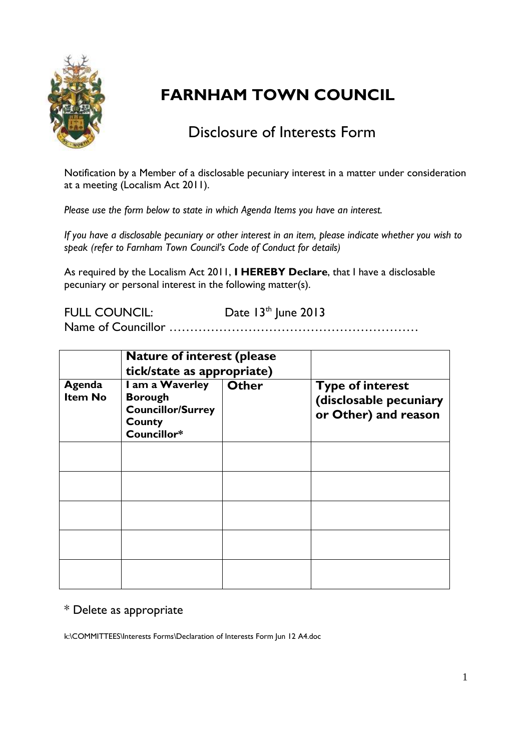# FARNHAM TOWN COUNCIL

## Disclosure of Interests Form

Notification by a Member of a disclosable pecuniary interest in a matter under consideration at a meeting (Localism Act 2011).

*Please use the form below to state in which Agenda Items you have an interest.*

*If you have a disclosable pecuniary or other interest in an item, please indicate whether you wish to speak (refer to Farnham Town Council's Code of Conduct for details)*

As required by the Localism Act 2011, **I HEREBY Declare**, that I have a disclosable pecuniary or personal interest in the following matter(s).

FULL COUNCIL: Date 13th June 2013
Name of Councillor ……………………………………………………

| | **Nature of interest (please tick/state as appropriate)** | | |
|---|---|---|---|
| **Agenda Item No** | **I am a Waverley Borough Councillor/Surrey County Councillor*** | **Other** | **Type of interest (disclosable pecuniary or Other) and reason** |
| | | | |
| | | | |
| | | | |
| | | | |
| | | | |

\* Delete as appropriate

k:\COMMITTEES\Interests Forms\Declaration of Interests Form Jun 12 A4.doc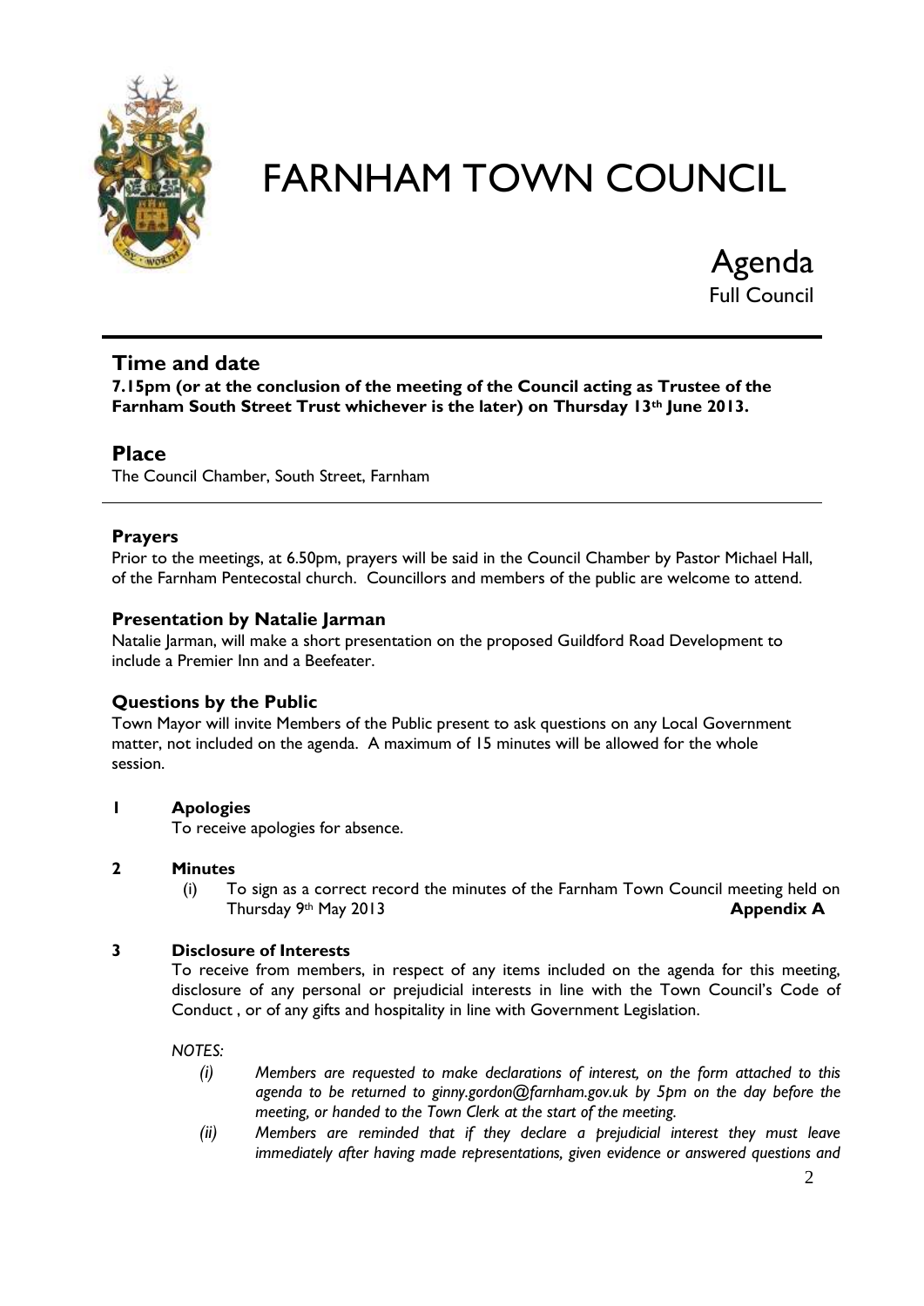# FARNHAM TOWN COUNCIL

## Agenda

Full Council

### Time and date

**7.15pm (or at the conclusion of the meeting of the Council acting as Trustee of the Farnham South Street Trust whichever is the later) on Thursday 13th June 2013.**

### Place

The Council Chamber, South Street, Farnham

#### Prayers

Prior to the meetings, at 6.50pm, prayers will be said in the Council Chamber by Pastor Michael Hall, of the Farnham Pentecostal church. Councillors and members of the public are welcome to attend.

#### Presentation by Natalie Jarman

Natalie Jarman, will make a short presentation on the proposed Guildford Road Development to include a Premier Inn and a Beefeater.

#### Questions by the Public

Town Mayor will invite Members of the Public present to ask questions on any Local Government matter, not included on the agenda. A maximum of 15 minutes will be allowed for the whole session.

**1 Apologies**

To receive apologies for absence.

**2 Minutes**

(i) To sign as a correct record the minutes of the Farnham Town Council meeting held on Thursday 9th May 2013 **Appendix A**

**3 Disclosure of Interests**

To receive from members, in respect of any items included on the agenda for this meeting, disclosure of any personal or prejudicial interests in line with the Town Council's Code of Conduct , or of any gifts and hospitality in line with Government Legislation.

*NOTES:*

*(i) Members are requested to make declarations of interest, on the form attached to this agenda to be returned to ginny.gordon@farnham.gov.uk by 5pm on the day before the meeting, or handed to the Town Clerk at the start of the meeting.*

*(ii) Members are reminded that if they declare a prejudicial interest they must leave immediately after having made representations, given evidence or answered questions and*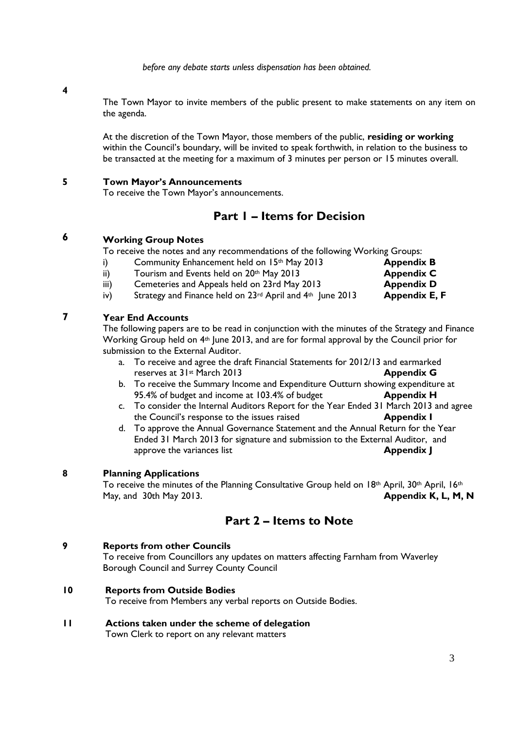*before any debate starts unless dispensation has been obtained.*

**4**

The Town Mayor to invite members of the public present to make statements on any item on the agenda.

At the discretion of the Town Mayor, those members of the public, **residing or working** within the Council's boundary, will be invited to speak forthwith, in relation to the business to be transacted at the meeting for a maximum of 3 minutes per person or 15 minutes overall.

**5 Town Mayor's Announcements**

To receive the Town Mayor's announcements.

## Part 1 – Items for Decision

**6 Working Group Notes**

To receive the notes and any recommendations of the following Working Groups:

- i) Community Enhancement held on 15th May 2013 — **Appendix B**
- ii) Tourism and Events held on 20th May 2013 — **Appendix C**
- iii) Cemeteries and Appeals held on 23rd May 2013 — **Appendix D**
- iv) Strategy and Finance held on 23rd April and 4th June 2013 — **Appendix E, F**

**7 Year End Accounts**

The following papers are to be read in conjunction with the minutes of the Strategy and Finance Working Group held on 4th June 2013, and are for formal approval by the Council prior for submission to the External Auditor.

a. To receive and agree the draft Financial Statements for 2012/13 and earmarked reserves at 31st March 2013 — **Appendix G**

b. To receive the Summary Income and Expenditure Outturn showing expenditure at 95.4% of budget and income at 103.4% of budget — **Appendix H**

c. To consider the Internal Auditors Report for the Year Ended 31 March 2013 and agree the Council's response to the issues raised — **Appendix I**

d. To approve the Annual Governance Statement and the Annual Return for the Year Ended 31 March 2013 for signature and submission to the External Auditor, and approve the variances list — **Appendix J**

**8 Planning Applications**

To receive the minutes of the Planning Consultative Group held on 18th April, 30th April, 16th May, and 30th May 2013. — **Appendix K, L, M, N**

## Part 2 – Items to Note

**9 Reports from other Councils**

To receive from Councillors any updates on matters affecting Farnham from Waverley Borough Council and Surrey County Council

**10 Reports from Outside Bodies**

To receive from Members any verbal reports on Outside Bodies.

**11 Actions taken under the scheme of delegation**

Town Clerk to report on any relevant matters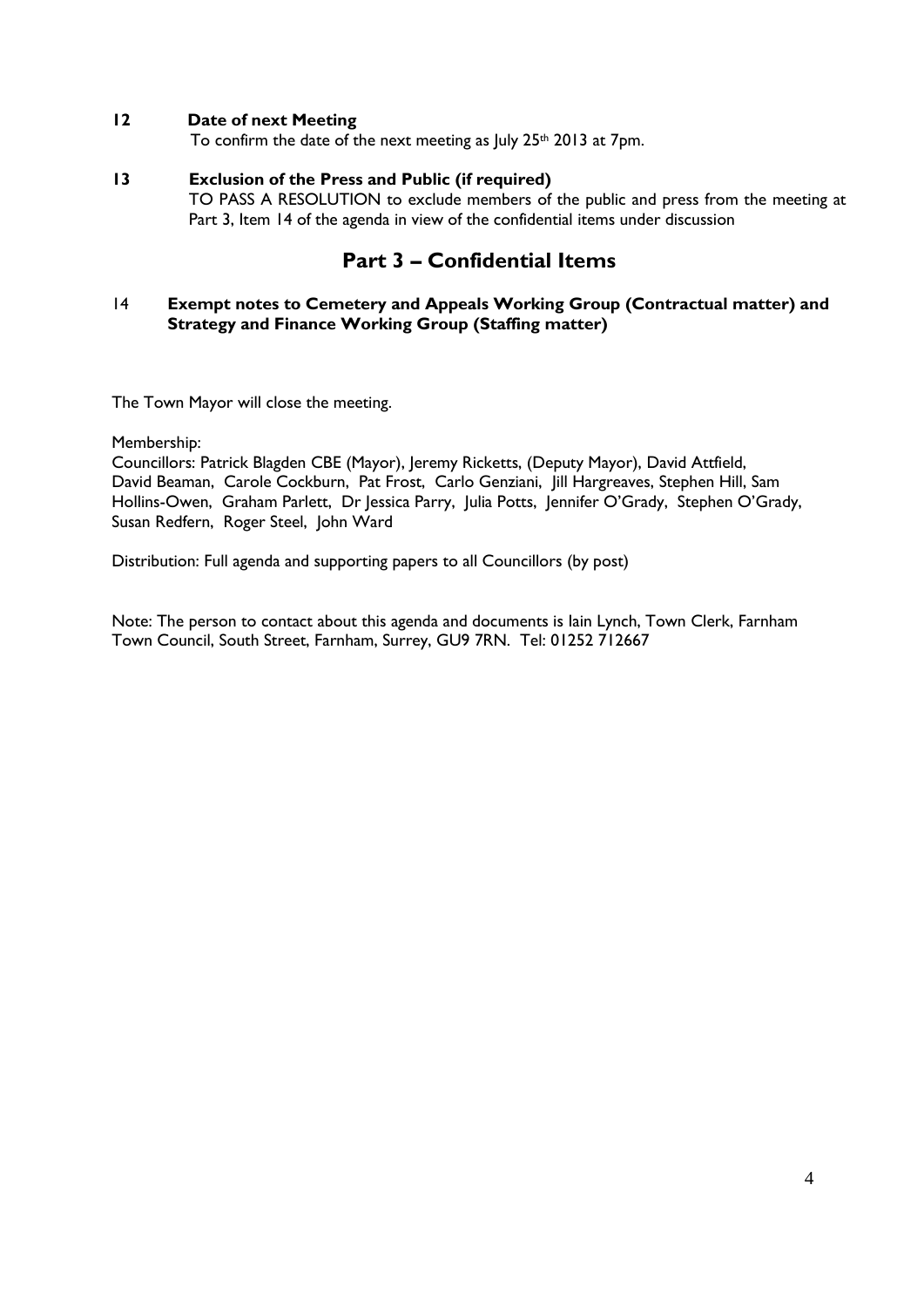**12 Date of next Meeting**

To confirm the date of the next meeting as July 25th 2013 at 7pm.

**13 Exclusion of the Press and Public (if required)**

TO PASS A RESOLUTION to exclude members of the public and press from the meeting at Part 3, Item 14 of the agenda in view of the confidential items under discussion

## Part 3 – Confidential Items

14 **Exempt notes to Cemetery and Appeals Working Group (Contractual matter) and Strategy and Finance Working Group (Staffing matter)**

The Town Mayor will close the meeting.

Membership:
Councillors: Patrick Blagden CBE (Mayor), Jeremy Ricketts, (Deputy Mayor), David Attfield, David Beaman, Carole Cockburn, Pat Frost, Carlo Genziani, Jill Hargreaves, Stephen Hill, Sam Hollins-Owen, Graham Parlett, Dr Jessica Parry, Julia Potts, Jennifer O'Grady, Stephen O'Grady, Susan Redfern, Roger Steel, John Ward

Distribution: Full agenda and supporting papers to all Councillors (by post)

Note: The person to contact about this agenda and documents is Iain Lynch, Town Clerk, Farnham Town Council, South Street, Farnham, Surrey, GU9 7RN. Tel: 01252 712667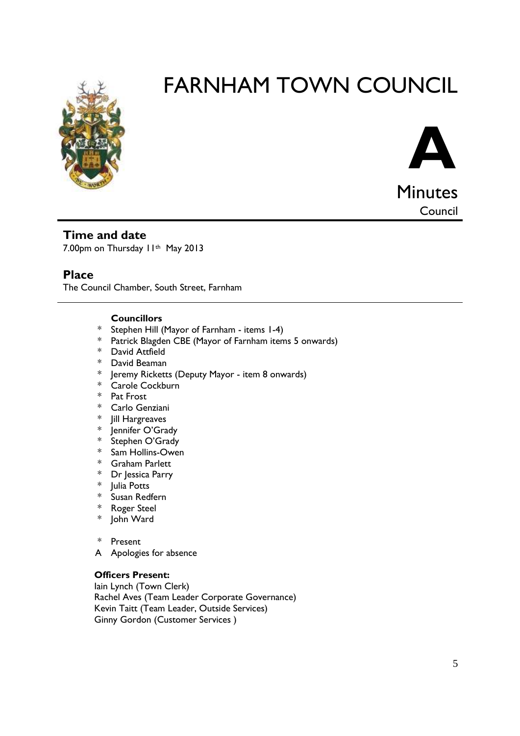# FARNHAM TOWN COUNCIL

**A**

Minutes

Council

## Time and date

7.00pm on Thursday 11th May 2013

## Place

The Council Chamber, South Street, Farnham

**Councillors**

\* Stephen Hill (Mayor of Farnham - items 1-4)
\* Patrick Blagden CBE (Mayor of Farnham items 5 onwards)
\* David Attfield
\* David Beaman
\* Jeremy Ricketts (Deputy Mayor - item 8 onwards)
\* Carole Cockburn
\* Pat Frost
\* Carlo Genziani
\* Jill Hargreaves
\* Jennifer O'Grady
\* Stephen O'Grady
\* Sam Hollins-Owen
\* Graham Parlett
\* Dr Jessica Parry
\* Julia Potts
\* Susan Redfern
\* Roger Steel
\* John Ward

\* Present
A Apologies for absence

**Officers Present:**

Iain Lynch (Town Clerk)
Rachel Aves (Team Leader Corporate Governance)
Kevin Taitt (Team Leader, Outside Services)
Ginny Gordon (Customer Services )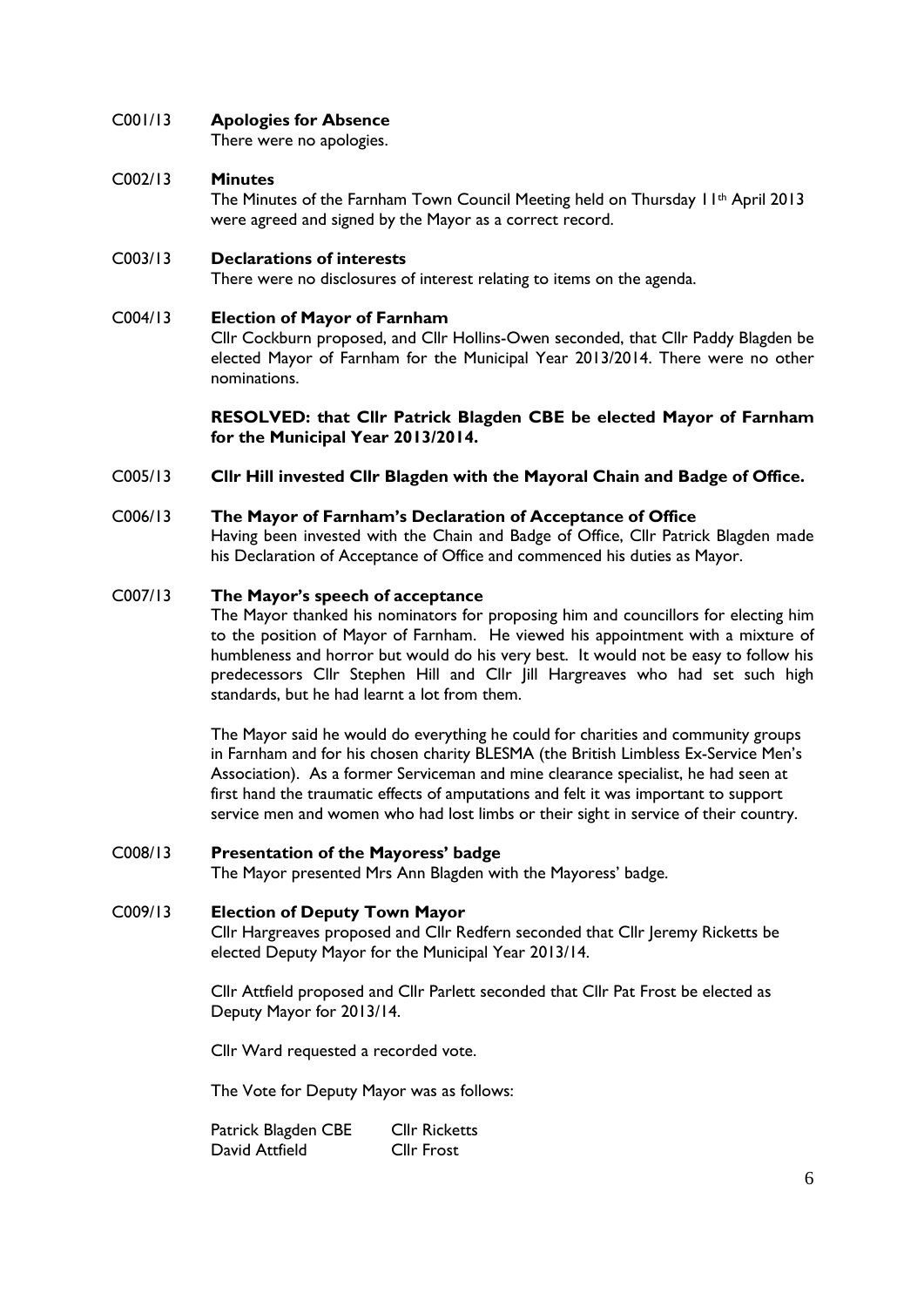C001/13 **Apologies for Absence**
There were no apologies.

C002/13 **Minutes**
The Minutes of the Farnham Town Council Meeting held on Thursday 11th April 2013 were agreed and signed by the Mayor as a correct record.

C003/13 **Declarations of interests**
There were no disclosures of interest relating to items on the agenda.

C004/13 **Election of Mayor of Farnham**
Cllr Cockburn proposed, and Cllr Hollins-Owen seconded, that Cllr Paddy Blagden be elected Mayor of Farnham for the Municipal Year 2013/2014. There were no other nominations.

**RESOLVED: that Cllr Patrick Blagden CBE be elected Mayor of Farnham for the Municipal Year 2013/2014.**

C005/13 **Cllr Hill invested Cllr Blagden with the Mayoral Chain and Badge of Office.**

C006/13 **The Mayor of Farnham's Declaration of Acceptance of Office**
Having been invested with the Chain and Badge of Office, Cllr Patrick Blagden made his Declaration of Acceptance of Office and commenced his duties as Mayor.

C007/13 **The Mayor's speech of acceptance**
The Mayor thanked his nominators for proposing him and councillors for electing him to the position of Mayor of Farnham. He viewed his appointment with a mixture of humbleness and horror but would do his very best. It would not be easy to follow his predecessors Cllr Stephen Hill and Cllr Jill Hargreaves who had set such high standards, but he had learnt a lot from them.

The Mayor said he would do everything he could for charities and community groups in Farnham and for his chosen charity BLESMA (the British Limbless Ex-Service Men's Association). As a former Serviceman and mine clearance specialist, he had seen at first hand the traumatic effects of amputations and felt it was important to support service men and women who had lost limbs or their sight in service of their country.

C008/13 **Presentation of the Mayoress' badge**
The Mayor presented Mrs Ann Blagden with the Mayoress' badge.

C009/13 **Election of Deputy Town Mayor**
Cllr Hargreaves proposed and Cllr Redfern seconded that Cllr Jeremy Ricketts be elected Deputy Mayor for the Municipal Year 2013/14.

Cllr Attfield proposed and Cllr Parlett seconded that Cllr Pat Frost be elected as Deputy Mayor for 2013/14.

Cllr Ward requested a recorded vote.

The Vote for Deputy Mayor was as follows:

| | |
|---|---|
| Patrick Blagden CBE | Cllr Ricketts |
| David Attfield | Cllr Frost |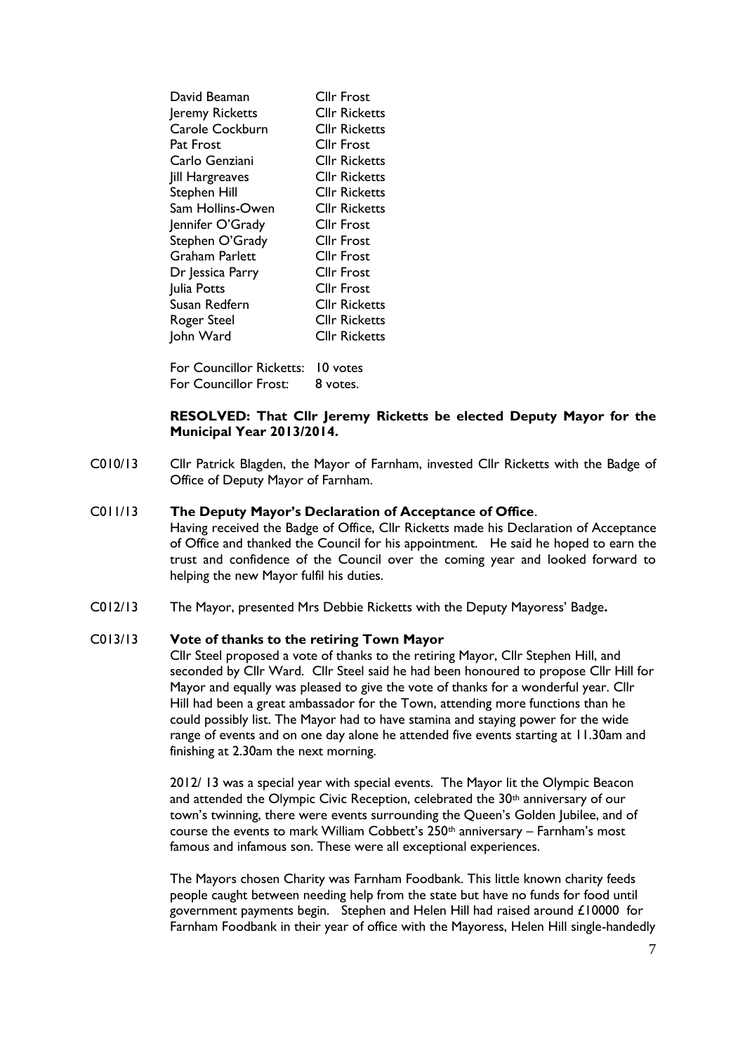| | |
|---|---|
| David Beaman | Cllr Frost |
| Jeremy Ricketts | Cllr Ricketts |
| Carole Cockburn | Cllr Ricketts |
| Pat Frost | Cllr Frost |
| Carlo Genziani | Cllr Ricketts |
| Jill Hargreaves | Cllr Ricketts |
| Stephen Hill | Cllr Ricketts |
| Sam Hollins-Owen | Cllr Ricketts |
| Jennifer O'Grady | Cllr Frost |
| Stephen O'Grady | Cllr Frost |
| Graham Parlett | Cllr Frost |
| Dr Jessica Parry | Cllr Frost |
| Julia Potts | Cllr Frost |
| Susan Redfern | Cllr Ricketts |
| Roger Steel | Cllr Ricketts |
| John Ward | Cllr Ricketts |

For Councillor Ricketts: 10 votes
For Councillor Frost: 8 votes.

**RESOLVED: That Cllr Jeremy Ricketts be elected Deputy Mayor for the Municipal Year 2013/2014.**

C010/13 Cllr Patrick Blagden, the Mayor of Farnham, invested Cllr Ricketts with the Badge of Office of Deputy Mayor of Farnham.

C011/13 **The Deputy Mayor's Declaration of Acceptance of Office**.
Having received the Badge of Office, Cllr Ricketts made his Declaration of Acceptance of Office and thanked the Council for his appointment. He said he hoped to earn the trust and confidence of the Council over the coming year and looked forward to helping the new Mayor fulfil his duties.

C012/13 The Mayor, presented Mrs Debbie Ricketts with the Deputy Mayoress' Badge**.**

C013/13 **Vote of thanks to the retiring Town Mayor**
Cllr Steel proposed a vote of thanks to the retiring Mayor, Cllr Stephen Hill, and seconded by Cllr Ward. Cllr Steel said he had been honoured to propose Cllr Hill for Mayor and equally was pleased to give the vote of thanks for a wonderful year. Cllr Hill had been a great ambassador for the Town, attending more functions than he could possibly list. The Mayor had to have stamina and staying power for the wide range of events and on one day alone he attended five events starting at 11.30am and finishing at 2.30am the next morning.

2012/ 13 was a special year with special events. The Mayor lit the Olympic Beacon and attended the Olympic Civic Reception, celebrated the 30th anniversary of our town's twinning, there were events surrounding the Queen's Golden Jubilee, and of course the events to mark William Cobbett's 250th anniversary – Farnham's most famous and infamous son. These were all exceptional experiences.

The Mayors chosen Charity was Farnham Foodbank. This little known charity feeds people caught between needing help from the state but have no funds for food until government payments begin. Stephen and Helen Hill had raised around £10000 for Farnham Foodbank in their year of office with the Mayoress, Helen Hill single-handedly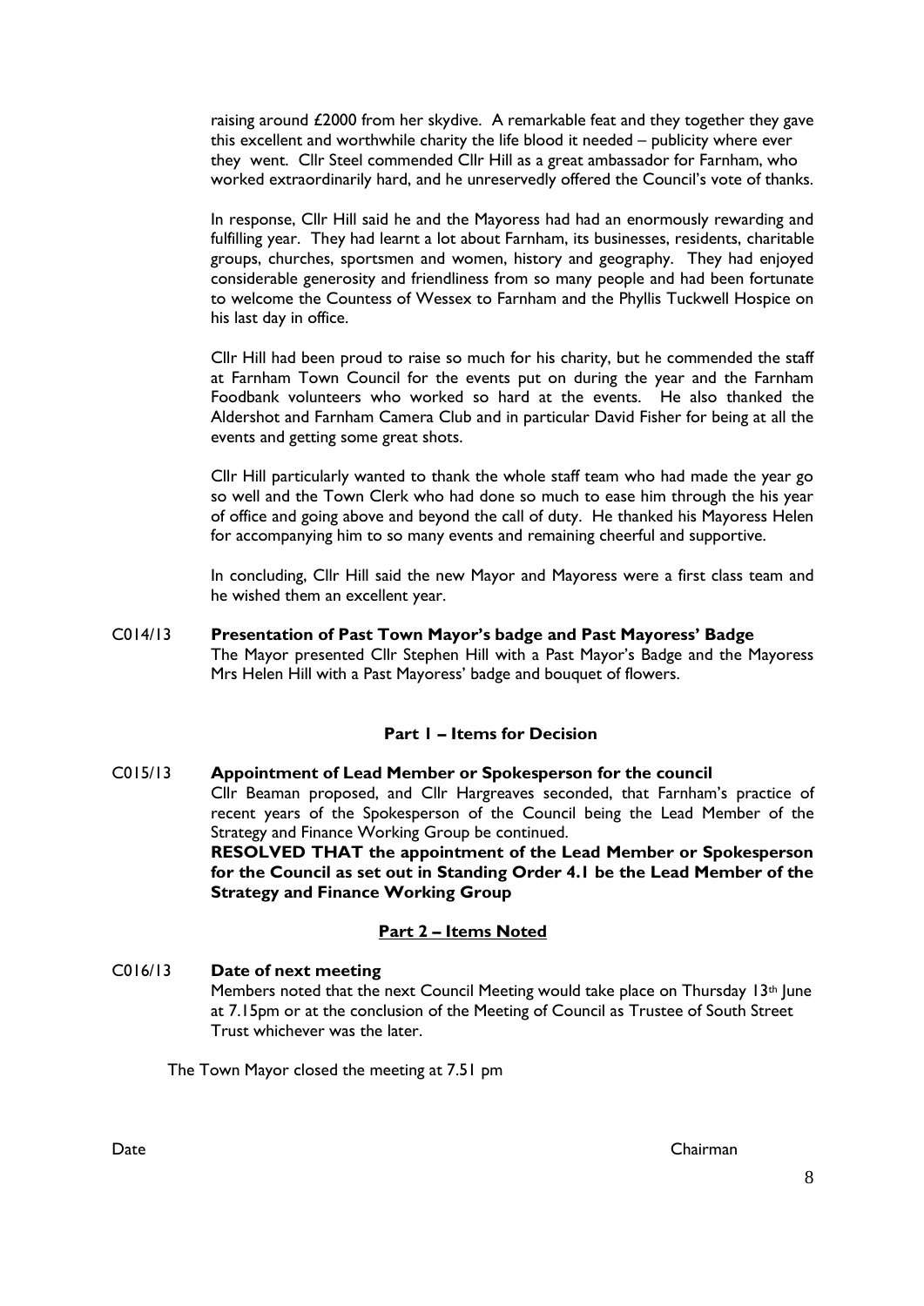raising around £2000 from her skydive. A remarkable feat and they together they gave this excellent and worthwhile charity the life blood it needed – publicity where ever they went. Cllr Steel commended Cllr Hill as a great ambassador for Farnham, who worked extraordinarily hard, and he unreservedly offered the Council's vote of thanks.

In response, Cllr Hill said he and the Mayoress had had an enormously rewarding and fulfilling year. They had learnt a lot about Farnham, its businesses, residents, charitable groups, churches, sportsmen and women, history and geography. They had enjoyed considerable generosity and friendliness from so many people and had been fortunate to welcome the Countess of Wessex to Farnham and the Phyllis Tuckwell Hospice on his last day in office.

Cllr Hill had been proud to raise so much for his charity, but he commended the staff at Farnham Town Council for the events put on during the year and the Farnham Foodbank volunteers who worked so hard at the events. He also thanked the Aldershot and Farnham Camera Club and in particular David Fisher for being at all the events and getting some great shots.

Cllr Hill particularly wanted to thank the whole staff team who had made the year go so well and the Town Clerk who had done so much to ease him through the his year of office and going above and beyond the call of duty. He thanked his Mayoress Helen for accompanying him to so many events and remaining cheerful and supportive.

In concluding, Cllr Hill said the new Mayor and Mayoress were a first class team and he wished them an excellent year.

C014/13 **Presentation of Past Town Mayor's badge and Past Mayoress' Badge**

The Mayor presented Cllr Stephen Hill with a Past Mayor's Badge and the Mayoress Mrs Helen Hill with a Past Mayoress' badge and bouquet of flowers.

**Part 1 – Items for Decision**

C015/13 **Appointment of Lead Member or Spokesperson for the council**

Cllr Beaman proposed, and Cllr Hargreaves seconded, that Farnham's practice of recent years of the Spokesperson of the Council being the Lead Member of the Strategy and Finance Working Group be continued.

**RESOLVED THAT the appointment of the Lead Member or Spokesperson for the Council as set out in Standing Order 4.1 be the Lead Member of the Strategy and Finance Working Group**

**Part 2 – Items Noted**

C016/13 **Date of next meeting**

Members noted that the next Council Meeting would take place on Thursday 13th June at 7.15pm or at the conclusion of the Meeting of Council as Trustee of South Street Trust whichever was the later.

The Town Mayor closed the meeting at 7.51 pm

Date Chairman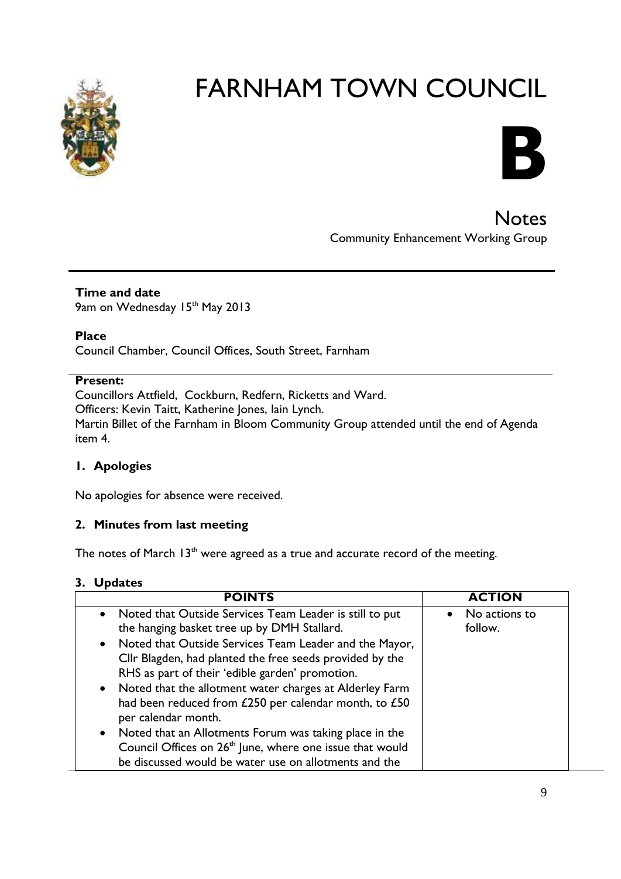# FARNHAM TOWN COUNCIL

# B

## Notes

Community Enhancement Working Group

**Time and date**
9am on Wednesday 15th May 2013

**Place**
Council Chamber, Council Offices, South Street, Farnham

**Present:**
Councillors Attfield, Cockburn, Redfern, Ricketts and Ward.
Officers: Kevin Taitt, Katherine Jones, Iain Lynch.
Martin Billet of the Farnham in Bloom Community Group attended until the end of Agenda item 4.

### 1. Apologies

No apologies for absence were received.

### 2. Minutes from last meeting

The notes of March 13th were agreed as a true and accurate record of the meeting.

### 3. Updates

| POINTS | ACTION |
|---|---|
| • Noted that Outside Services Team Leader is still to put the hanging basket tree up by DMH Stallard.<br>• Noted that Outside Services Team Leader and the Mayor, Cllr Blagden, had planted the free seeds provided by the RHS as part of their 'edible garden' promotion.<br>• Noted that the allotment water charges at Alderley Farm had been reduced from £250 per calendar month, to £50 per calendar month.<br>• Noted that an Allotments Forum was taking place in the Council Offices on 26th June, where one issue that would be discussed would be water use on allotments and the | • No actions to follow. |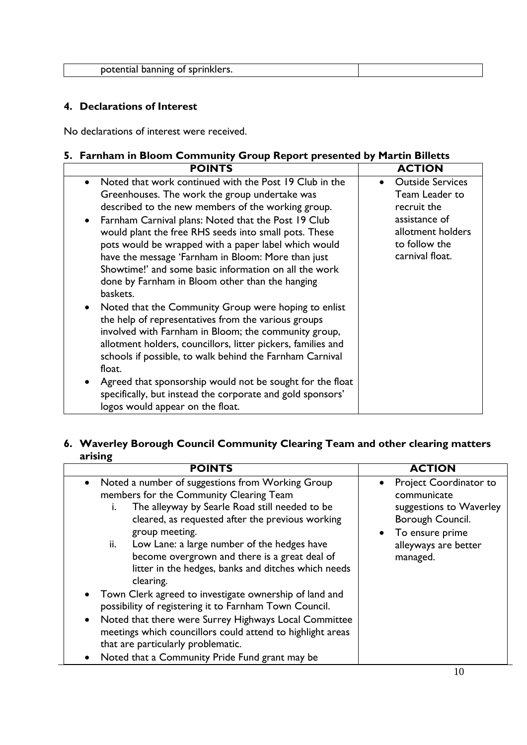| potential banning of sprinklers. | |
|---|---|

## 4. Declarations of Interest

No declarations of interest were received.

## 5. Farnham in Bloom Community Group Report presented by Martin Billetts

| POINTS | ACTION |
|---|---|
| • Noted that work continued with the Post 19 Club in the Greenhouses. The work the group undertake was described to the new members of the working group.<br>• Farnham Carnival plans: Noted that the Post 19 Club would plant the free RHS seeds into small pots. These pots would be wrapped with a paper label which would have the message 'Farnham in Bloom: More than just Showtime!' and some basic information on all the work done by Farnham in Bloom other than the hanging baskets.<br>• Noted that the Community Group were hoping to enlist the help of representatives from the various groups involved with Farnham in Bloom; the community group, allotment holders, councillors, litter pickers, families and schools if possible, to walk behind the Farnham Carnival float.<br>• Agreed that sponsorship would not be sought for the float specifically, but instead the corporate and gold sponsors' logos would appear on the float. | • Outside Services Team Leader to recruit the assistance of allotment holders to follow the carnival float. |

## 6. Waverley Borough Council Community Clearing Team and other clearing matters arising

| POINTS | ACTION |
|---|---|
| • Noted a number of suggestions from Working Group members for the Community Clearing Team<br>i. The alleyway by Searle Road still needed to be cleared, as requested after the previous working group meeting.<br>ii. Low Lane: a large number of the hedges have become overgrown and there is a great deal of litter in the hedges, banks and ditches which needs clearing.<br>• Town Clerk agreed to investigate ownership of land and possibility of registering it to Farnham Town Council.<br>• Noted that there were Surrey Highways Local Committee meetings which councillors could attend to highlight areas that are particularly problematic.<br>• Noted that a Community Pride Fund grant may be | • Project Coordinator to communicate suggestions to Waverley Borough Council.<br>• To ensure prime alleyways are better managed. |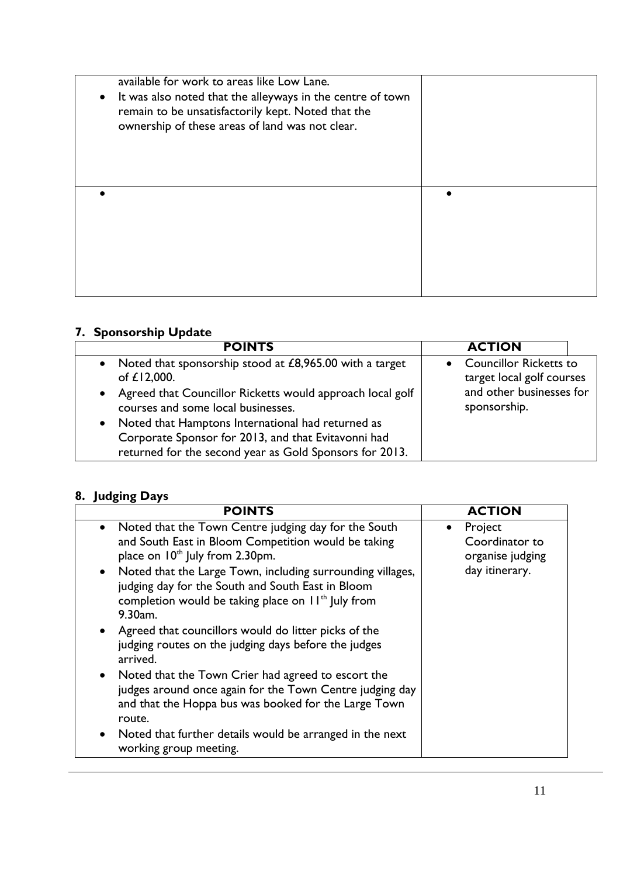| | |
|---|---|
| available for work to areas like Low Lane.<br>• It was also noted that the alleyways in the centre of town remain to be unsatisfactorily kept. Noted that the ownership of these areas of land was not clear. | |
| • | • |

## 7. Sponsorship Update

| POINTS | ACTION |
|---|---|
| • Noted that sponsorship stood at £8,965.00 with a target of £12,000.<br>• Agreed that Councillor Ricketts would approach local golf courses and some local businesses.<br>• Noted that Hamptons International had returned as Corporate Sponsor for 2013, and that Evitavonni had returned for the second year as Gold Sponsors for 2013. | • Councillor Ricketts to target local golf courses and other businesses for sponsorship. |

## 8. Judging Days

| POINTS | ACTION |
|---|---|
| • Noted that the Town Centre judging day for the South and South East in Bloom Competition would be taking place on 10th July from 2.30pm.<br>• Noted that the Large Town, including surrounding villages, judging day for the South and South East in Bloom completion would be taking place on 11th July from 9.30am.<br>• Agreed that councillors would do litter picks of the judging routes on the judging days before the judges arrived.<br>• Noted that the Town Crier had agreed to escort the judges around once again for the Town Centre judging day and that the Hoppa bus was booked for the Large Town route.<br>• Noted that further details would be arranged in the next working group meeting. | • Project Coordinator to organise judging day itinerary. |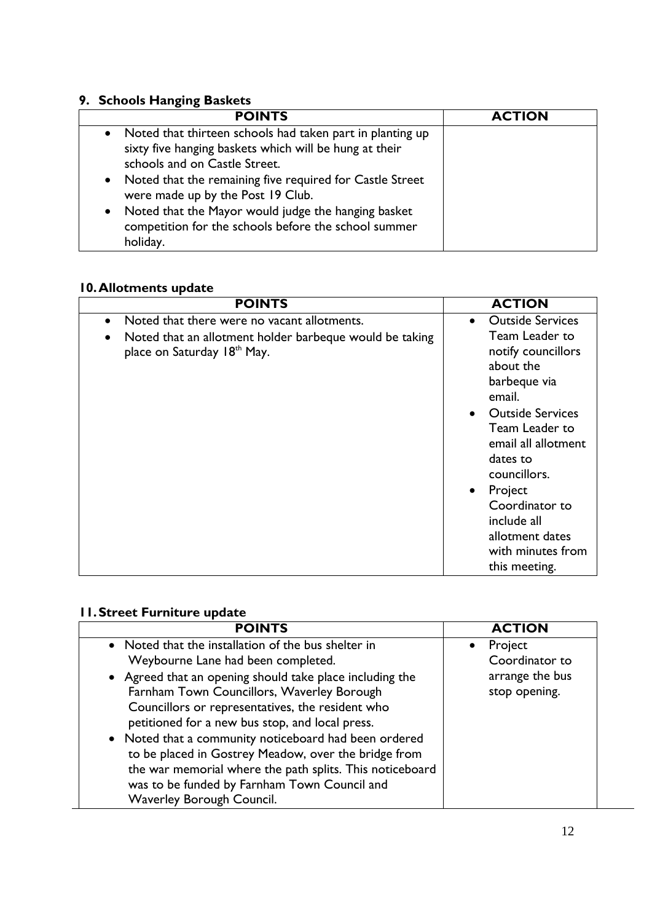## 9. Schools Hanging Baskets

| POINTS | ACTION |
|---|---|
| • Noted that thirteen schools had taken part in planting up sixty five hanging baskets which will be hung at their schools and on Castle Street.<br>• Noted that the remaining five required for Castle Street were made up by the Post 19 Club.<br>• Noted that the Mayor would judge the hanging basket competition for the schools before the school summer holiday. | |

## 10. Allotments update

| POINTS | ACTION |
|---|---|
| • Noted that there were no vacant allotments.<br>• Noted that an allotment holder barbeque would be taking place on Saturday 18th May. | • Outside Services Team Leader to notify councillors about the barbeque via email.<br>• Outside Services Team Leader to email all allotment dates to councillors.<br>• Project Coordinator to include all allotment dates with minutes from this meeting. |

## 11. Street Furniture update

| POINTS | ACTION |
|---|---|
| • Noted that the installation of the bus shelter in Weybourne Lane had been completed.<br>• Agreed that an opening should take place including the Farnham Town Councillors, Waverley Borough Councillors or representatives, the resident who petitioned for a new bus stop, and local press.<br>• Noted that a community noticeboard had been ordered to be placed in Gostrey Meadow, over the bridge from the war memorial where the path splits. This noticeboard was to be funded by Farnham Town Council and Waverley Borough Council. | • Project Coordinator to arrange the bus stop opening. |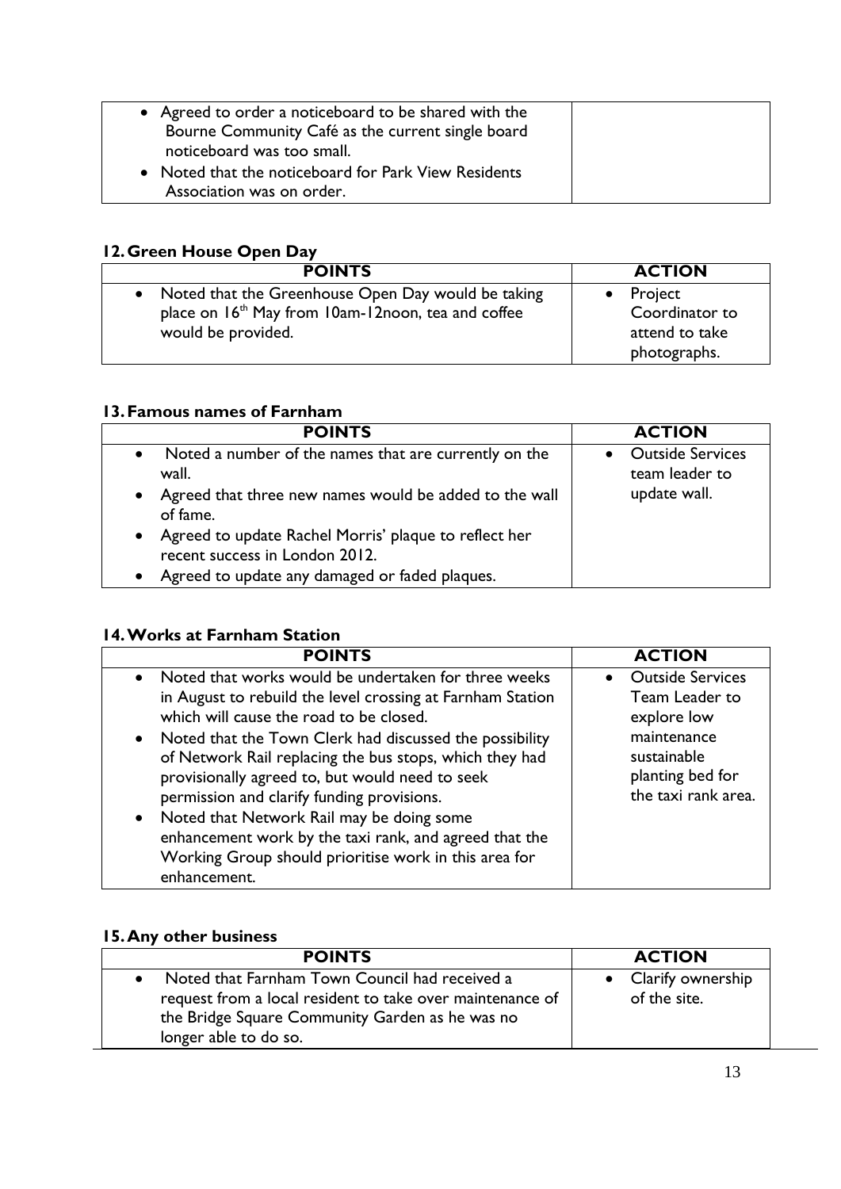| | |
|---|---|
| • Agreed to order a noticeboard to be shared with the Bourne Community Café as the current single board noticeboard was too small.<br>• Noted that the noticeboard for Park View Residents Association was on order. | |

## 12. Green House Open Day

| POINTS | ACTION |
|---|---|
| • Noted that the Greenhouse Open Day would be taking place on 16th May from 10am-12noon, tea and coffee would be provided. | • Project Coordinator to attend to take photographs. |

## 13. Famous names of Farnham

| POINTS | ACTION |
|---|---|
| • Noted a number of the names that are currently on the wall.<br>• Agreed that three new names would be added to the wall of fame.<br>• Agreed to update Rachel Morris' plaque to reflect her recent success in London 2012.<br>• Agreed to update any damaged or faded plaques. | • Outside Services team leader to update wall. |

## 14. Works at Farnham Station

| POINTS | ACTION |
|---|---|
| • Noted that works would be undertaken for three weeks in August to rebuild the level crossing at Farnham Station which will cause the road to be closed.<br>• Noted that the Town Clerk had discussed the possibility of Network Rail replacing the bus stops, which they had provisionally agreed to, but would need to seek permission and clarify funding provisions.<br>• Noted that Network Rail may be doing some enhancement work by the taxi rank, and agreed that the Working Group should prioritise work in this area for enhancement. | • Outside Services Team Leader to explore low maintenance sustainable planting bed for the taxi rank area. |

## 15. Any other business

| POINTS | ACTION |
|---|---|
| • Noted that Farnham Town Council had received a request from a local resident to take over maintenance of the Bridge Square Community Garden as he was no longer able to do so. | • Clarify ownership of the site. |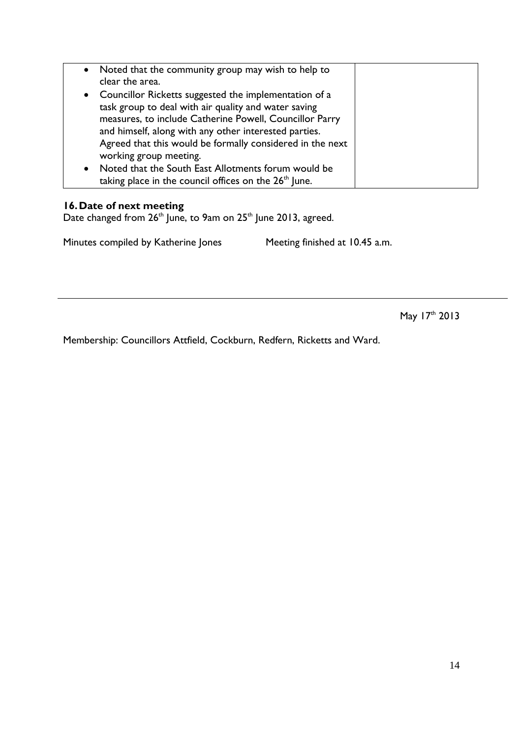| | |
|---|---|
| • Noted that the community group may wish to help to clear the area.<br>• Councillor Ricketts suggested the implementation of a task group to deal with air quality and water saving measures, to include Catherine Powell, Councillor Parry and himself, along with any other interested parties. Agreed that this would be formally considered in the next working group meeting.<br>• Noted that the South East Allotments forum would be taking place in the council offices on the 26th June. | |

## 16. Date of next meeting

Date changed from 26th June, to 9am on 25th June 2013, agreed.

Minutes compiled by Katherine Jones      Meeting finished at 10.45 a.m.

---

May 17th 2013

Membership: Councillors Attfield, Cockburn, Redfern, Ricketts and Ward.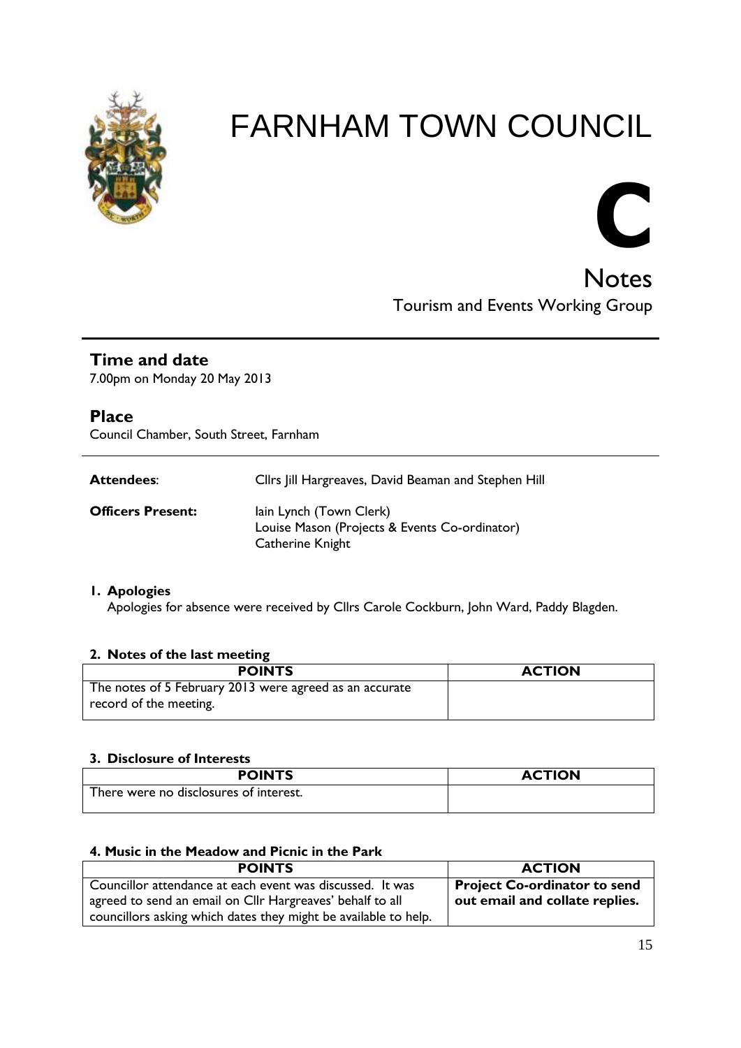# FARNHAM TOWN COUNCIL

# C

## Notes

Tourism and Events Working Group

### Time and date

7.00pm on Monday 20 May 2013

### Place

Council Chamber, South Street, Farnham

**Attendees**: Cllrs Jill Hargreaves, David Beaman and Stephen Hill

**Officers Present:** Iain Lynch (Town Clerk)
Louise Mason (Projects & Events Co-ordinator)
Catherine Knight

**1. Apologies**

Apologies for absence were received by Cllrs Carole Cockburn, John Ward, Paddy Blagden.

**2. Notes of the last meeting**

| POINTS | ACTION |
|---|---|
| The notes of 5 February 2013 were agreed as an accurate record of the meeting. | |

**3. Disclosure of Interests**

| POINTS | ACTION |
|---|---|
| There were no disclosures of interest. | |

**4. Music in the Meadow and Picnic in the Park**

| POINTS | ACTION |
|---|---|
| Councillor attendance at each event was discussed. It was agreed to send an email on Cllr Hargreaves' behalf to all councillors asking which dates they might be available to help. | **Project Co-ordinator to send out email and collate replies.** |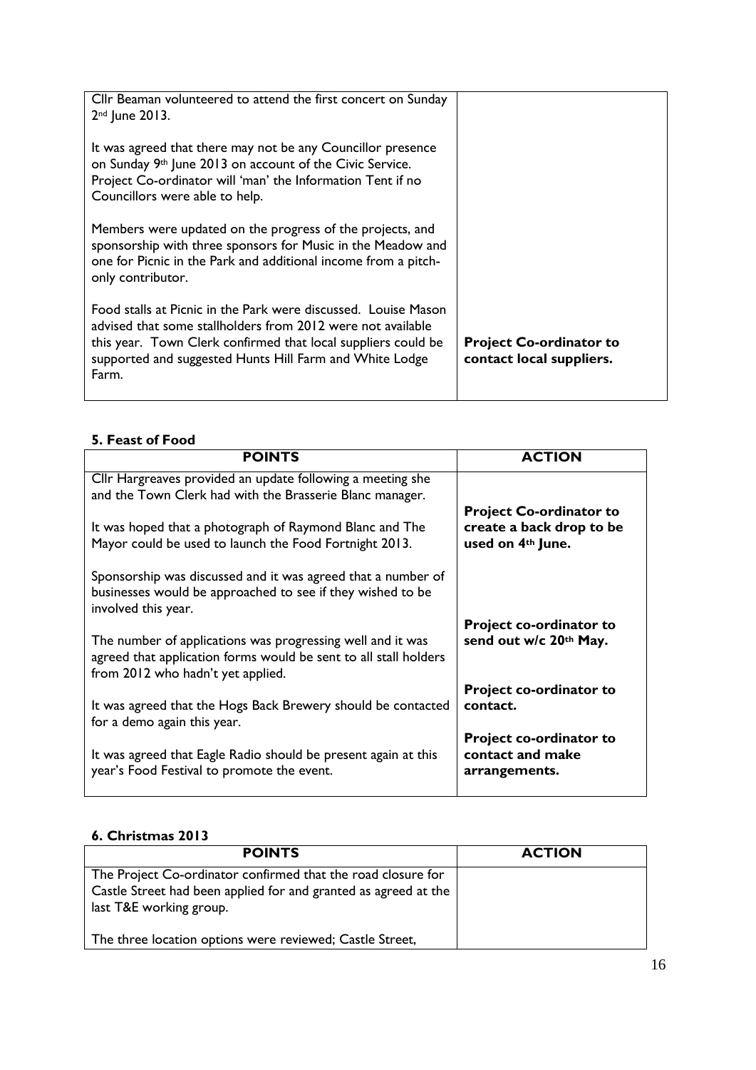| | |
|---|---|
| Cllr Beaman volunteered to attend the first concert on Sunday 2nd June 2013.<br><br>It was agreed that there may not be any Councillor presence on Sunday 9th June 2013 on account of the Civic Service. Project Co-ordinator will 'man' the Information Tent if no Councillors were able to help.<br><br>Members were updated on the progress of the projects, and sponsorship with three sponsors for Music in the Meadow and one for Picnic in the Park and additional income from a pitch-only contributor.<br><br>Food stalls at Picnic in the Park were discussed. Louise Mason advised that some stallholders from 2012 were not available this year. Town Clerk confirmed that local suppliers could be supported and suggested Hunts Hill Farm and White Lodge Farm. | **Project Co-ordinator to contact local suppliers.** |

**5. Feast of Food**

| POINTS | ACTION |
|---|---|
| Cllr Hargreaves provided an update following a meeting she and the Town Clerk had with the Brasserie Blanc manager.<br><br>It was hoped that a photograph of Raymond Blanc and The Mayor could be used to launch the Food Fortnight 2013. | **Project Co-ordinator to create a back drop to be used on 4th June.** |
| Sponsorship was discussed and it was agreed that a number of businesses would be approached to see if they wished to be involved this year.<br><br>The number of applications was progressing well and it was agreed that application forms would be sent to all stall holders from 2012 who hadn't yet applied. | **Project co-ordinator to send out w/c 20th May.** |
| It was agreed that the Hogs Back Brewery should be contacted for a demo again this year. | **Project co-ordinator to contact.** |
| It was agreed that Eagle Radio should be present again at this year's Food Festival to promote the event. | **Project co-ordinator to contact and make arrangements.** |

**6. Christmas 2013**

| POINTS | ACTION |
|---|---|
| The Project Co-ordinator confirmed that the road closure for Castle Street had been applied for and granted as agreed at the last T&E working group.<br><br>The three location options were reviewed; Castle Street, | |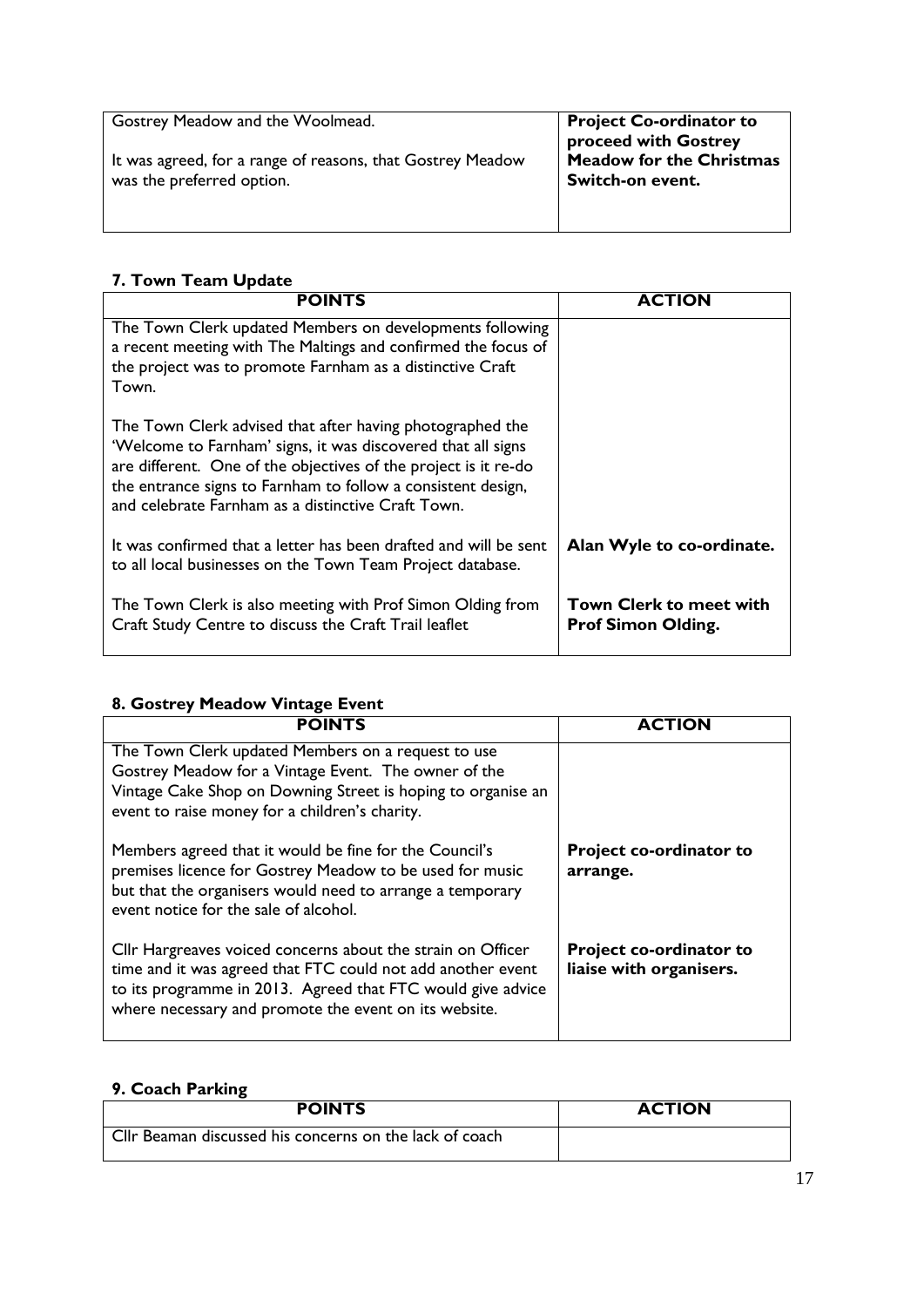| | |
|---|---|
| Gostrey Meadow and the Woolmead.<br><br>It was agreed, for a range of reasons, that Gostrey Meadow was the preferred option. | **Project Co-ordinator to proceed with Gostrey Meadow for the Christmas Switch-on event.** |

## 7. Town Team Update

| POINTS | ACTION |
|---|---|
| The Town Clerk updated Members on developments following a recent meeting with The Maltings and confirmed the focus of the project was to promote Farnham as a distinctive Craft Town.<br><br>The Town Clerk advised that after having photographed the 'Welcome to Farnham' signs, it was discovered that all signs are different. One of the objectives of the project is it re-do the entrance signs to Farnham to follow a consistent design, and celebrate Farnham as a distinctive Craft Town. | |
| It was confirmed that a letter has been drafted and will be sent to all local businesses on the Town Team Project database. | **Alan Wyle to co-ordinate.** |
| The Town Clerk is also meeting with Prof Simon Olding from Craft Study Centre to discuss the Craft Trail leaflet | **Town Clerk to meet with Prof Simon Olding.** |

## 8. Gostrey Meadow Vintage Event

| POINTS | ACTION |
|---|---|
| The Town Clerk updated Members on a request to use Gostrey Meadow for a Vintage Event. The owner of the Vintage Cake Shop on Downing Street is hoping to organise an event to raise money for a children's charity. | |
| Members agreed that it would be fine for the Council's premises licence for Gostrey Meadow to be used for music but that the organisers would need to arrange a temporary event notice for the sale of alcohol. | **Project co-ordinator to arrange.** |
| Cllr Hargreaves voiced concerns about the strain on Officer time and it was agreed that FTC could not add another event to its programme in 2013. Agreed that FTC would give advice where necessary and promote the event on its website. | **Project co-ordinator to liaise with organisers.** |

## 9. Coach Parking

| POINTS | ACTION |
|---|---|
| Cllr Beaman discussed his concerns on the lack of coach | |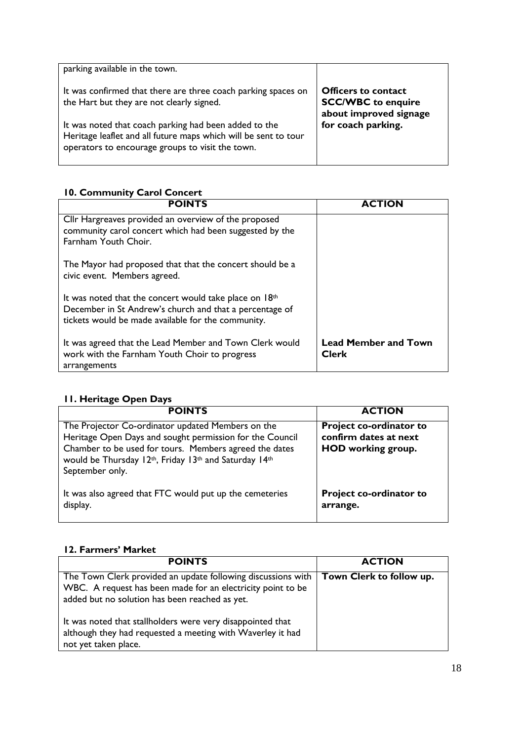| | |
|---|---|
| parking available in the town.<br><br>It was confirmed that there are three coach parking spaces on the Hart but they are not clearly signed.<br><br>It was noted that coach parking had been added to the Heritage leaflet and all future maps which will be sent to tour operators to encourage groups to visit the town. | **Officers to contact SCC/WBC to enquire about improved signage for coach parking.** |

### 10. Community Carol Concert

| POINTS | ACTION |
|---|---|
| Cllr Hargreaves provided an overview of the proposed community carol concert which had been suggested by the Farnham Youth Choir.<br><br>The Mayor had proposed that that the concert should be a civic event. Members agreed.<br><br>It was noted that the concert would take place on 18th December in St Andrew's church and that a percentage of tickets would be made available for the community.<br><br>It was agreed that the Lead Member and Town Clerk would work with the Farnham Youth Choir to progress arrangements | **Lead Member and Town Clerk** |

### 11. Heritage Open Days

| POINTS | ACTION |
|---|---|
| The Projector Co-ordinator updated Members on the Heritage Open Days and sought permission for the Council Chamber to be used for tours. Members agreed the dates would be Thursday 12th, Friday 13th and Saturday 14th September only. | **Project co-ordinator to confirm dates at next HOD working group.** |
| It was also agreed that FTC would put up the cemeteries display. | **Project co-ordinator to arrange.** |

### 12. Farmers' Market

| POINTS | ACTION |
|---|---|
| The Town Clerk provided an update following discussions with WBC. A request has been made for an electricity point to be added but no solution has been reached as yet.<br><br>It was noted that stallholders were very disappointed that although they had requested a meeting with Waverley it had not yet taken place. | **Town Clerk to follow up.** |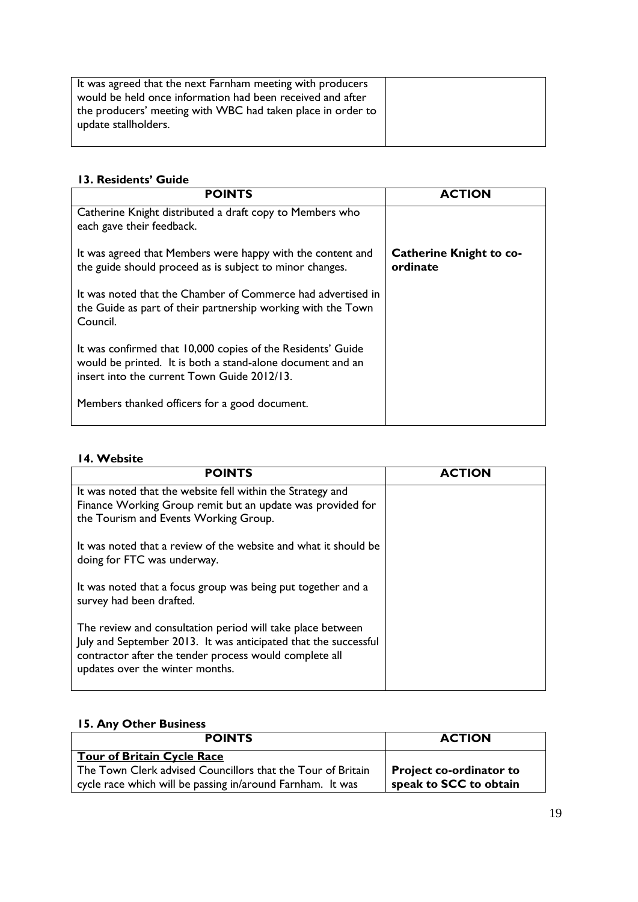| | |
|---|---|
| It was agreed that the next Farnham meeting with producers would be held once information had been received and after the producers' meeting with WBC had taken place in order to update stallholders. | |

### 13. Residents' Guide

| POINTS | ACTION |
|---|---|
| Catherine Knight distributed a draft copy to Members who each gave their feedback.<br><br>It was agreed that Members were happy with the content and the guide should proceed as is subject to minor changes.<br><br>It was noted that the Chamber of Commerce had advertised in the Guide as part of their partnership working with the Town Council.<br><br>It was confirmed that 10,000 copies of the Residents' Guide would be printed. It is both a stand-alone document and an insert into the current Town Guide 2012/13.<br><br>Members thanked officers for a good document. | **Catherine Knight to co-ordinate** |

### 14. Website

| POINTS | ACTION |
|---|---|
| It was noted that the website fell within the Strategy and Finance Working Group remit but an update was provided for the Tourism and Events Working Group.<br><br>It was noted that a review of the website and what it should be doing for FTC was underway.<br><br>It was noted that a focus group was being put together and a survey had been drafted.<br><br>The review and consultation period will take place between July and September 2013. It was anticipated that the successful contractor after the tender process would complete all updates over the winter months. | |

### 15. Any Other Business

| POINTS | ACTION |
|---|---|
| **Tour of Britain Cycle Race**<br>The Town Clerk advised Councillors that the Tour of Britain cycle race which will be passing in/around Farnham. It was | **Project co-ordinator to speak to SCC to obtain** |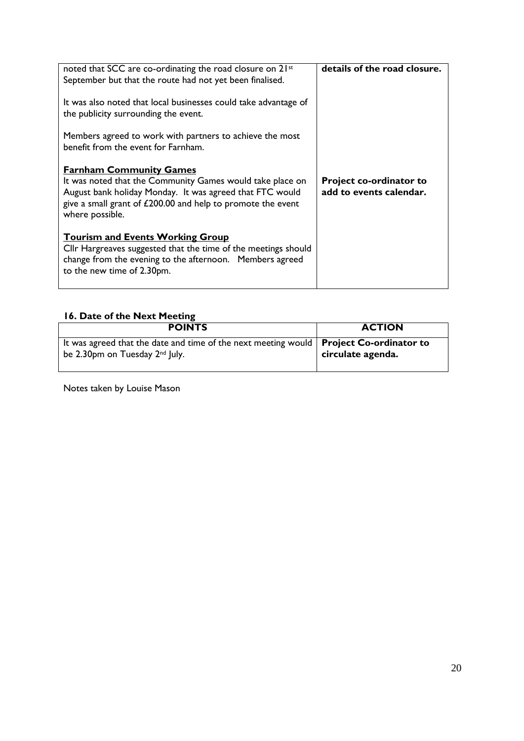| | |
|---|---|
| noted that SCC are co-ordinating the road closure on 21st September but that the route had not yet been finalised.<br><br>It was also noted that local businesses could take advantage of the publicity surrounding the event.<br><br>Members agreed to work with partners to achieve the most benefit from the event for Farnham.<br><br>**Farnham Community Games**<br>It was noted that the Community Games would take place on August bank holiday Monday. It was agreed that FTC would give a small grant of £200.00 and help to promote the event where possible.<br><br>**Tourism and Events Working Group**<br>Cllr Hargreaves suggested that the time of the meetings should change from the evening to the afternoon. Members agreed to the new time of 2.30pm. | **details of the road closure.**<br><br><br><br><br><br><br>**Project co-ordinator to add to events calendar.** |

### 16. Date of the Next Meeting

| POINTS | ACTION |
|---|---|
| It was agreed that the date and time of the next meeting would be 2.30pm on Tuesday 2nd July. | **Project Co-ordinator to circulate agenda.** |

Notes taken by Louise Mason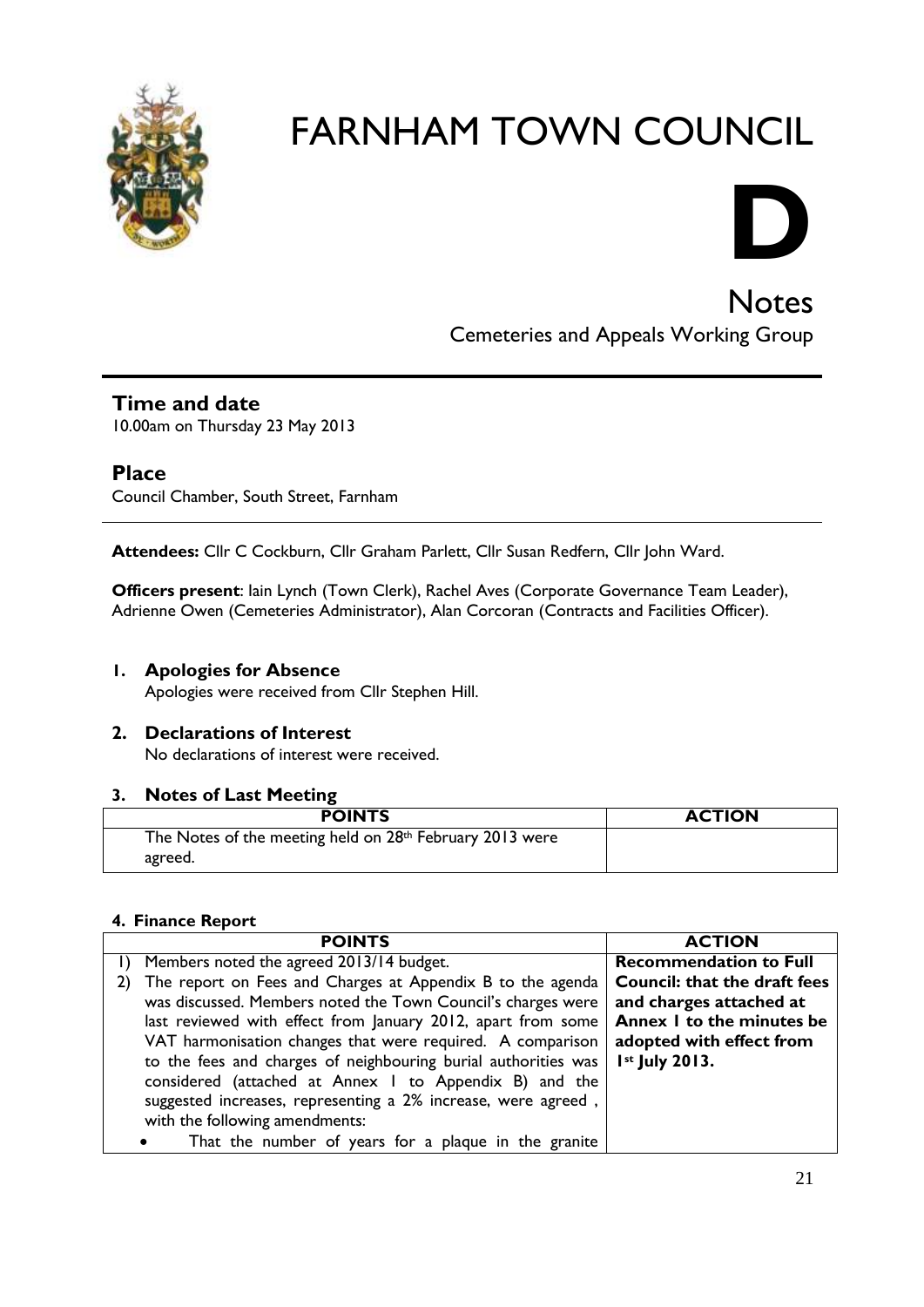# FARNHAM TOWN COUNCIL

# D

## Notes

Cemeteries and Appeals Working Group

### Time and date

10.00am on Thursday 23 May 2013

### Place

Council Chamber, South Street, Farnham

**Attendees:** Cllr C Cockburn, Cllr Graham Parlett, Cllr Susan Redfern, Cllr John Ward.

**Officers present**: Iain Lynch (Town Clerk), Rachel Aves (Corporate Governance Team Leader), Adrienne Owen (Cemeteries Administrator), Alan Corcoran (Contracts and Facilities Officer).

### 1. Apologies for Absence

Apologies were received from Cllr Stephen Hill.

### 2. Declarations of Interest

No declarations of interest were received.

### 3. Notes of Last Meeting

| POINTS | ACTION |
|---|---|
| The Notes of the meeting held on 28th February 2013 were agreed. | |

### 4. Finance Report

| POINTS | ACTION |
|---|---|
| 1) Members noted the agreed 2013/14 budget.<br>2) The report on Fees and Charges at Appendix B to the agenda was discussed. Members noted the Town Council's charges were last reviewed with effect from January 2012, apart from some VAT harmonisation changes that were required. A comparison to the fees and charges of neighbouring burial authorities was considered (attached at Annex 1 to Appendix B) and the suggested increases, representing a 2% increase, were agreed , with the following amendments:<br>• That the number of years for a plaque in the granite | **Recommendation to Full Council: that the draft fees and charges attached at Annex 1 to the minutes be adopted with effect from 1st July 2013.** |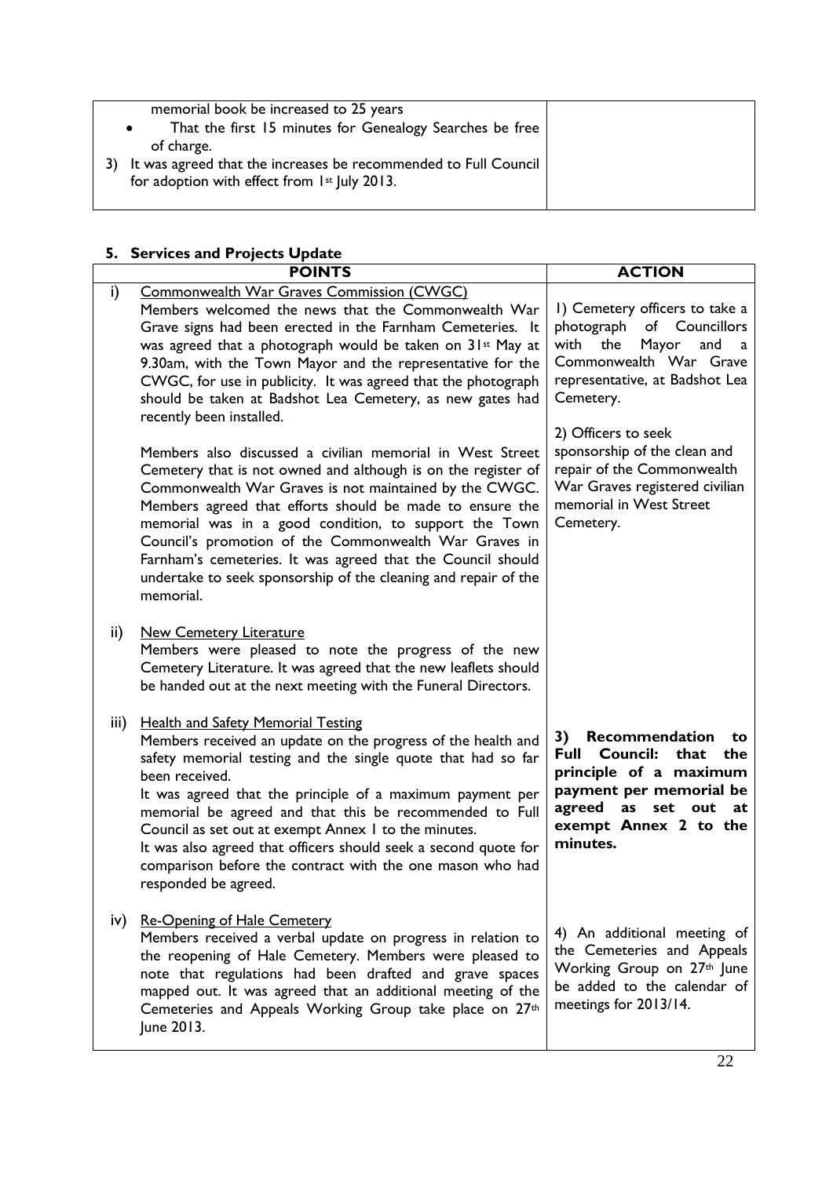| | |
|---|---|
| memorial book be increased to 25 years<br>• That the first 15 minutes for Genealogy Searches be free of charge.<br>3) It was agreed that the increases be recommended to Full Council for adoption with effect from 1st July 2013. | |

## 5. Services and Projects Update

| | POINTS | ACTION |
|---|---|---|
| i) | Commonwealth War Graves Commission (CWGC)<br>Members welcomed the news that the Commonwealth War Grave signs had been erected in the Farnham Cemeteries. It was agreed that a photograph would be taken on 31st May at 9.30am, with the Town Mayor and the representative for the CWGC, for use in publicity. It was agreed that the photograph should be taken at Badshot Lea Cemetery, as new gates had recently been installed.<br><br>Members also discussed a civilian memorial in West Street Cemetery that is not owned and although is on the register of Commonwealth War Graves is not maintained by the CWGC. Members agreed that efforts should be made to ensure the memorial was in a good condition, to support the Town Council's promotion of the Commonwealth War Graves in Farnham's cemeteries. It was agreed that the Council should undertake to seek sponsorship of the cleaning and repair of the memorial. | 1) Cemetery officers to take a photograph of Councillors with the Mayor and a Commonwealth War Grave representative, at Badshot Lea Cemetery.<br><br>2) Officers to seek sponsorship of the clean and repair of the Commonwealth War Graves registered civilian memorial in West Street Cemetery. |
| ii) | New Cemetery Literature<br>Members were pleased to note the progress of the new Cemetery Literature. It was agreed that the new leaflets should be handed out at the next meeting with the Funeral Directors. | |
| iii) | Health and Safety Memorial Testing<br>Members received an update on the progress of the health and safety memorial testing and the single quote that had so far been received.<br>It was agreed that the principle of a maximum payment per memorial be agreed and that this be recommended to Full Council as set out at exempt Annex 1 to the minutes.<br>It was also agreed that officers should seek a second quote for comparison before the contract with the one mason who had responded be agreed. | **3) Recommendation to Full Council: that the principle of a maximum payment per memorial be agreed as set out at exempt Annex 2 to the minutes.** |
| iv) | Re-Opening of Hale Cemetery<br>Members received a verbal update on progress in relation to the reopening of Hale Cemetery. Members were pleased to note that regulations had been drafted and grave spaces mapped out. It was agreed that an additional meeting of the Cemeteries and Appeals Working Group take place on 27th June 2013. | 4) An additional meeting of the Cemeteries and Appeals Working Group on 27th June be added to the calendar of meetings for 2013/14. |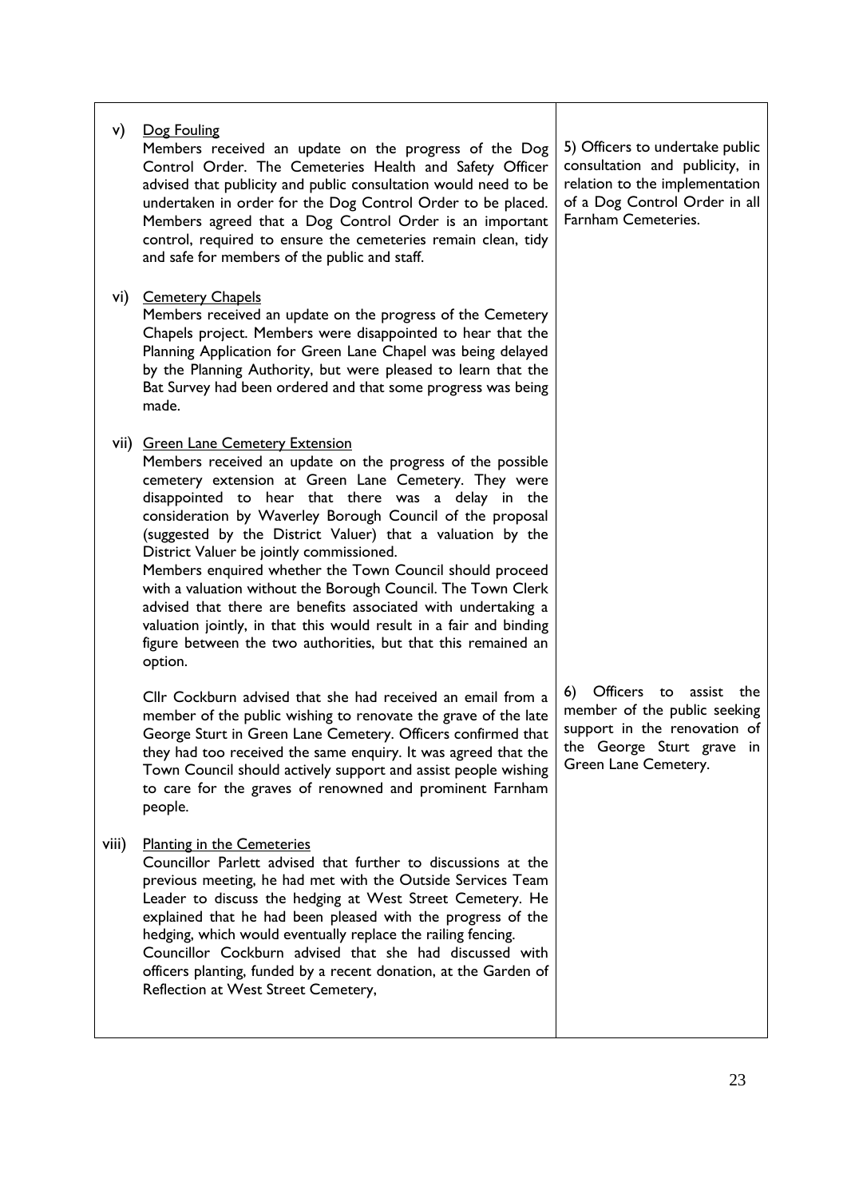| | |
|---|---|
| v) <u>Dog Fouling</u><br>Members received an update on the progress of the Dog Control Order. The Cemeteries Health and Safety Officer advised that publicity and public consultation would need to be undertaken in order for the Dog Control Order to be placed. Members agreed that a Dog Control Order is an important control, required to ensure the cemeteries remain clean, tidy and safe for members of the public and staff. | 5) Officers to undertake public consultation and publicity, in relation to the implementation of a Dog Control Order in all Farnham Cemeteries. |
| vi) <u>Cemetery Chapels</u><br>Members received an update on the progress of the Cemetery Chapels project. Members were disappointed to hear that the Planning Application for Green Lane Chapel was being delayed by the Planning Authority, but were pleased to learn that the Bat Survey had been ordered and that some progress was being made. | |
| vii) <u>Green Lane Cemetery Extension</u><br>Members received an update on the progress of the possible cemetery extension at Green Lane Cemetery. They were disappointed to hear that there was a delay in the consideration by Waverley Borough Council of the proposal (suggested by the District Valuer) that a valuation by the District Valuer be jointly commissioned.<br>Members enquired whether the Town Council should proceed with a valuation without the Borough Council. The Town Clerk advised that there are benefits associated with undertaking a valuation jointly, in that this would result in a fair and binding figure between the two authorities, but that this remained an option. | |
| Cllr Cockburn advised that she had received an email from a member of the public wishing to renovate the grave of the late George Sturt in Green Lane Cemetery. Officers confirmed that they had too received the same enquiry. It was agreed that the Town Council should actively support and assist people wishing to care for the graves of renowned and prominent Farnham people. | 6) Officers to assist the member of the public seeking support in the renovation of the George Sturt grave in Green Lane Cemetery. |
| viii) <u>Planting in the Cemeteries</u><br>Councillor Parlett advised that further to discussions at the previous meeting, he had met with the Outside Services Team Leader to discuss the hedging at West Street Cemetery. He explained that he had been pleased with the progress of the hedging, which would eventually replace the railing fencing.<br>Councillor Cockburn advised that she had discussed with officers planting, funded by a recent donation, at the Garden of Reflection at West Street Cemetery, | |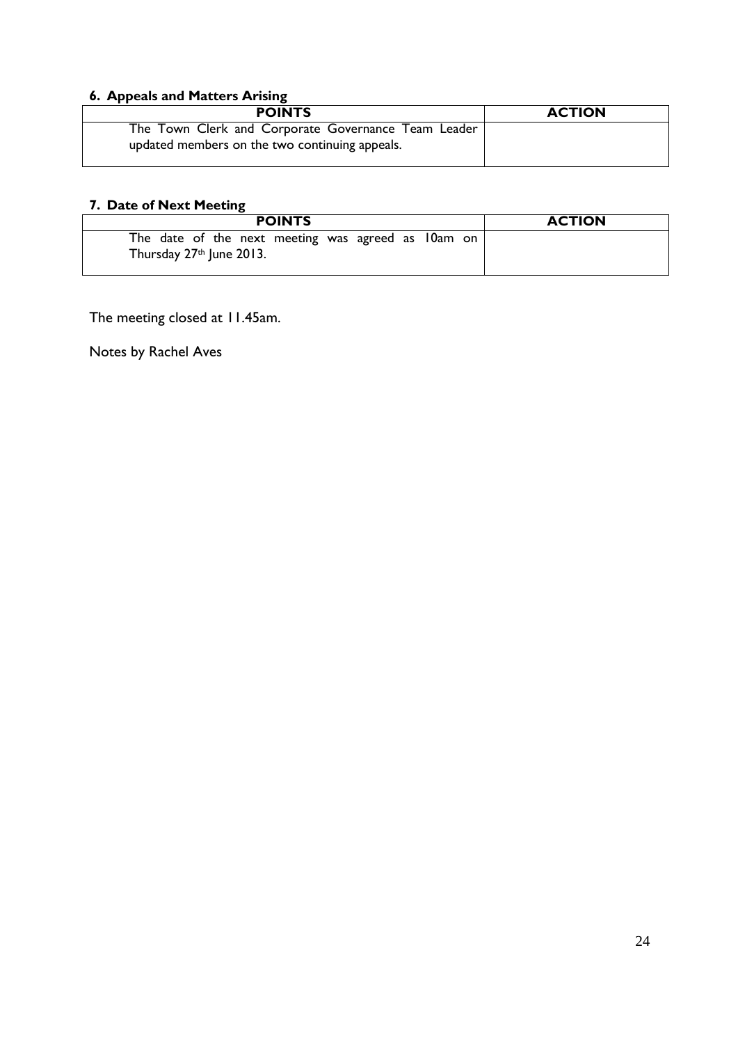### 6. Appeals and Matters Arising

| POINTS | ACTION |
| --- | --- |
| The Town Clerk and Corporate Governance Team Leader updated members on the two continuing appeals. | |

### 7. Date of Next Meeting

| POINTS | ACTION |
| --- | --- |
| The date of the next meeting was agreed as 10am on Thursday 27th June 2013. | |

The meeting closed at 11.45am.

Notes by Rachel Aves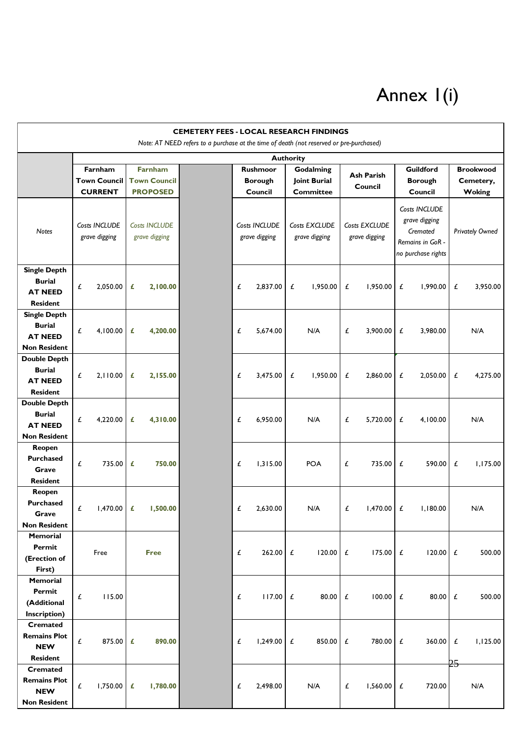# Annex 1(i)

| CEMETERY FEES - LOCAL RESEARCH FINDINGS<br>*Note: AT NEED refers to a purchase at the time of death (not reserved or pre-purchased)* | | | | | | | | |
|---|---|---|---|---|---|---|---|---|
| | **Authority** | | | | | | | |
| | **Farnham Town Council CURRENT** | **Farnham Town Council PROPOSED** | | **Rushmoor Borough Council** | **Godalming Joint Burial Committee** | **Ash Parish Council** | **Guildford Borough Council** | **Brookwood Cemetery, Woking** |
| *Notes* | *Costs INCLUDE grave digging* | *Costs INCLUDE grave digging* | | *Costs INCLUDE grave digging* | *Costs EXCLUDE grave digging* | *Costs EXCLUDE grave digging* | *Costs INCLUDE grave digging Cremated Remains in GoR - no purchase rights* | *Privately Owned* |
| **Single Depth Burial AT NEED Resident** | £ 2,050.00 | **£ 2,100.00** | | £ 2,837.00 | £ 1,950.00 | £ 1,950.00 | £ 1,990.00 | £ 3,950.00 |
| **Single Depth Burial AT NEED Non Resident** | £ 4,100.00 | **£ 4,200.00** | | £ 5,674.00 | N/A | £ 3,900.00 | £ 3,980.00 | N/A |
| **Double Depth Burial AT NEED Resident** | £ 2,110.00 | **£ 2,155.00** | | £ 3,475.00 | £ 1,950.00 | £ 2,860.00 | £ 2,050.00 | £ 4,275.00 |
| **Double Depth Burial AT NEED Non Resident** | £ 4,220.00 | **£ 4,310.00** | | £ 6,950.00 | N/A | £ 5,720.00 | £ 4,100.00 | N/A |
| **Reopen Purchased Grave Resident** | £ 735.00 | **£ 750.00** | | £ 1,315.00 | POA | £ 735.00 | £ 590.00 | £ 1,175.00 |
| **Reopen Purchased Grave Non Resident** | £ 1,470.00 | **£ 1,500.00** | | £ 2,630.00 | N/A | £ 1,470.00 | £ 1,180.00 | N/A |
| **Memorial Permit (Erection of First)** | Free | **Free** | | £ 262.00 | £ 120.00 | £ 175.00 | £ 120.00 | £ 500.00 |
| **Memorial Permit (Additional Inscription)** | £ 115.00 | | | £ 117.00 | £ 80.00 | £ 100.00 | £ 80.00 | £ 500.00 |
| **Cremated Remains Plot NEW Resident** | £ 875.00 | **£ 890.00** | | £ 1,249.00 | £ 850.00 | £ 780.00 | £ 360.00 | £ 1,125.00 |
| **Cremated Remains Plot NEW Non Resident** | £ 1,750.00 | **£ 1,780.00** | | £ 2,498.00 | N/A | £ 1,560.00 | £ 720.00 | N/A |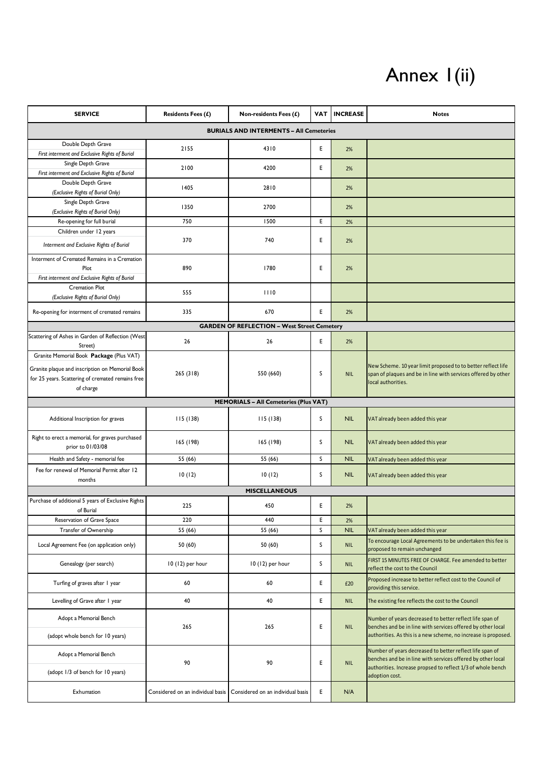# Annex 1(ii)

| SERVICE | Residents Fees (£) | Non-residents Fees (£) | VAT | INCREASE | Notes |
|---|---|---|---|---|---|
| **BURIALS AND INTERMENTS – All Cemeteries** | | | | | |
| Double Depth Grave *First interment and Exclusive Rights of Burial* | 2155 | 4310 | E | 2% | |
| Single Depth Grave *First interment and Exclusive Rights of Burial* | 2100 | 4200 | E | 2% | |
| Double Depth Grave *(Exclusive Rights of Burial Only)* | 1405 | 2810 | | 2% | |
| Single Depth Grave *(Exclusive Rights of Burial Only)* | 1350 | 2700 | | 2% | |
| Re-opening for full burial | 750 | 1500 | E | 2% | |
| Children under 12 years *Interment and Exclusive Rights of Burial* | 370 | 740 | E | 2% | |
| Interment of Cremated Remains in a Cremation Plot *First interment and Exclusive Rights of Burial* | 890 | 1780 | E | 2% | |
| Cremation Plot *(Exclusive Rights of Burial Only)* | 555 | 1110 | | | |
| Re-opening for interment of cremated remains | 335 | 670 | E | 2% | |
| **GARDEN OF REFLECTION – West Street Cemetery** | | | | | |
| Scattering of Ashes in Garden of Reflection (West Street) | 26 | 26 | E | 2% | |
| Granite Memorial Book **Package** (Plus VAT) Granite plaque and inscription on Memorial Book for 25 years. Scattering of cremated remains free of charge | 265 (318) | 550 (660) | S | NIL | New Scheme. 10 year limit proposed to to better reflect life span of plaques and be in line with services offered by other local authorities. |
| **MEMORIALS – All Cemeteries (Plus VAT)** | | | | | |
| Additional Inscription for graves | 115 (138) | 115 (138) | S | NIL | VAT already been added this year |
| Right to erect a memorial, for graves purchased prior to 01/03/08 | 165 (198) | 165 (198) | S | NIL | VAT already been added this year |
| Health and Safety - memorial fee | 55 (66) | 55 (66) | S | NIL | VAT already been added this year |
| Fee for renewal of Memorial Permit after 12 months | 10 (12) | 10 (12) | S | NIL | VAT already been added this year |
| **MISCELLANEOUS** | | | | | |
| Purchase of additional 5 years of Exclusive Rights of Burial | 225 | 450 | E | 2% | |
| Reservation of Grave Space | 220 | 440 | E | 2% | |
| Transfer of Ownership | 55 (66) | 55 (66) | S | NIL | VAT already been added this year |
| Local Agreement Fee (on application only) | 50 (60) | 50 (60) | S | NIL | To encourage Local Agreements to be undertaken this fee is proposed to remain unchanged |
| Genealogy (per search) | 10 (12) per hour | 10 (12) per hour | S | NIL | FIRST 15 MINUTES FREE OF CHARGE. Fee amended to better reflect the cost to the Council |
| Turfing of graves after 1 year | 60 | 60 | E | £20 | Proposed increase to better reflect cost to the Council of providing this service. |
| Levelling of Grave after 1 year | 40 | 40 | E | NIL | The existing fee reflects the cost to the Council |
| Adopt a Memorial Bench (adopt whole bench for 10 years) | 265 | 265 | E | NIL | Number of years decreased to better reflect life span of benches and be in line with services offered by other local authorities. As this is a new scheme, no increase is proposed. |
| Adopt a Memorial Bench (adopt 1/3 of bench for 10 years) | 90 | 90 | E | NIL | Number of years decreased to better reflect life span of benches and be in line with services offered by other local authorities. Increase propsed to reflect 1/3 of whole bench adoption cost. |
| Exhumation | Considered on an individual basis | Considered on an individual basis | E | N/A | |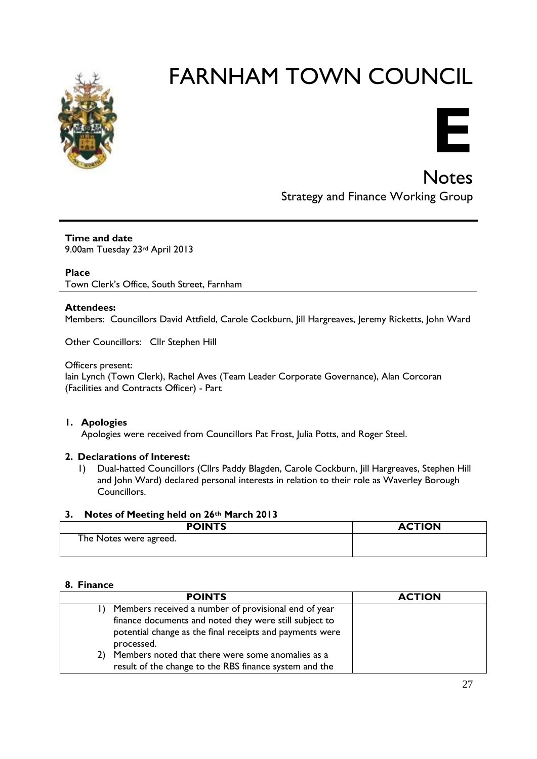# FARNHAM TOWN COUNCIL

# E

## Notes

Strategy and Finance Working Group

**Time and date**
9.00am Tuesday 23rd April 2013

**Place**
Town Clerk's Office, South Street, Farnham

**Attendees:**
Members: Councillors David Attfield, Carole Cockburn, Jill Hargreaves, Jeremy Ricketts, John Ward

Other Councillors: Cllr Stephen Hill

Officers present:
Iain Lynch (Town Clerk), Rachel Aves (Team Leader Corporate Governance), Alan Corcoran (Facilities and Contracts Officer) - Part

### 1. Apologies

Apologies were received from Councillors Pat Frost, Julia Potts, and Roger Steel.

### 2. Declarations of Interest:

1) Dual-hatted Councillors (Cllrs Paddy Blagden, Carole Cockburn, Jill Hargreaves, Stephen Hill and John Ward) declared personal interests in relation to their role as Waverley Borough Councillors.

### 3. Notes of Meeting held on 26th March 2013

| POINTS | ACTION |
|---|---|
| The Notes were agreed. | |

### 8. Finance

| POINTS | ACTION |
|---|---|
| 1) Members received a number of provisional end of year finance documents and noted they were still subject to potential change as the final receipts and payments were processed.<br>2) Members noted that there were some anomalies as a result of the change to the RBS finance system and the | |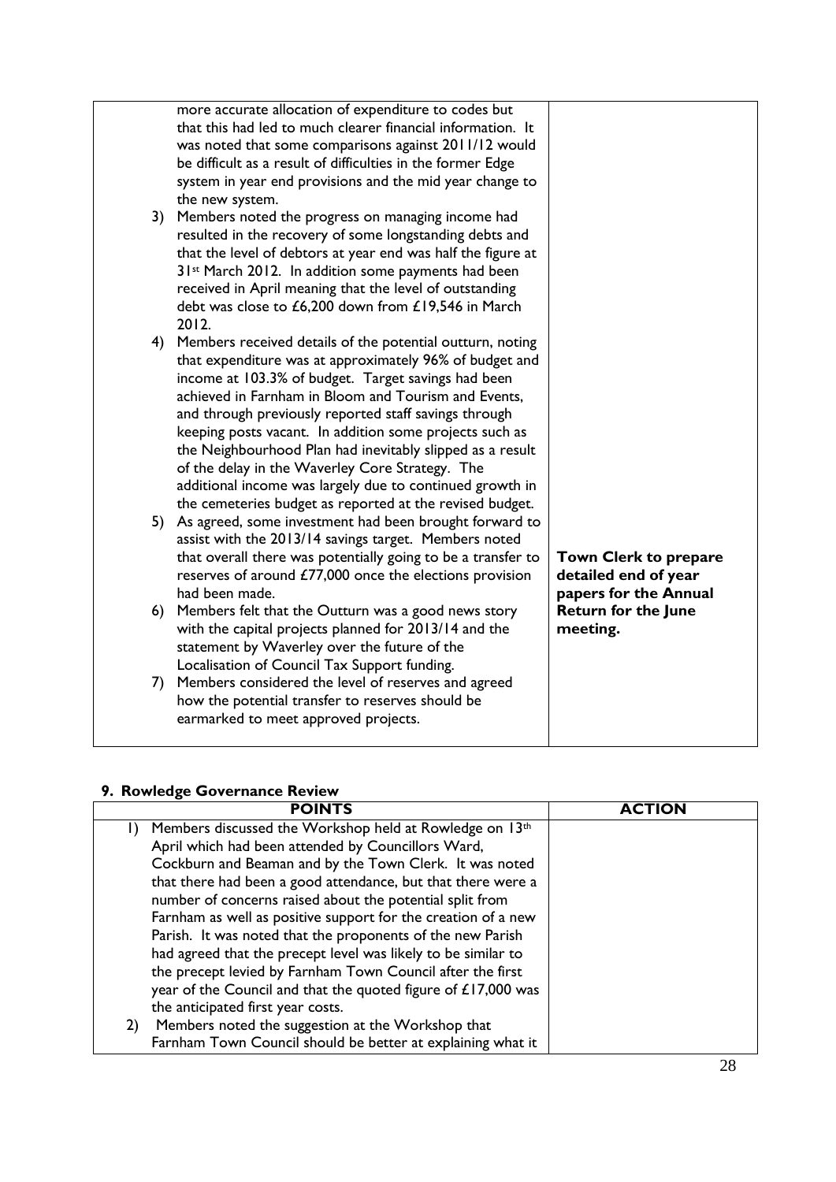| | |
|---|---|
| more accurate allocation of expenditure to codes but that this had led to much clearer financial information. It was noted that some comparisons against 2011/12 would be difficult as a result of difficulties in the former Edge system in year end provisions and the mid year change to the new system.<br>3) Members noted the progress on managing income had resulted in the recovery of some longstanding debts and that the level of debtors at year end was half the figure at 31st March 2012. In addition some payments had been received in April meaning that the level of outstanding debt was close to £6,200 down from £19,546 in March 2012.<br>4) Members received details of the potential outturn, noting that expenditure was at approximately 96% of budget and income at 103.3% of budget. Target savings had been achieved in Farnham in Bloom and Tourism and Events, and through previously reported staff savings through keeping posts vacant. In addition some projects such as the Neighbourhood Plan had inevitably slipped as a result of the delay in the Waverley Core Strategy. The additional income was largely due to continued growth in the cemeteries budget as reported at the revised budget.<br>5) As agreed, some investment had been brought forward to assist with the 2013/14 savings target. Members noted that overall there was potentially going to be a transfer to reserves of around £77,000 once the elections provision had been made.<br>6) Members felt that the Outturn was a good news story with the capital projects planned for 2013/14 and the statement by Waverley over the future of the Localisation of Council Tax Support funding.<br>7) Members considered the level of reserves and agreed how the potential transfer to reserves should be earmarked to meet approved projects. | **Town Clerk to prepare detailed end of year papers for the Annual Return for the June meeting.** |

## 9. Rowledge Governance Review

| POINTS | ACTION |
|---|---|
| 1) Members discussed the Workshop held at Rowledge on 13th April which had been attended by Councillors Ward, Cockburn and Beaman and by the Town Clerk. It was noted that there had been a good attendance, but that there were a number of concerns raised about the potential split from Farnham as well as positive support for the creation of a new Parish. It was noted that the proponents of the new Parish had agreed that the precept level was likely to be similar to the precept levied by Farnham Town Council after the first year of the Council and that the quoted figure of £17,000 was the anticipated first year costs.<br>2) Members noted the suggestion at the Workshop that Farnham Town Council should be better at explaining what it | |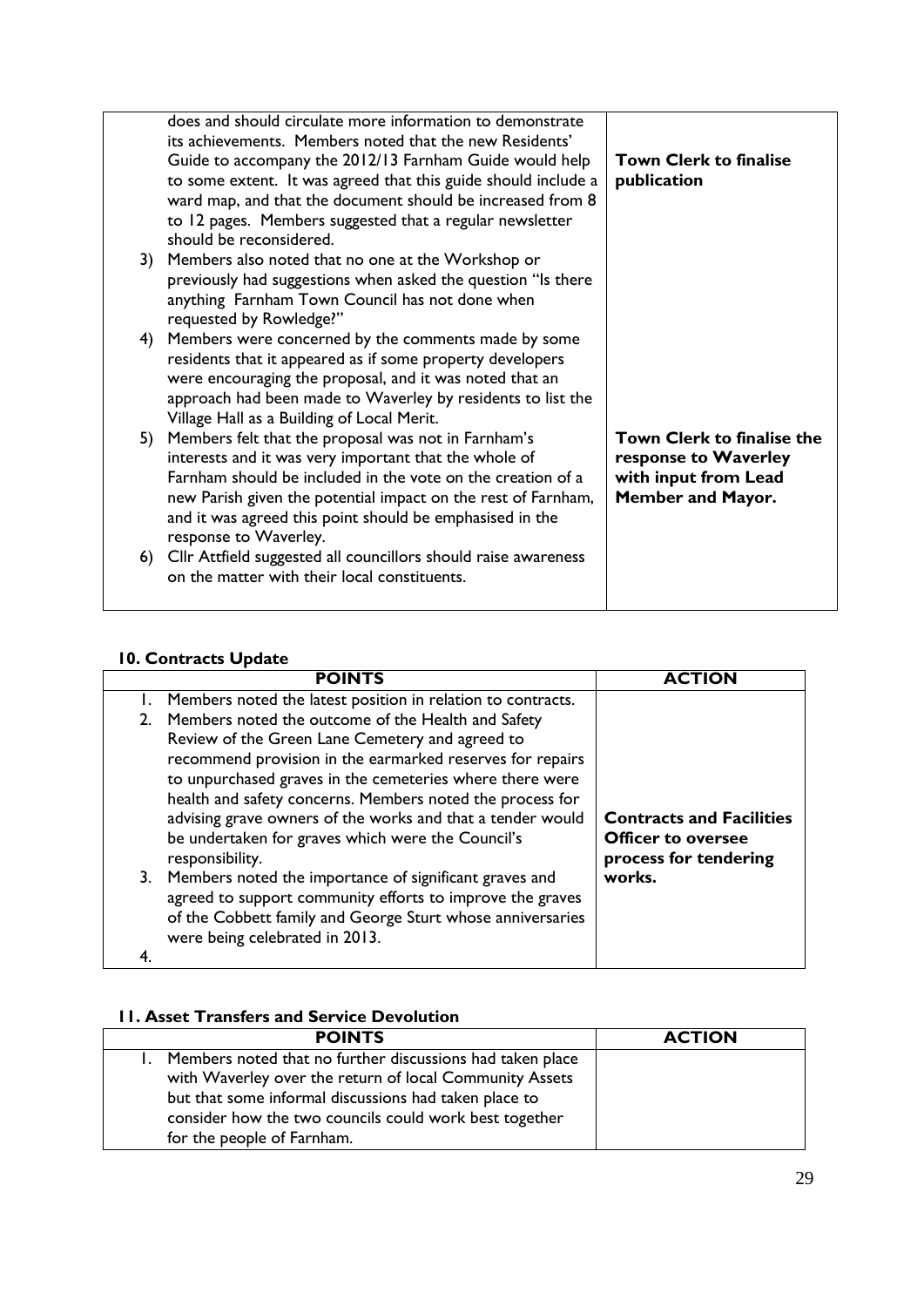| | |
|---|---|
| does and should circulate more information to demonstrate its achievements. Members noted that the new Residents' Guide to accompany the 2012/13 Farnham Guide would help to some extent. It was agreed that this guide should include a ward map, and that the document should be increased from 8 to 12 pages. Members suggested that a regular newsletter should be reconsidered. | **Town Clerk to finalise publication** |
| 3) Members also noted that no one at the Workshop or previously had suggestions when asked the question "Is there anything Farnham Town Council has not done when requested by Rowledge?" | |
| 4) Members were concerned by the comments made by some residents that it appeared as if some property developers were encouraging the proposal, and it was noted that an approach had been made to Waverley by residents to list the Village Hall as a Building of Local Merit. | |
| 5) Members felt that the proposal was not in Farnham's interests and it was very important that the whole of Farnham should be included in the vote on the creation of a new Parish given the potential impact on the rest of Farnham, and it was agreed this point should be emphasised in the response to Waverley. | **Town Clerk to finalise the response to Waverley with input from Lead Member and Mayor.** |
| 6) Cllr Attfield suggested all councillors should raise awareness on the matter with their local constituents. | |

## 10. Contracts Update

| POINTS | ACTION |
|---|---|
| 1. Members noted the latest position in relation to contracts. | |
| 2. Members noted the outcome of the Health and Safety Review of the Green Lane Cemetery and agreed to recommend provision in the earmarked reserves for repairs to unpurchased graves in the cemeteries where there were health and safety concerns. Members noted the process for advising grave owners of the works and that a tender would be undertaken for graves which were the Council's responsibility. | **Contracts and Facilities Officer to oversee process for tendering works.** |
| 3. Members noted the importance of significant graves and agreed to support community efforts to improve the graves of the Cobbett family and George Sturt whose anniversaries were being celebrated in 2013. | |
| 4. | |

## 11. Asset Transfers and Service Devolution

| POINTS | ACTION |
|---|---|
| 1. Members noted that no further discussions had taken place with Waverley over the return of local Community Assets but that some informal discussions had taken place to consider how the two councils could work best together for the people of Farnham. | |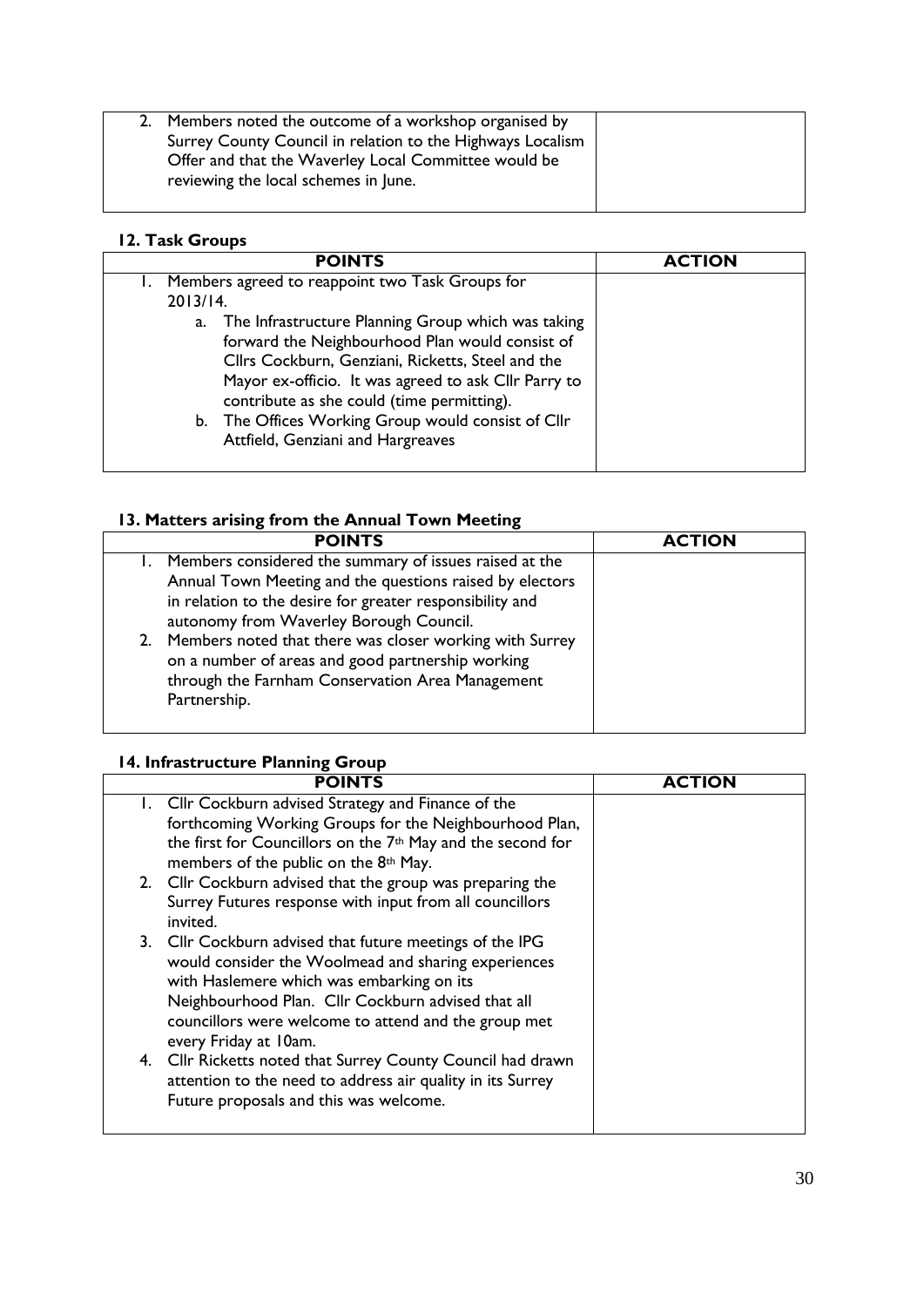| | |
|---|---|
| 2. Members noted the outcome of a workshop organised by Surrey County Council in relation to the Highways Localism Offer and that the Waverley Local Committee would be reviewing the local schemes in June. | |

## 12. Task Groups

| POINTS | ACTION |
|---|---|
| 1. Members agreed to reappoint two Task Groups for 2013/14.<br>a. The Infrastructure Planning Group which was taking forward the Neighbourhood Plan would consist of Cllrs Cockburn, Genziani, Ricketts, Steel and the Mayor ex-officio. It was agreed to ask Cllr Parry to contribute as she could (time permitting).<br>b. The Offices Working Group would consist of Cllr Attfield, Genziani and Hargreaves | |

## 13. Matters arising from the Annual Town Meeting

| POINTS | ACTION |
|---|---|
| 1. Members considered the summary of issues raised at the Annual Town Meeting and the questions raised by electors in relation to the desire for greater responsibility and autonomy from Waverley Borough Council.<br>2. Members noted that there was closer working with Surrey on a number of areas and good partnership working through the Farnham Conservation Area Management Partnership. | |

## 14. Infrastructure Planning Group

| POINTS | ACTION |
|---|---|
| 1. Cllr Cockburn advised Strategy and Finance of the forthcoming Working Groups for the Neighbourhood Plan, the first for Councillors on the 7th May and the second for members of the public on the 8th May.<br>2. Cllr Cockburn advised that the group was preparing the Surrey Futures response with input from all councillors invited.<br>3. Cllr Cockburn advised that future meetings of the IPG would consider the Woolmead and sharing experiences with Haslemere which was embarking on its Neighbourhood Plan. Cllr Cockburn advised that all councillors were welcome to attend and the group met every Friday at 10am.<br>4. Cllr Ricketts noted that Surrey County Council had drawn attention to the need to address air quality in its Surrey Future proposals and this was welcome. | |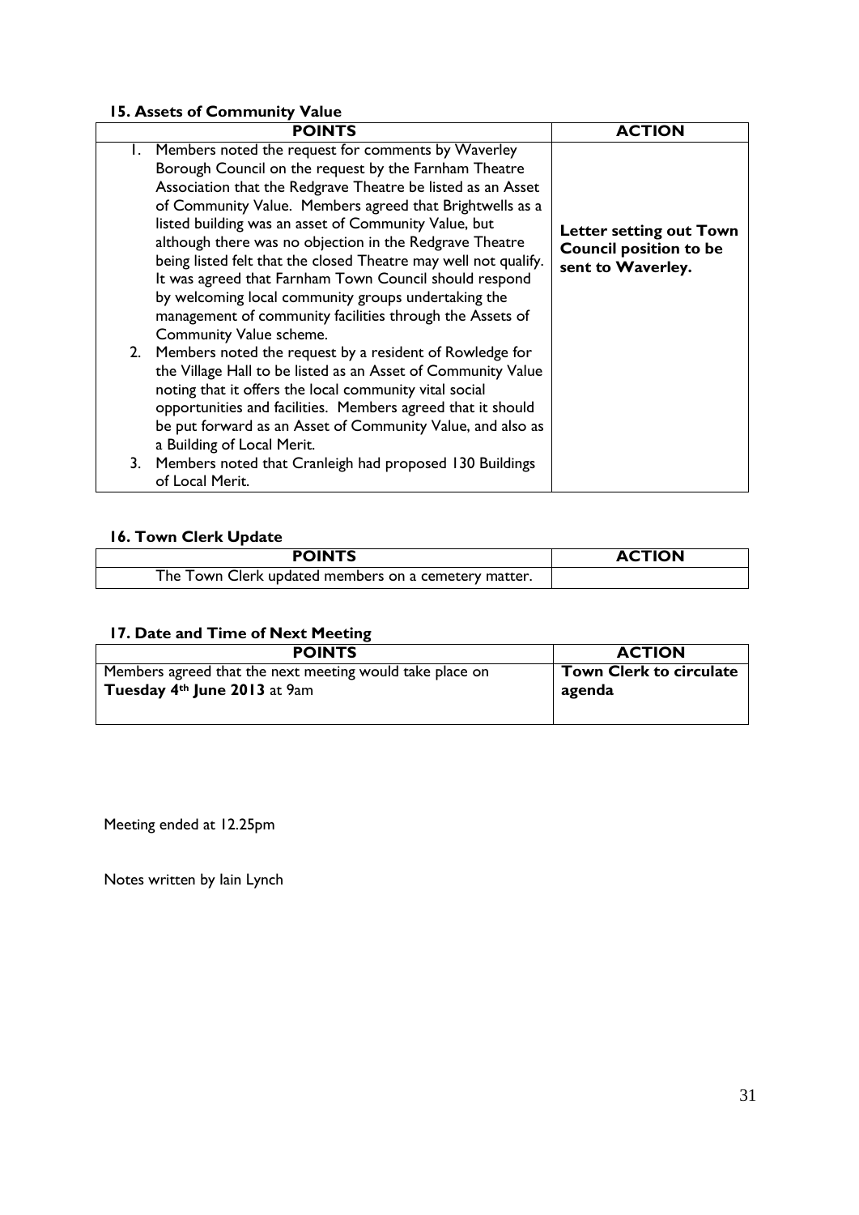### 15. Assets of Community Value

| POINTS | ACTION |
| --- | --- |
| 1. Members noted the request for comments by Waverley Borough Council on the request by the Farnham Theatre Association that the Redgrave Theatre be listed as an Asset of Community Value. Members agreed that Brightwells as a listed building was an asset of Community Value, but although there was no objection in the Redgrave Theatre being listed felt that the closed Theatre may well not qualify. It was agreed that Farnham Town Council should respond by welcoming local community groups undertaking the management of community facilities through the Assets of Community Value scheme.<br>2. Members noted the request by a resident of Rowledge for the Village Hall to be listed as an Asset of Community Value noting that it offers the local community vital social opportunities and facilities. Members agreed that it should be put forward as an Asset of Community Value, and also as a Building of Local Merit.<br>3. Members noted that Cranleigh had proposed 130 Buildings of Local Merit. | **Letter setting out Town Council position to be sent to Waverley.** |

### 16. Town Clerk Update

| POINTS | ACTION |
| --- | --- |
| The Town Clerk updated members on a cemetery matter. | |

### 17. Date and Time of Next Meeting

| POINTS | ACTION |
| --- | --- |
| Members agreed that the next meeting would take place on **Tuesday 4th June 2013** at 9am | **Town Clerk to circulate agenda** |

Meeting ended at 12.25pm

Notes written by Iain Lynch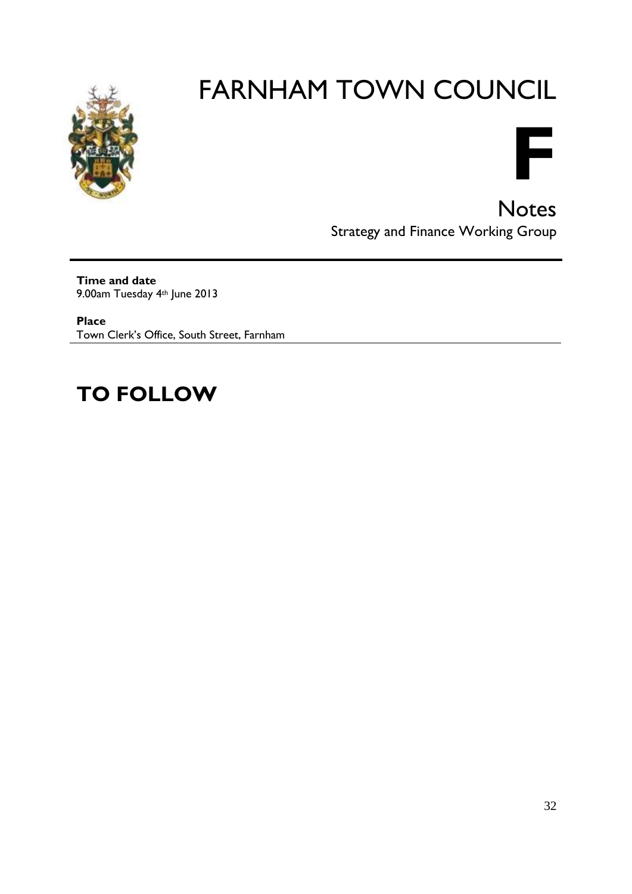# FARNHAM TOWN COUNCIL

**F**

## Notes

Strategy and Finance Working Group

---

**Time and date**
9.00am Tuesday 4th June 2013

**Place**
Town Clerk's Office, South Street, Farnham

---

# TO FOLLOW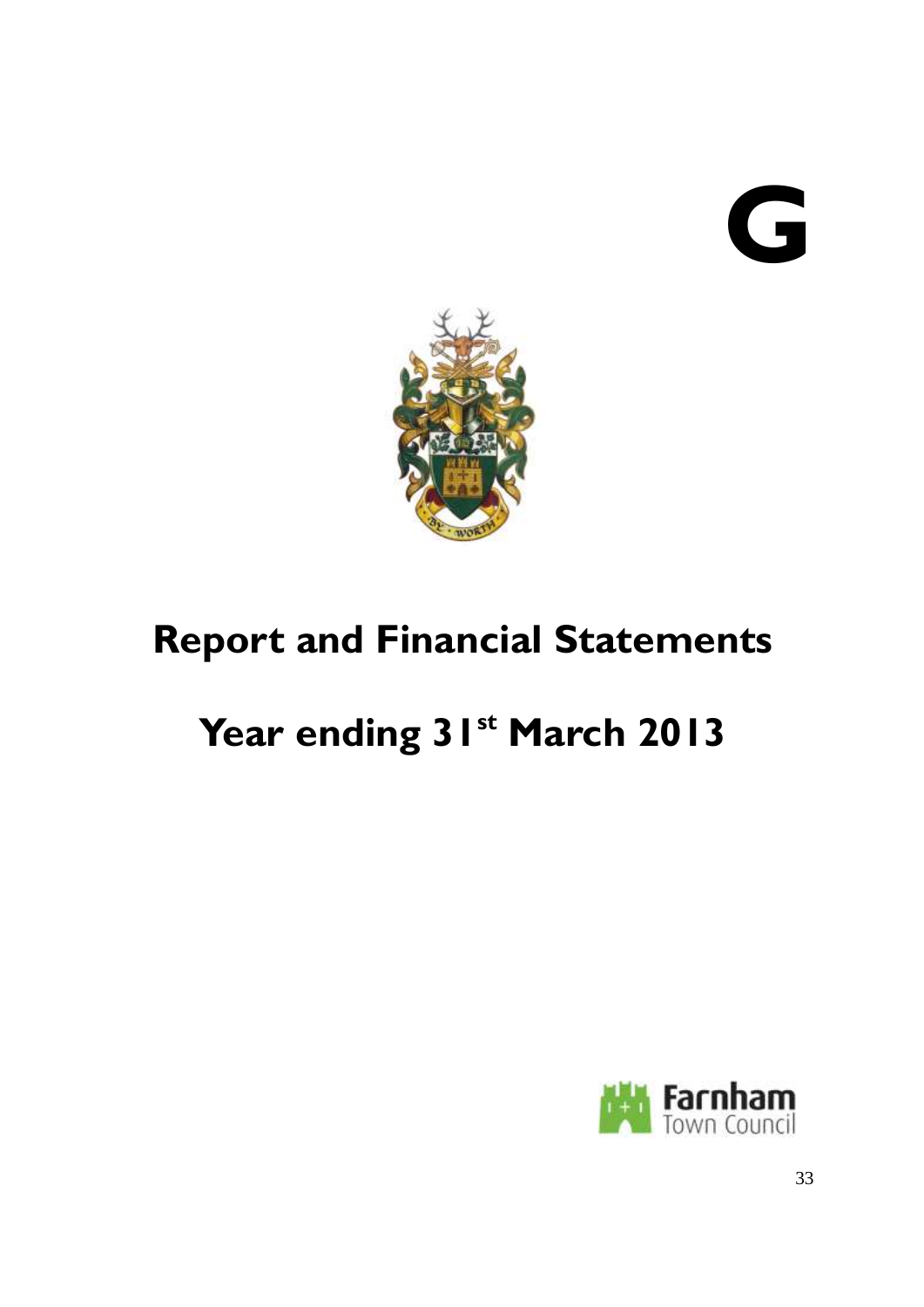# G

# Report and Financial Statements

# Year ending 31st March 2013

Farnham Town Council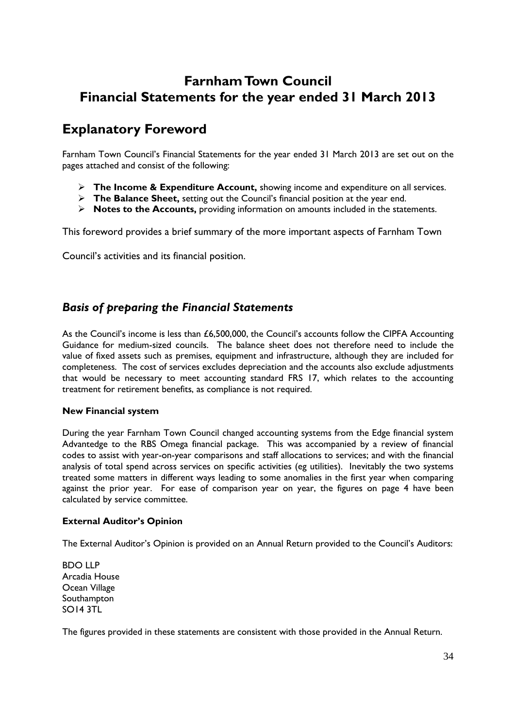# Farnham Town Council
# Financial Statements for the year ended 31 March 2013

## Explanatory Foreword

Farnham Town Council's Financial Statements for the year ended 31 March 2013 are set out on the pages attached and consist of the following:

- **The Income & Expenditure Account,** showing income and expenditure on all services.
- **The Balance Sheet,** setting out the Council's financial position at the year end.
- **Notes to the Accounts,** providing information on amounts included in the statements.

This foreword provides a brief summary of the more important aspects of Farnham Town Council's activities and its financial position.

### *Basis of preparing the Financial Statements*

As the Council's income is less than £6,500,000, the Council's accounts follow the CIPFA Accounting Guidance for medium-sized councils. The balance sheet does not therefore need to include the value of fixed assets such as premises, equipment and infrastructure, although they are included for completeness. The cost of services excludes depreciation and the accounts also exclude adjustments that would be necessary to meet accounting standard FRS 17, which relates to the accounting treatment for retirement benefits, as compliance is not required.

**New Financial system**

During the year Farnham Town Council changed accounting systems from the Edge financial system Advantedge to the RBS Omega financial package. This was accompanied by a review of financial codes to assist with year-on-year comparisons and staff allocations to services; and with the financial analysis of total spend across services on specific activities (eg utilities). Inevitably the two systems treated some matters in different ways leading to some anomalies in the first year when comparing against the prior year. For ease of comparison year on year, the figures on page 4 have been calculated by service committee.

**External Auditor's Opinion**

The External Auditor's Opinion is provided on an Annual Return provided to the Council's Auditors:

BDO LLP
Arcadia House
Ocean Village
Southampton
SO14 3TL

The figures provided in these statements are consistent with those provided in the Annual Return.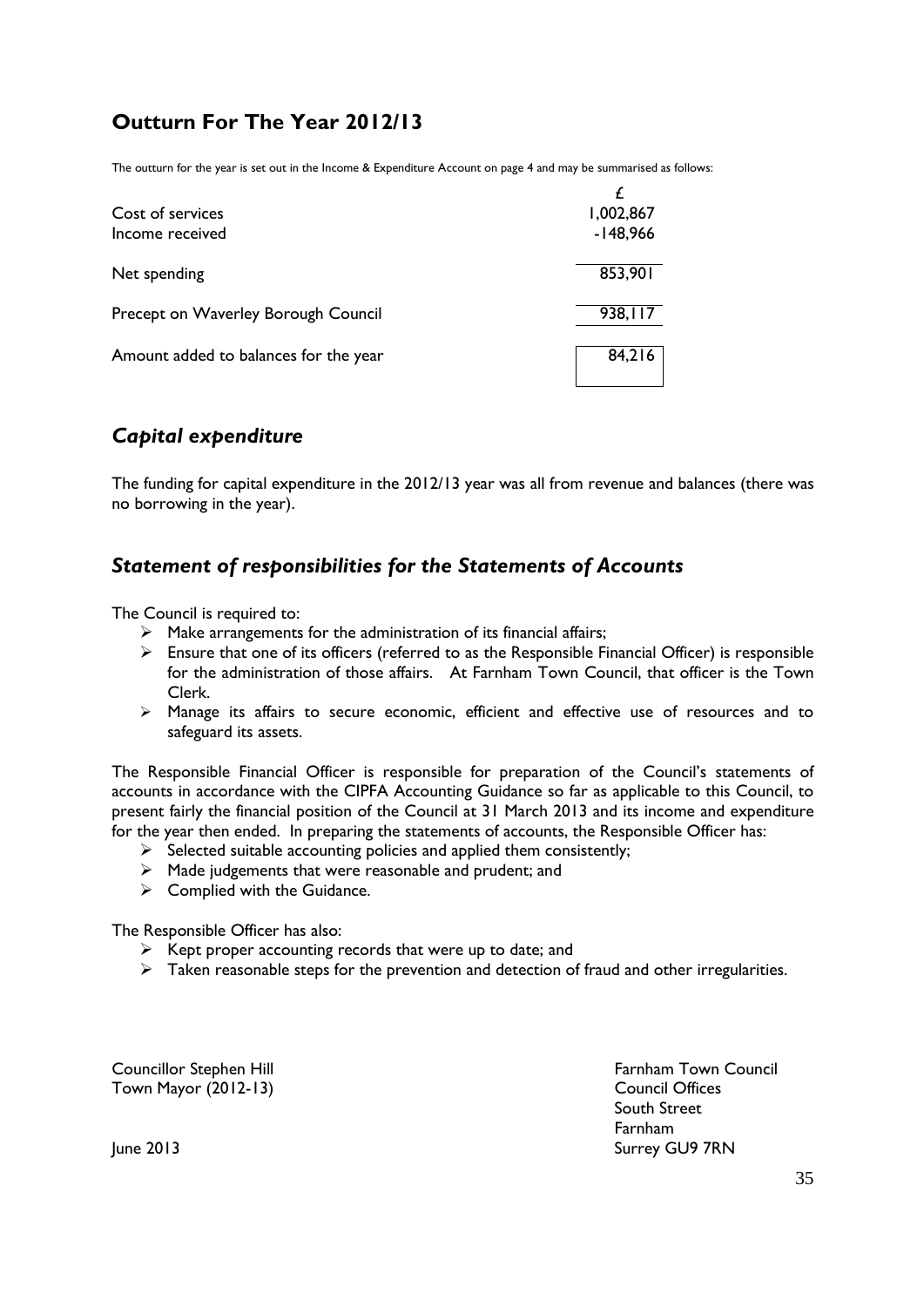## Outturn For The Year 2012/13

The outturn for the year is set out in the Income & Expenditure Account on page 4 and may be summarised as follows:

| | £ |
|---|---|
| Cost of services | 1,002,867 |
| Income received | -148,966 |
| Net spending | 853,901 |
| Precept on Waverley Borough Council | 938,117 |
| Amount added to balances for the year | 84,216 |

## *Capital expenditure*

The funding for capital expenditure in the 2012/13 year was all from revenue and balances (there was no borrowing in the year).

## *Statement of responsibilities for the Statements of Accounts*

The Council is required to:

- Make arrangements for the administration of its financial affairs;
- Ensure that one of its officers (referred to as the Responsible Financial Officer) is responsible for the administration of those affairs. At Farnham Town Council, that officer is the Town Clerk.
- Manage its affairs to secure economic, efficient and effective use of resources and to safeguard its assets.

The Responsible Financial Officer is responsible for preparation of the Council's statements of accounts in accordance with the CIPFA Accounting Guidance so far as applicable to this Council, to present fairly the financial position of the Council at 31 March 2013 and its income and expenditure for the year then ended. In preparing the statements of accounts, the Responsible Officer has:

- Selected suitable accounting policies and applied them consistently;
- Made judgements that were reasonable and prudent; and
- Complied with the Guidance.

The Responsible Officer has also:

- Kept proper accounting records that were up to date; and
- Taken reasonable steps for the prevention and detection of fraud and other irregularities.

Councillor Stephen Hill
Town Mayor (2012-13)

June 2013

Farnham Town Council
Council Offices
South Street
Farnham
Surrey GU9 7RN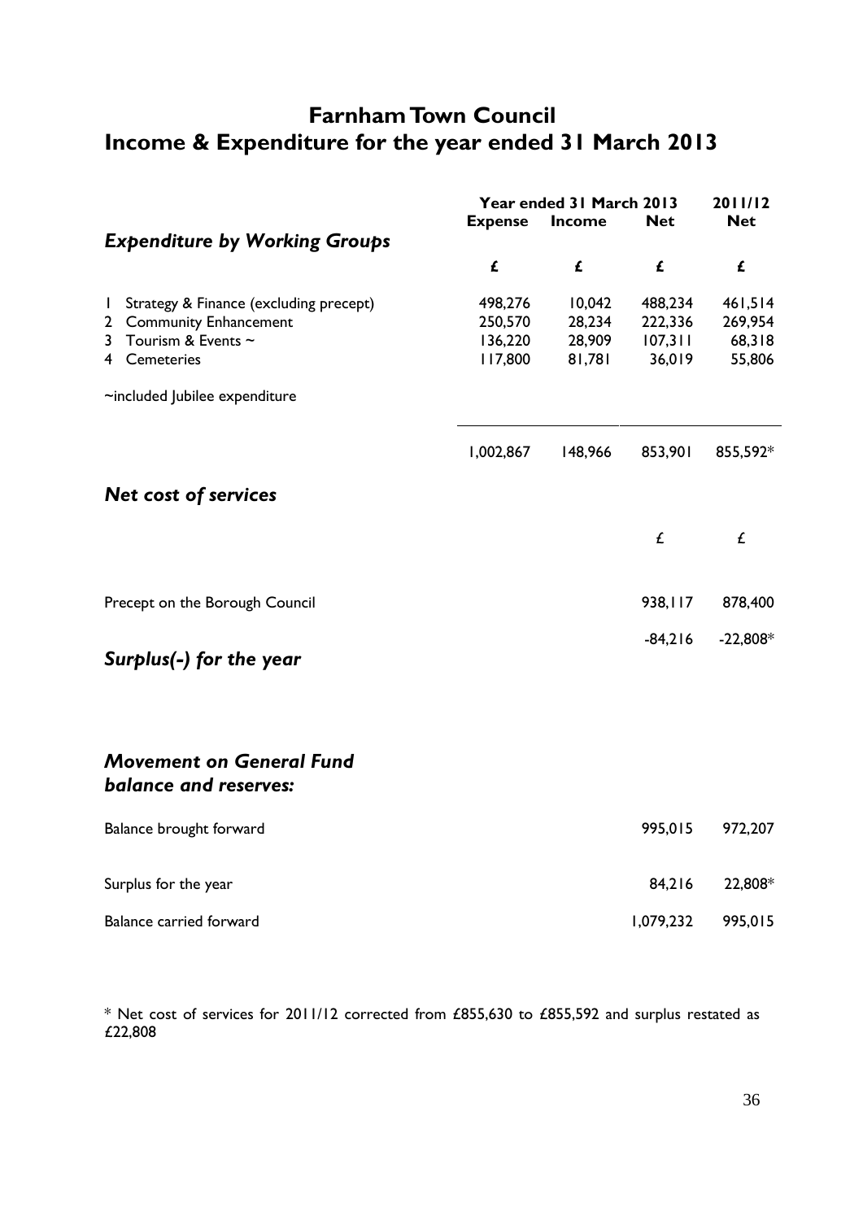# Farnham Town Council
# Income & Expenditure for the year ended 31 March 2013

| | Year ended 31 March 2013 | | | 2011/12 |
|---|---|---|---|---|
| | **Expense** | **Income** | **Net** | **Net** |
| ***Expenditure by Working Groups*** | | | | |
| | **£** | **£** | **£** | **£** |
| 1 Strategy & Finance (excluding precept) | 498,276 | 10,042 | 488,234 | 461,514 |
| 2 Community Enhancement | 250,570 | 28,234 | 222,336 | 269,954 |
| 3 Tourism & Events ~ | 136,220 | 28,909 | 107,311 | 68,318 |
| 4 Cemeteries | 117,800 | 81,781 | 36,019 | 55,806 |
| ~included Jubilee expenditure | | | | |
| | 1,002,867 | 148,966 | 853,901 | 855,592* |
| ***Net cost of services*** | | | | |
| | | | £ | £ |
| Precept on the Borough Council | | | 938,117 | 878,400 |
| ***Surplus(-) for the year*** | | | -84,216 | -22,808* |

### *Movement on General Fund balance and reserves:*

| | | |
|---|---|---|
| Balance brought forward | 995,015 | 972,207 |
| Surplus for the year | 84,216 | 22,808* |
| Balance carried forward | 1,079,232 | 995,015 |

* Net cost of services for 2011/12 corrected from £855,630 to £855,592 and surplus restated as £22,808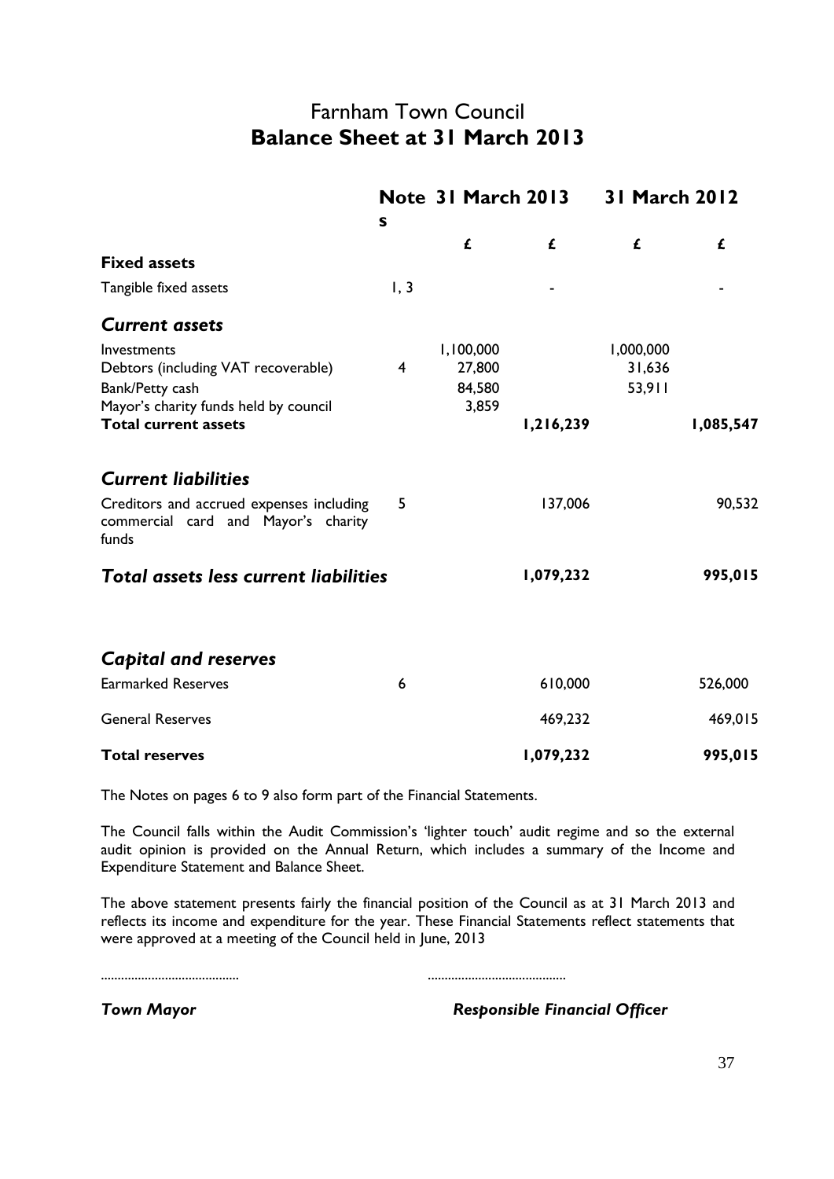# Farnham Town Council

## Balance Sheet at 31 March 2013

| | Notes | 31 March 2013 | | 31 March 2012 | |
|---|---|---|---|---|---|
| | | £ | £ | £ | £ |
| **Fixed assets** | | | | | |
| Tangible fixed assets | 1, 3 | | - | | - |
| ***Current assets*** | | | | | |
| Investments | | 1,100,000 | | 1,000,000 | |
| Debtors (including VAT recoverable) | 4 | 27,800 | | 31,636 | |
| Bank/Petty cash | | 84,580 | | 53,911 | |
| Mayor's charity funds held by council | | 3,859 | | | |
| **Total current assets** | | | **1,216,239** | | **1,085,547** |
| ***Current liabilities*** | | | | | |
| Creditors and accrued expenses including commercial card and Mayor's charity funds | 5 | | 137,006 | | 90,532 |
| ***Total assets less current liabilities*** | | | **1,079,232** | | **995,015** |
| ***Capital and reserves*** | | | | | |
| Earmarked Reserves | 6 | | 610,000 | | 526,000 |
| General Reserves | | | 469,232 | | 469,015 |
| **Total reserves** | | | **1,079,232** | | **995,015** |

The Notes on pages 6 to 9 also form part of the Financial Statements.

The Council falls within the Audit Commission's 'lighter touch' audit regime and so the external audit opinion is provided on the Annual Return, which includes a summary of the Income and Expenditure Statement and Balance Sheet.

The above statement presents fairly the financial position of the Council as at 31 March 2013 and reflects its income and expenditure for the year. These Financial Statements reflect statements that were approved at a meeting of the Council held in June, 2013

......................................... .........................................

***Town Mayor*** ***Responsible Financial Officer***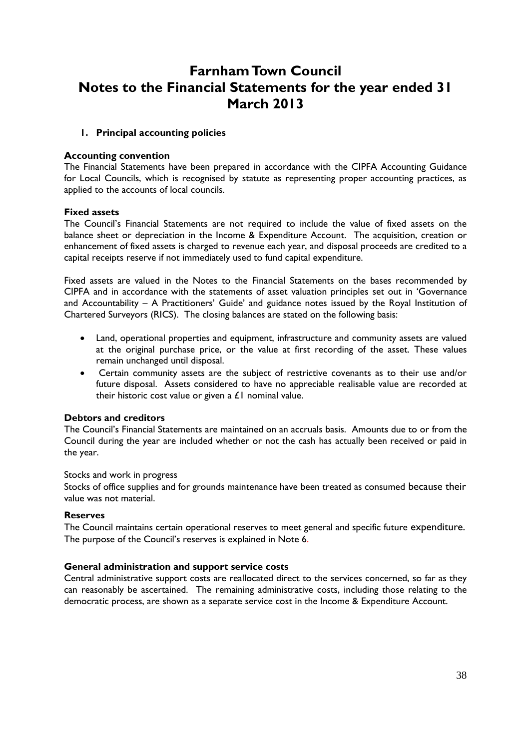# Farnham Town Council
# Notes to the Financial Statements for the year ended 31 March 2013

## 1. Principal accounting policies

**Accounting convention**

The Financial Statements have been prepared in accordance with the CIPFA Accounting Guidance for Local Councils, which is recognised by statute as representing proper accounting practices, as applied to the accounts of local councils.

**Fixed assets**

The Council's Financial Statements are not required to include the value of fixed assets on the balance sheet or depreciation in the Income & Expenditure Account. The acquisition, creation or enhancement of fixed assets is charged to revenue each year, and disposal proceeds are credited to a capital receipts reserve if not immediately used to fund capital expenditure.

Fixed assets are valued in the Notes to the Financial Statements on the bases recommended by CIPFA and in accordance with the statements of asset valuation principles set out in 'Governance and Accountability – A Practitioners' Guide' and guidance notes issued by the Royal Institution of Chartered Surveyors (RICS). The closing balances are stated on the following basis:

- Land, operational properties and equipment, infrastructure and community assets are valued at the original purchase price, or the value at first recording of the asset. These values remain unchanged until disposal.
- Certain community assets are the subject of restrictive covenants as to their use and/or future disposal. Assets considered to have no appreciable realisable value are recorded at their historic cost value or given a £1 nominal value.

**Debtors and creditors**

The Council's Financial Statements are maintained on an accruals basis. Amounts due to or from the Council during the year are included whether or not the cash has actually been received or paid in the year.

Stocks and work in progress

Stocks of office supplies and for grounds maintenance have been treated as consumed because their value was not material.

**Reserves**

The Council maintains certain operational reserves to meet general and specific future expenditure. The purpose of the Council's reserves is explained in Note 6.

**General administration and support service costs**

Central administrative support costs are reallocated direct to the services concerned, so far as they can reasonably be ascertained. The remaining administrative costs, including those relating to the democratic process, are shown as a separate service cost in the Income & Expenditure Account.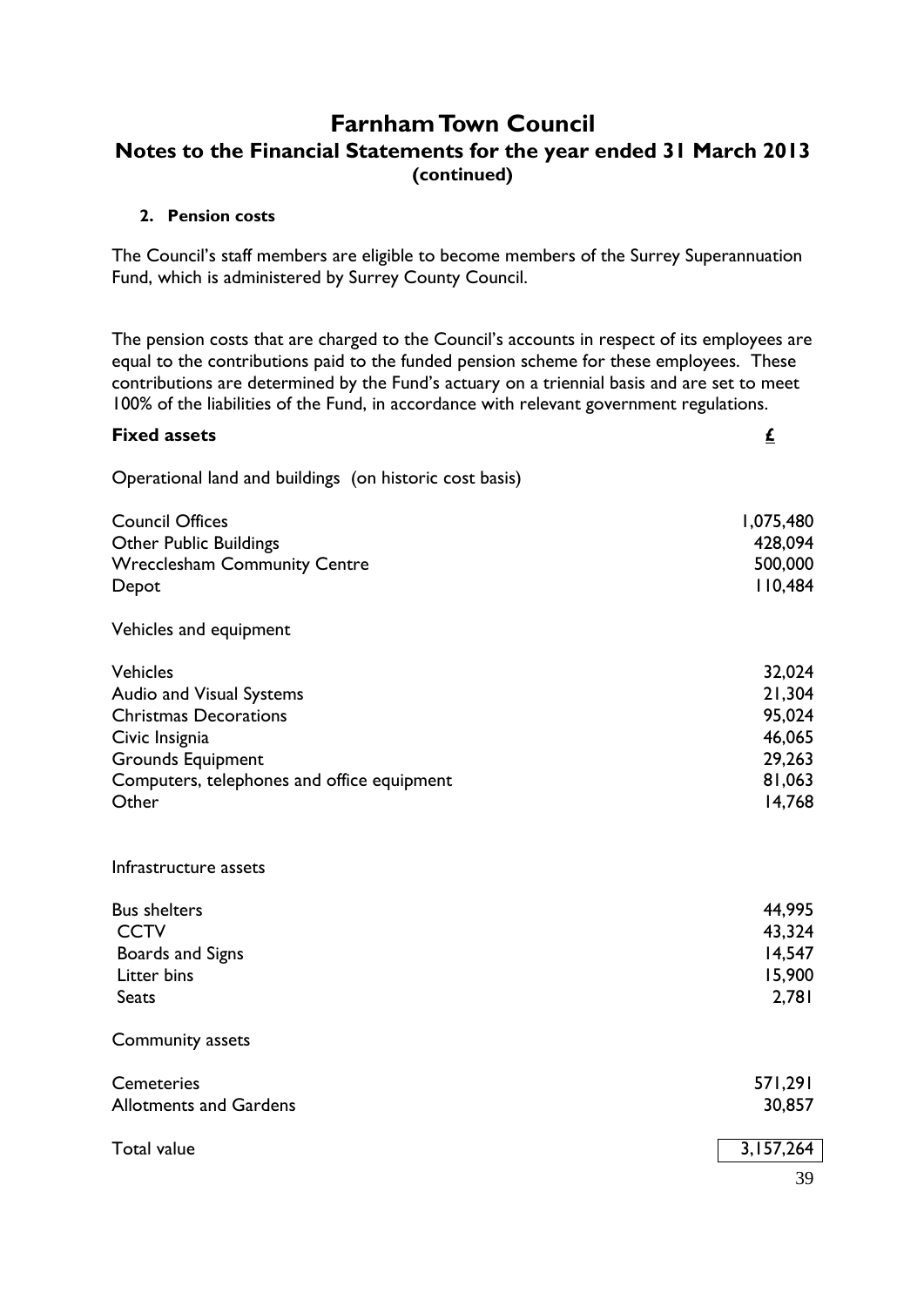# Farnham Town Council

## Notes to the Financial Statements for the year ended 31 March 2013 (continued)

**2. Pension costs**

The Council's staff members are eligible to become members of the Surrey Superannuation Fund, which is administered by Surrey County Council.

The pension costs that are charged to the Council's accounts in respect of its employees are equal to the contributions paid to the funded pension scheme for these employees. These contributions are determined by the Fund's actuary on a triennial basis and are set to meet 100% of the liabilities of the Fund, in accordance with relevant government regulations.

| **Fixed assets** | **£** |
|---|---|
| Operational land and buildings (on historic cost basis) | |
| Council Offices | 1,075,480 |
| Other Public Buildings | 428,094 |
| Wrecclesham Community Centre | 500,000 |
| Depot | 110,484 |
| Vehicles and equipment | |
| Vehicles | 32,024 |
| Audio and Visual Systems | 21,304 |
| Christmas Decorations | 95,024 |
| Civic Insignia | 46,065 |
| Grounds Equipment | 29,263 |
| Computers, telephones and office equipment | 81,063 |
| Other | 14,768 |
| Infrastructure assets | |
| Bus shelters | 44,995 |
| CCTV | 43,324 |
| Boards and Signs | 14,547 |
| Litter bins | 15,900 |
| Seats | 2,781 |
| Community assets | |
| Cemeteries | 571,291 |
| Allotments and Gardens | 30,857 |
| Total value | 3,157,264 |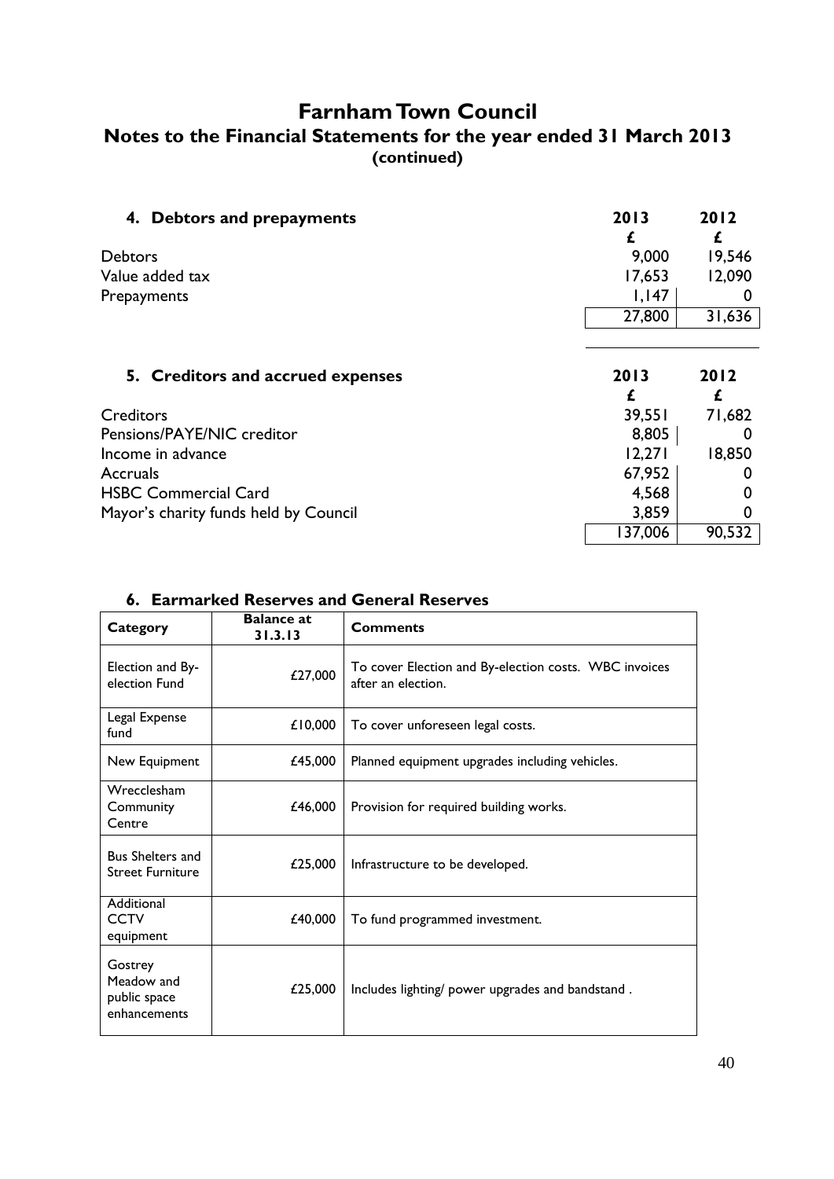# Farnham Town Council

## Notes to the Financial Statements for the year ended 31 March 2013 (continued)

### 4. Debtors and prepayments

| | 2013 | 2012 |
|---|---|---|
| | £ | £ |
| Debtors | 9,000 | 19,546 |
| Value added tax | 17,653 | 12,090 |
| Prepayments | 1,147 | 0 |
| | 27,800 | 31,636 |

### 5. Creditors and accrued expenses

| | 2013 | 2012 |
|---|---|---|
| | £ | £ |
| Creditors | 39,551 | 71,682 |
| Pensions/PAYE/NIC creditor | 8,805 | 0 |
| Income in advance | 12,271 | 18,850 |
| Accruals | 67,952 | 0 |
| HSBC Commercial Card | 4,568 | 0 |
| Mayor's charity funds held by Council | 3,859 | 0 |
| | 137,006 | 90,532 |

### 6. Earmarked Reserves and General Reserves

| Category | Balance at 31.3.13 | Comments |
|---|---|---|
| Election and By-election Fund | £27,000 | To cover Election and By-election costs. WBC invoices after an election. |
| Legal Expense fund | £10,000 | To cover unforeseen legal costs. |
| New Equipment | £45,000 | Planned equipment upgrades including vehicles. |
| Wrecclesham Community Centre | £46,000 | Provision for required building works. |
| Bus Shelters and Street Furniture | £25,000 | Infrastructure to be developed. |
| Additional CCTV equipment | £40,000 | To fund programmed investment. |
| Gostrey Meadow and public space enhancements | £25,000 | Includes lighting/ power upgrades and bandstand . |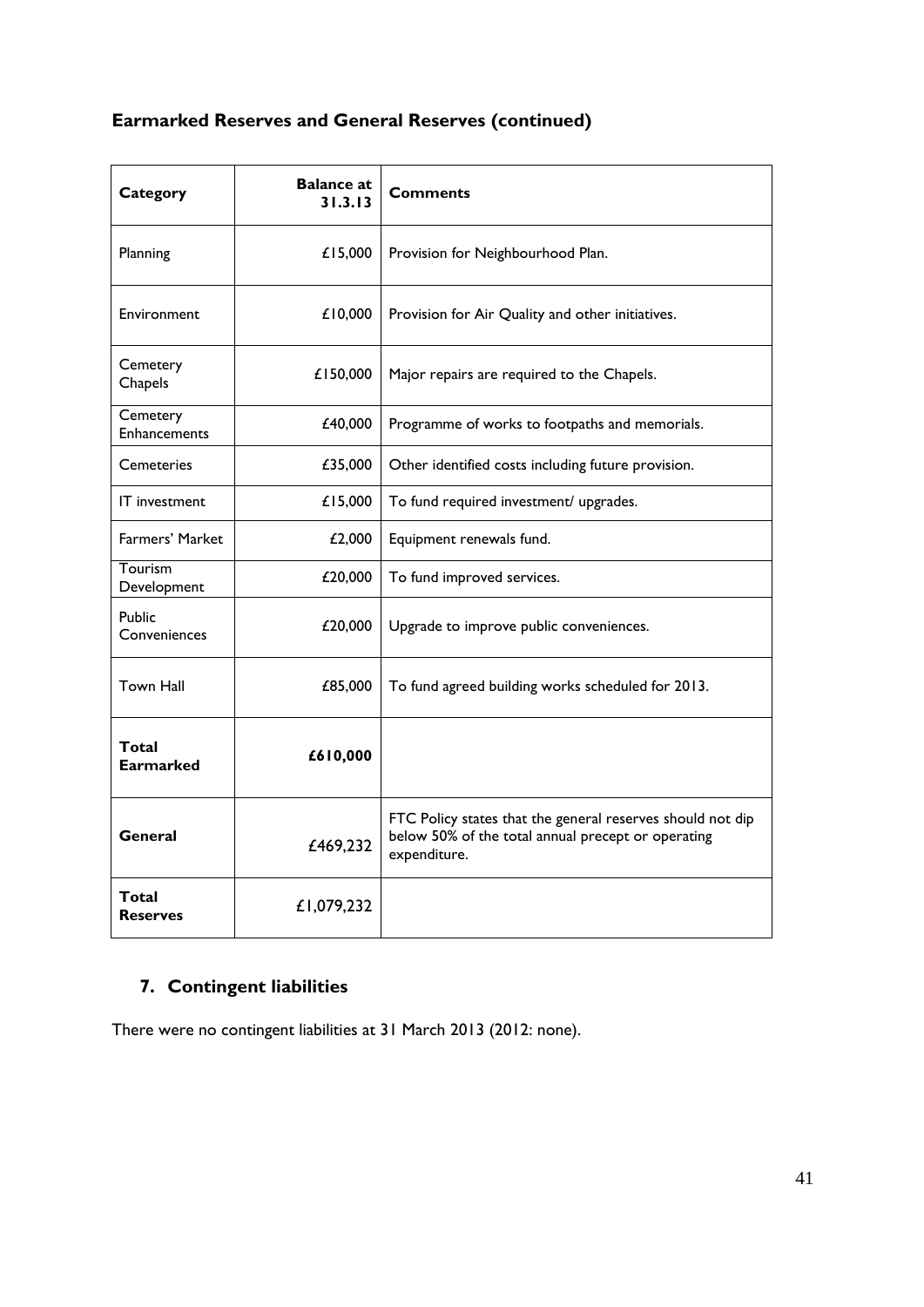## Earmarked Reserves and General Reserves (continued)

| Category | Balance at 31.3.13 | Comments |
|---|---|---|
| Planning | £15,000 | Provision for Neighbourhood Plan. |
| Environment | £10,000 | Provision for Air Quality and other initiatives. |
| Cemetery Chapels | £150,000 | Major repairs are required to the Chapels. |
| Cemetery Enhancements | £40,000 | Programme of works to footpaths and memorials. |
| Cemeteries | £35,000 | Other identified costs including future provision. |
| IT investment | £15,000 | To fund required investment/ upgrades. |
| Farmers' Market | £2,000 | Equipment renewals fund. |
| Tourism Development | £20,000 | To fund improved services. |
| Public Conveniences | £20,000 | Upgrade to improve public conveniences. |
| Town Hall | £85,000 | To fund agreed building works scheduled for 2013. |
| **Total Earmarked** | **£610,000** | |
| **General** | £469,232 | FTC Policy states that the general reserves should not dip below 50% of the total annual precept or operating expenditure. |
| **Total Reserves** | £1,079,232 | |

## 7. Contingent liabilities

There were no contingent liabilities at 31 March 2013 (2012: none).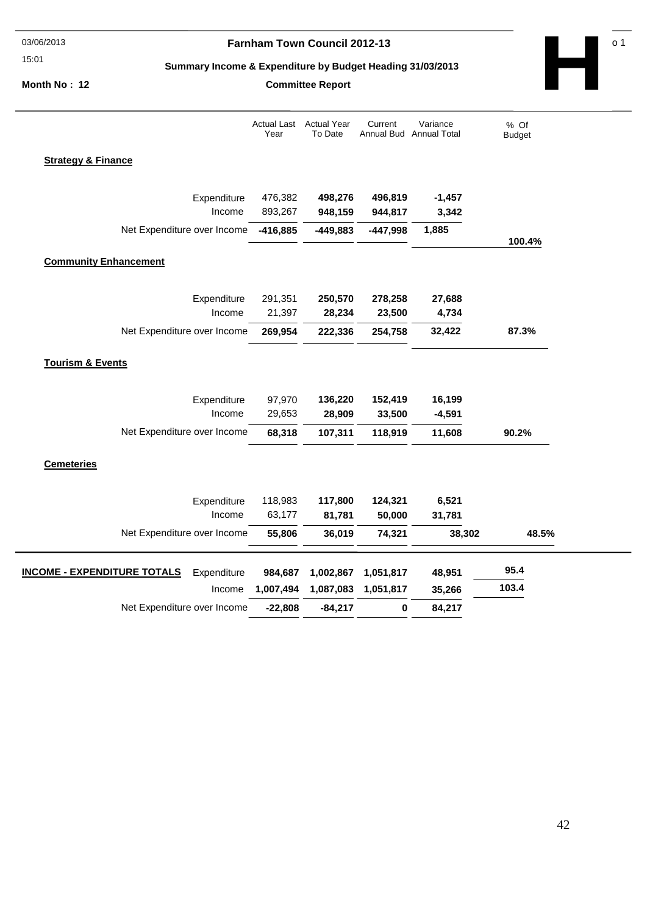# Farnham Town Council 2012-13

## Summary Income & Expenditure by Budget Heading 31/03/2013

**Month No : 12**

**Committee Report**

**H**

| | | Actual Last Year | Actual Year To Date | Current Annual Bud | Variance Annual Total | % Of Budget |
|---|---|---|---|---|---|---|
| **Strategy & Finance** | | | | | | |
| | Expenditure | 476,382 | **498,276** | **496,819** | **-1,457** | |
| | Income | 893,267 | **948,159** | **944,817** | **3,342** | |
| | Net Expenditure over Income | **-416,885** | **-449,883** | **-447,998** | **1,885** | **100.4%** |
| **Community Enhancement** | | | | | | |
| | Expenditure | 291,351 | **250,570** | **278,258** | **27,688** | |
| | Income | 21,397 | **28,234** | **23,500** | **4,734** | |
| | Net Expenditure over Income | **269,954** | **222,336** | **254,758** | **32,422** | **87.3%** |
| **Tourism & Events** | | | | | | |
| | Expenditure | 97,970 | **136,220** | **152,419** | **16,199** | |
| | Income | 29,653 | **28,909** | **33,500** | **-4,591** | |
| | Net Expenditure over Income | **68,318** | **107,311** | **118,919** | **11,608** | **90.2%** |
| **Cemeteries** | | | | | | |
| | Expenditure | 118,983 | **117,800** | **124,321** | **6,521** | |
| | Income | 63,177 | **81,781** | **50,000** | **31,781** | |
| | Net Expenditure over Income | **55,806** | **36,019** | **74,321** | **38,302** | **48.5%** |
| **INCOME - EXPENDITURE TOTALS** | Expenditure | **984,687** | **1,002,867** | **1,051,817** | **48,951** | **95.4** |
| | Income | **1,007,494** | **1,087,083** | **1,051,817** | **35,266** | **103.4** |
| | Net Expenditure over Income | **-22,808** | **-84,217** | **0** | **84,217** | |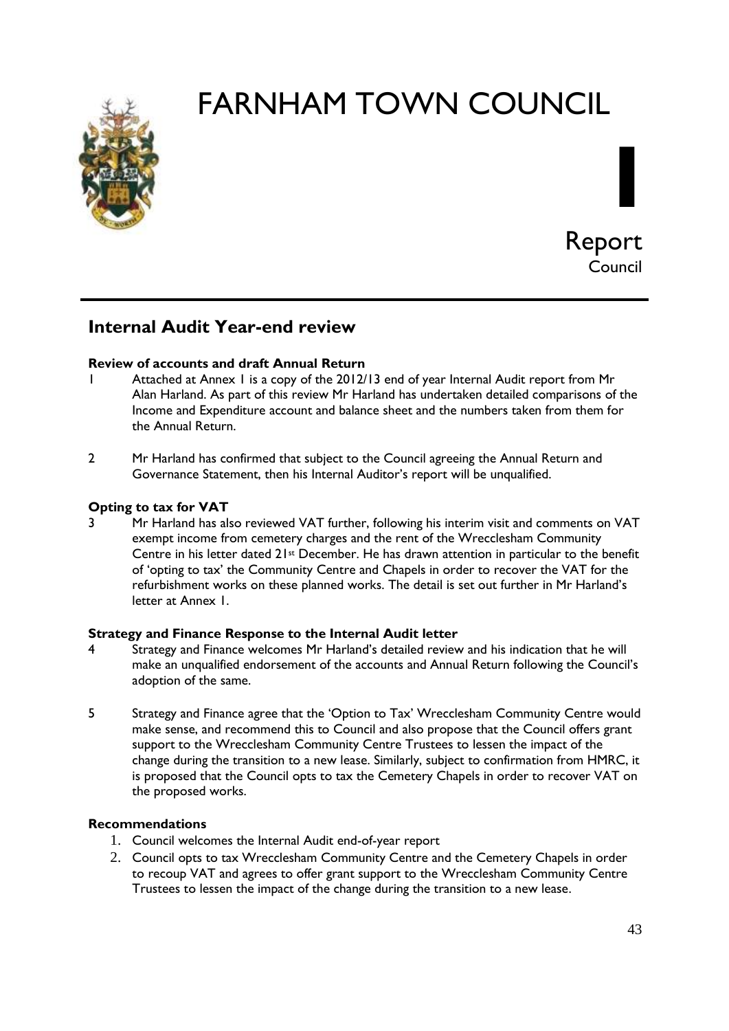# FARNHAM TOWN COUNCIL

**I**

Report
Council

## Internal Audit Year-end review

**Review of accounts and draft Annual Return**

1 Attached at Annex 1 is a copy of the 2012/13 end of year Internal Audit report from Mr Alan Harland. As part of this review Mr Harland has undertaken detailed comparisons of the Income and Expenditure account and balance sheet and the numbers taken from them for the Annual Return.

2 Mr Harland has confirmed that subject to the Council agreeing the Annual Return and Governance Statement, then his Internal Auditor's report will be unqualified.

**Opting to tax for VAT**

3 Mr Harland has also reviewed VAT further, following his interim visit and comments on VAT exempt income from cemetery charges and the rent of the Wrecclesham Community Centre in his letter dated 21st December. He has drawn attention in particular to the benefit of 'opting to tax' the Community Centre and Chapels in order to recover the VAT for the refurbishment works on these planned works. The detail is set out further in Mr Harland's letter at Annex 1.

**Strategy and Finance Response to the Internal Audit letter**

4 Strategy and Finance welcomes Mr Harland's detailed review and his indication that he will make an unqualified endorsement of the accounts and Annual Return following the Council's adoption of the same.

5 Strategy and Finance agree that the 'Option to Tax' Wrecclesham Community Centre would make sense, and recommend this to Council and also propose that the Council offers grant support to the Wrecclesham Community Centre Trustees to lessen the impact of the change during the transition to a new lease. Similarly, subject to confirmation from HMRC, it is proposed that the Council opts to tax the Cemetery Chapels in order to recover VAT on the proposed works.

**Recommendations**

1. Council welcomes the Internal Audit end-of-year report
2. Council opts to tax Wrecclesham Community Centre and the Cemetery Chapels in order to recoup VAT and agrees to offer grant support to the Wrecclesham Community Centre Trustees to lessen the impact of the change during the transition to a new lease.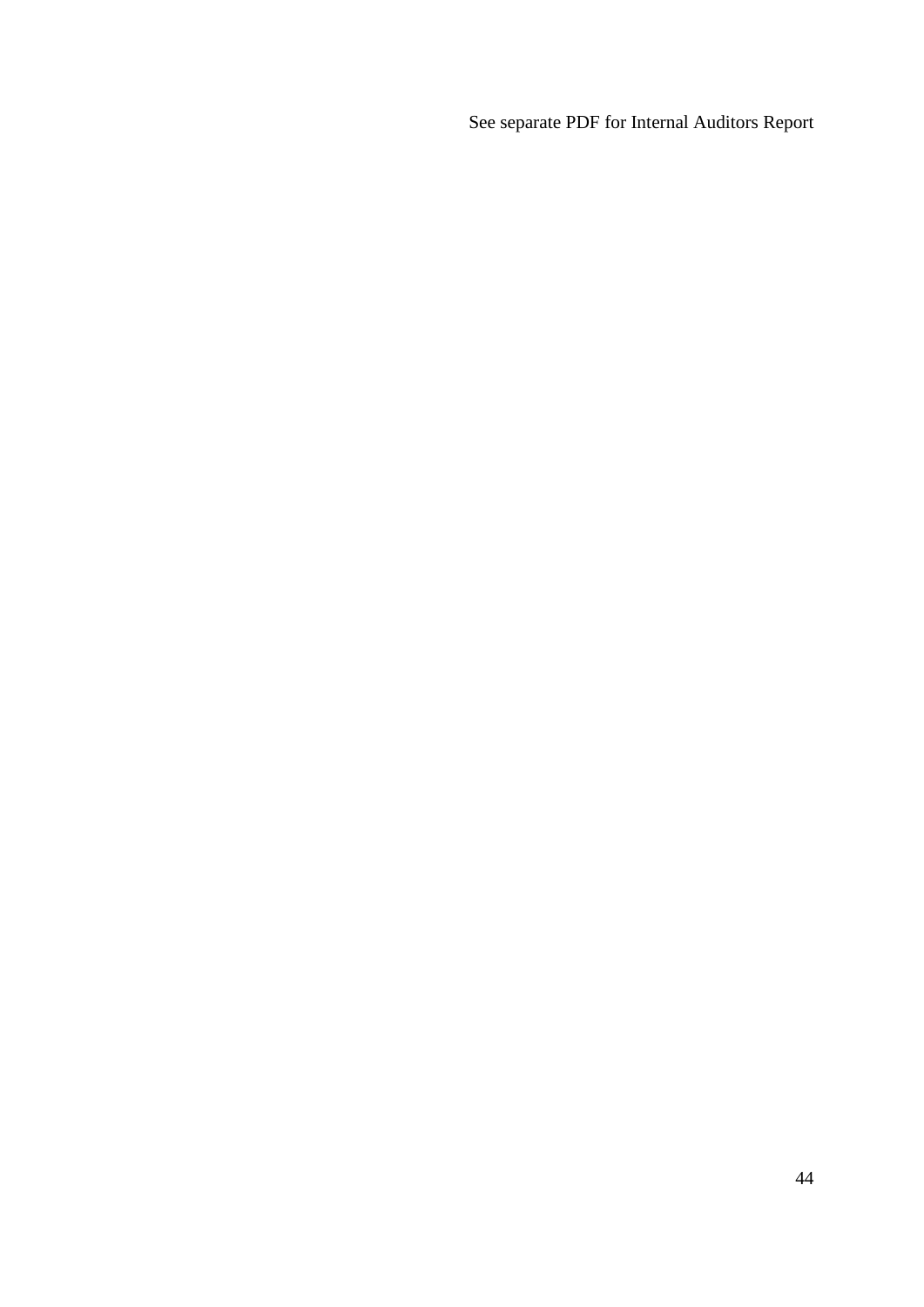See separate PDF for Internal Auditors Report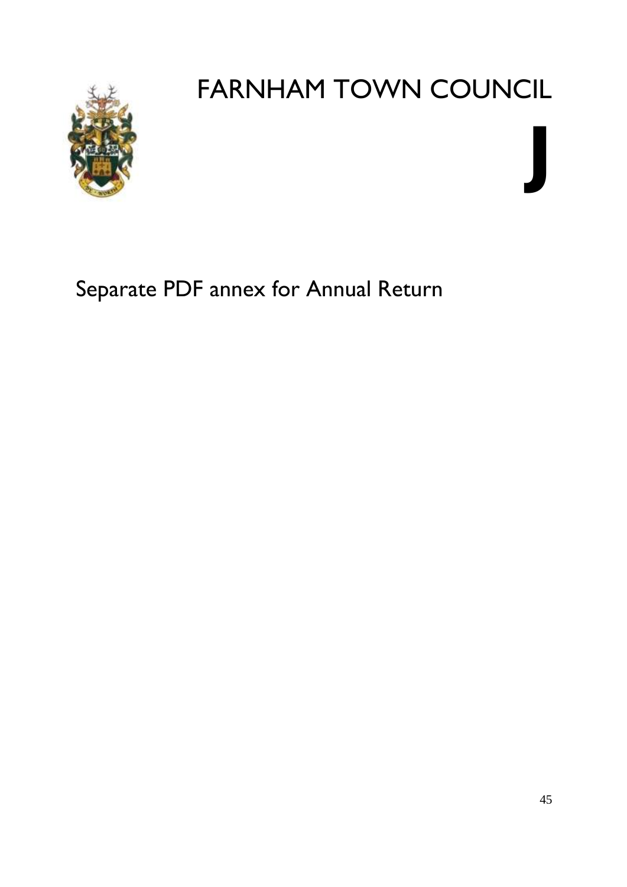# FARNHAM TOWN COUNCIL

# J

Separate PDF annex for Annual Return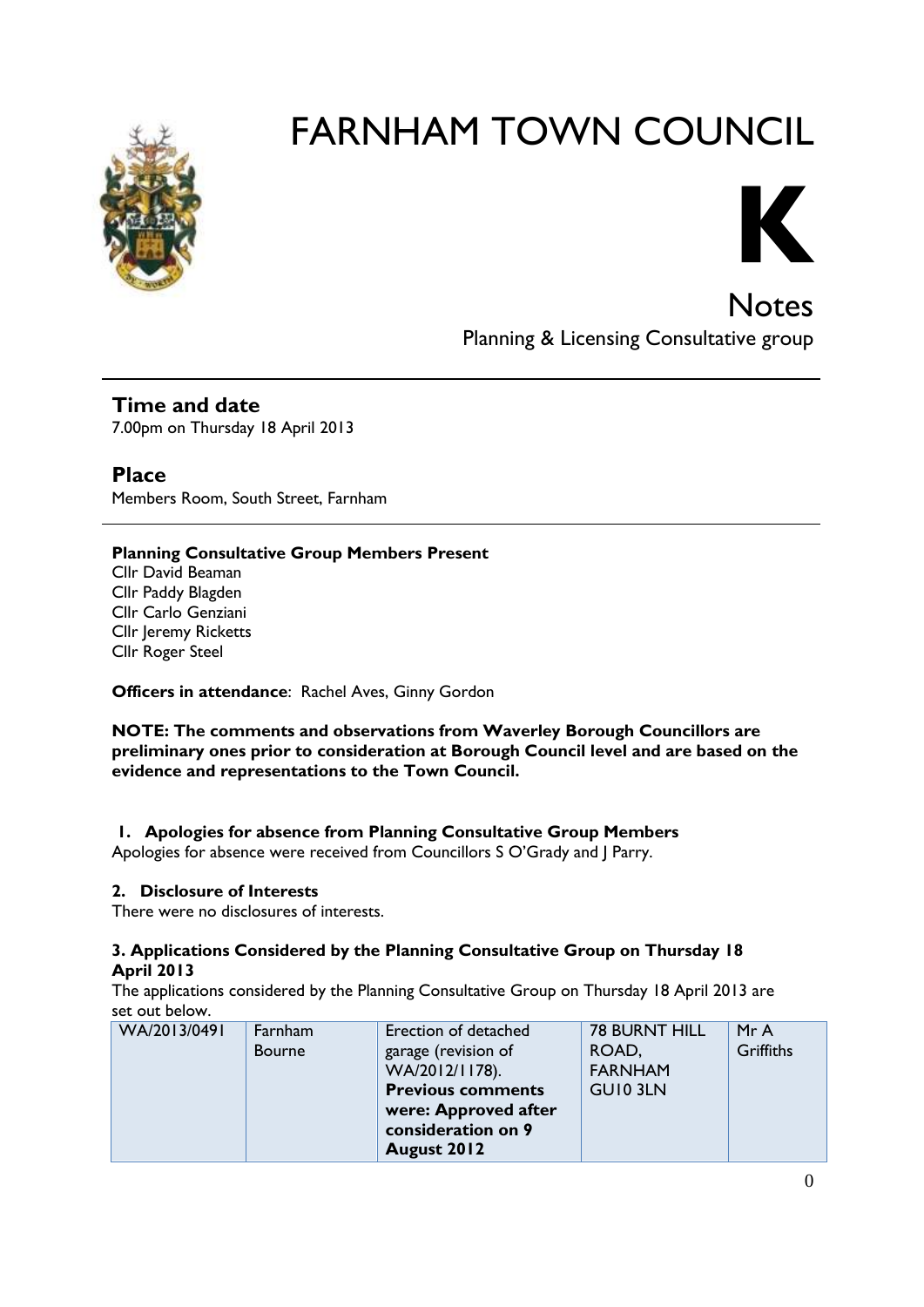# FARNHAM TOWN COUNCIL

# K

## Notes

Planning & Licensing Consultative group

## Time and date

7.00pm on Thursday 18 April 2013

## Place

Members Room, South Street, Farnham

**Planning Consultative Group Members Present**

Cllr David Beaman
Cllr Paddy Blagden
Cllr Carlo Genziani
Cllr Jeremy Ricketts
Cllr Roger Steel

**Officers in attendance**: Rachel Aves, Ginny Gordon

**NOTE: The comments and observations from Waverley Borough Councillors are preliminary ones prior to consideration at Borough Council level and are based on the evidence and representations to the Town Council.**

### 1. Apologies for absence from Planning Consultative Group Members

Apologies for absence were received from Councillors S O'Grady and J Parry.

### 2. Disclosure of Interests

There were no disclosures of interests.

### 3. Applications Considered by the Planning Consultative Group on Thursday 18 April 2013

The applications considered by the Planning Consultative Group on Thursday 18 April 2013 are set out below.

| WA/2013/0491 | Farnham Bourne | Erection of detached garage (revision of WA/2012/1178). **Previous comments were: Approved after consideration on 9 August 2012** | 78 BURNT HILL ROAD, FARNHAM GU10 3LN | Mr A Griffiths |
|---|---|---|---|---|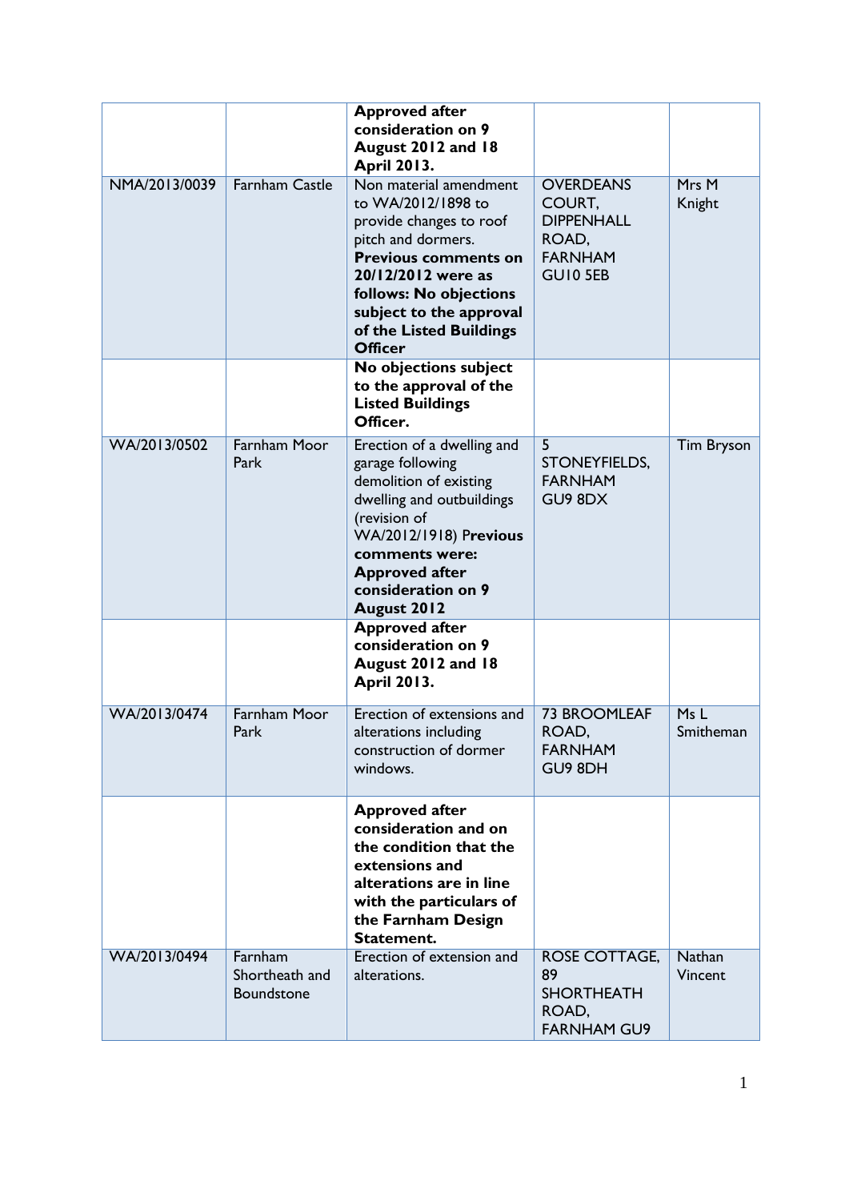| | | | | |
|---|---|---|---|---|
| | | **Approved after consideration on 9 August 2012 and 18 April 2013.** | | |
| NMA/2013/0039 | Farnham Castle | Non material amendment to WA/2012/1898 to provide changes to roof pitch and dormers. **Previous comments on 20/12/2012 were as follows: No objections subject to the approval of the Listed Buildings Officer** | OVERDEANS COURT, DIPPENHALL ROAD, FARNHAM GU10 5EB | Mrs M Knight |
| | | **No objections subject to the approval of the Listed Buildings Officer.** | | |
| WA/2013/0502 | Farnham Moor Park | Erection of a dwelling and garage following demolition of existing dwelling and outbuildings (revision of WA/2012/1918) **Previous comments were: Approved after consideration on 9 August 2012** | 5 STONEYFIELDS, FARNHAM GU9 8DX | Tim Bryson |
| | | **Approved after consideration on 9 August 2012 and 18 April 2013.** | | |
| WA/2013/0474 | Farnham Moor Park | Erection of extensions and alterations including construction of dormer windows. | 73 BROOMLEAF ROAD, FARNHAM GU9 8DH | Ms L Smitheman |
| | | **Approved after consideration and on the condition that the extensions and alterations are in line with the particulars of the Farnham Design Statement.** | | |
| WA/2013/0494 | Farnham Shortheath and Boundstone | Erection of extension and alterations. | ROSE COTTAGE, 89 SHORTHEATH ROAD, FARNHAM GU9 | Nathan Vincent |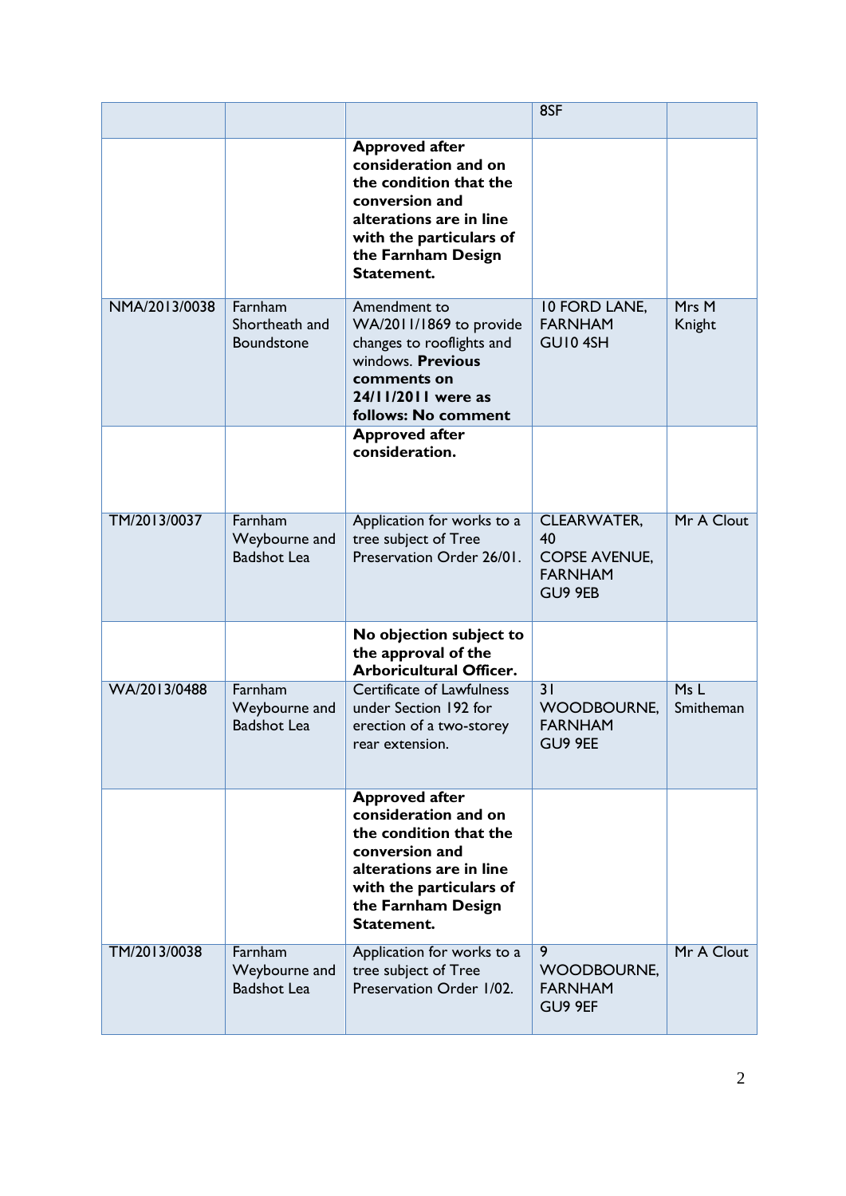| | | | | |
|---|---|---|---|---|
| | | | 8SF | |
| | | **Approved after consideration and on the condition that the conversion and alterations are in line with the particulars of the Farnham Design Statement.** | | |
| NMA/2013/0038 | Farnham Shortheath and Boundstone | Amendment to WA/2011/1869 to provide changes to rooflights and windows. **Previous comments on 24/11/2011 were as follows: No comment** | 10 FORD LANE, FARNHAM GU10 4SH | Mrs M Knight |
| | | **Approved after consideration.** | | |
| TM/2013/0037 | Farnham Weybourne and Badshot Lea | Application for works to a tree subject of Tree Preservation Order 26/01. | CLEARWATER, 40 COPSE AVENUE, FARNHAM GU9 9EB | Mr A Clout |
| | | **No objection subject to the approval of the Arboricultural Officer.** | | |
| WA/2013/0488 | Farnham Weybourne and Badshot Lea | Certificate of Lawfulness under Section 192 for erection of a two-storey rear extension. | 31 WOODBOURNE, FARNHAM GU9 9EE | Ms L Smitheman |
| | | **Approved after consideration and on the condition that the conversion and alterations are in line with the particulars of the Farnham Design Statement.** | | |
| TM/2013/0038 | Farnham Weybourne and Badshot Lea | Application for works to a tree subject of Tree Preservation Order 1/02. | 9 WOODBOURNE, FARNHAM GU9 9EF | Mr A Clout |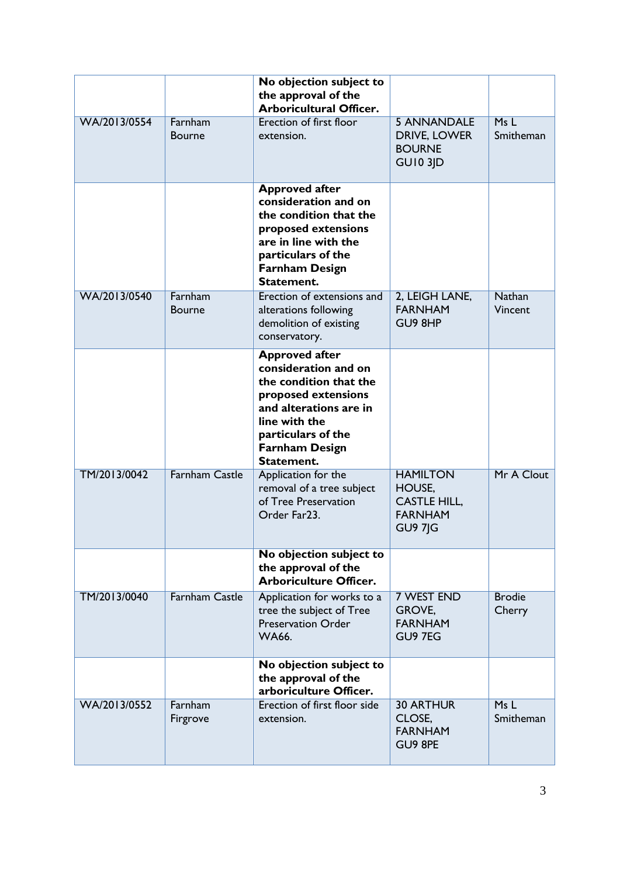| | | | | |
|---|---|---|---|---|
| | | **No objection subject to the approval of the Arboricultural Officer.** | | |
| WA/2013/0554 | Farnham Bourne | Erection of first floor extension. | 5 ANNANDALE DRIVE, LOWER BOURNE GU10 3JD | Ms L Smitheman |
| | | **Approved after consideration and on the condition that the proposed extensions are in line with the particulars of the Farnham Design Statement.** | | |
| WA/2013/0540 | Farnham Bourne | Erection of extensions and alterations following demolition of existing conservatory. | 2, LEIGH LANE, FARNHAM GU9 8HP | Nathan Vincent |
| | | **Approved after consideration and on the condition that the proposed extensions and alterations are in line with the particulars of the Farnham Design Statement.** | | |
| TM/2013/0042 | Farnham Castle | Application for the removal of a tree subject of Tree Preservation Order Far23. | HAMILTON HOUSE, CASTLE HILL, FARNHAM GU9 7JG | Mr A Clout |
| | | **No objection subject to the approval of the Arboriculture Officer.** | | |
| TM/2013/0040 | Farnham Castle | Application for works to a tree the subject of Tree Preservation Order WA66. | 7 WEST END GROVE, FARNHAM GU9 7EG | Brodie Cherry |
| | | **No objection subject to the approval of the arboriculture Officer.** | | |
| WA/2013/0552 | Farnham Firgrove | Erection of first floor side extension. | 30 ARTHUR CLOSE, FARNHAM GU9 8PE | Ms L Smitheman |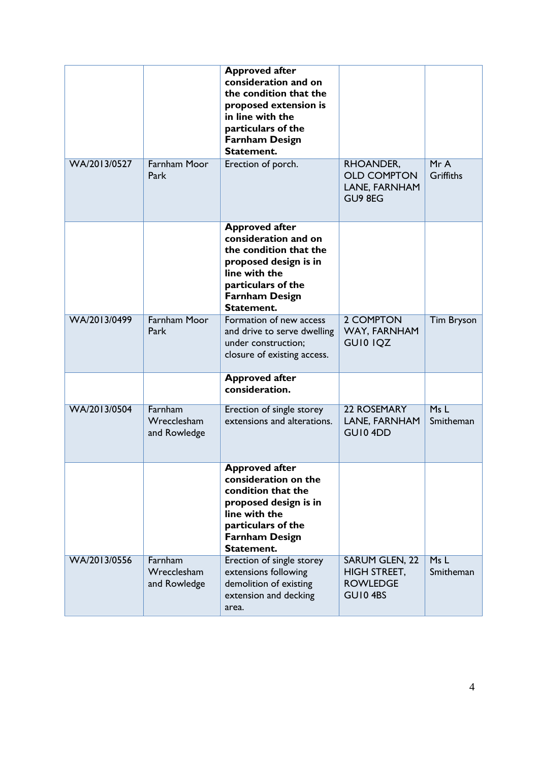| | | **Approved after consideration and on the condition that the proposed extension is in line with the particulars of the Farnham Design Statement.** | | |
|---|---|---|---|---|
| WA/2013/0527 | Farnham Moor Park | Erection of porch. | RHOANDER, OLD COMPTON LANE, FARNHAM GU9 8EG | Mr A Griffiths |
| | | **Approved after consideration and on the condition that the proposed design is in line with the particulars of the Farnham Design Statement.** | | |
| WA/2013/0499 | Farnham Moor Park | Formation of new access and drive to serve dwelling under construction; closure of existing access. | 2 COMPTON WAY, FARNHAM GU10 1QZ | Tim Bryson |
| | | **Approved after consideration.** | | |
| WA/2013/0504 | Farnham Wrecclesham and Rowledge | Erection of single storey extensions and alterations. | 22 ROSEMARY LANE, FARNHAM GU10 4DD | Ms L Smitheman |
| | | **Approved after consideration on the condition that the proposed design is in line with the particulars of the Farnham Design Statement.** | | |
| WA/2013/0556 | Farnham Wrecclesham and Rowledge | Erection of single storey extensions following demolition of existing extension and decking area. | SARUM GLEN, 22 HIGH STREET, ROWLEDGE GU10 4BS | Ms L Smitheman |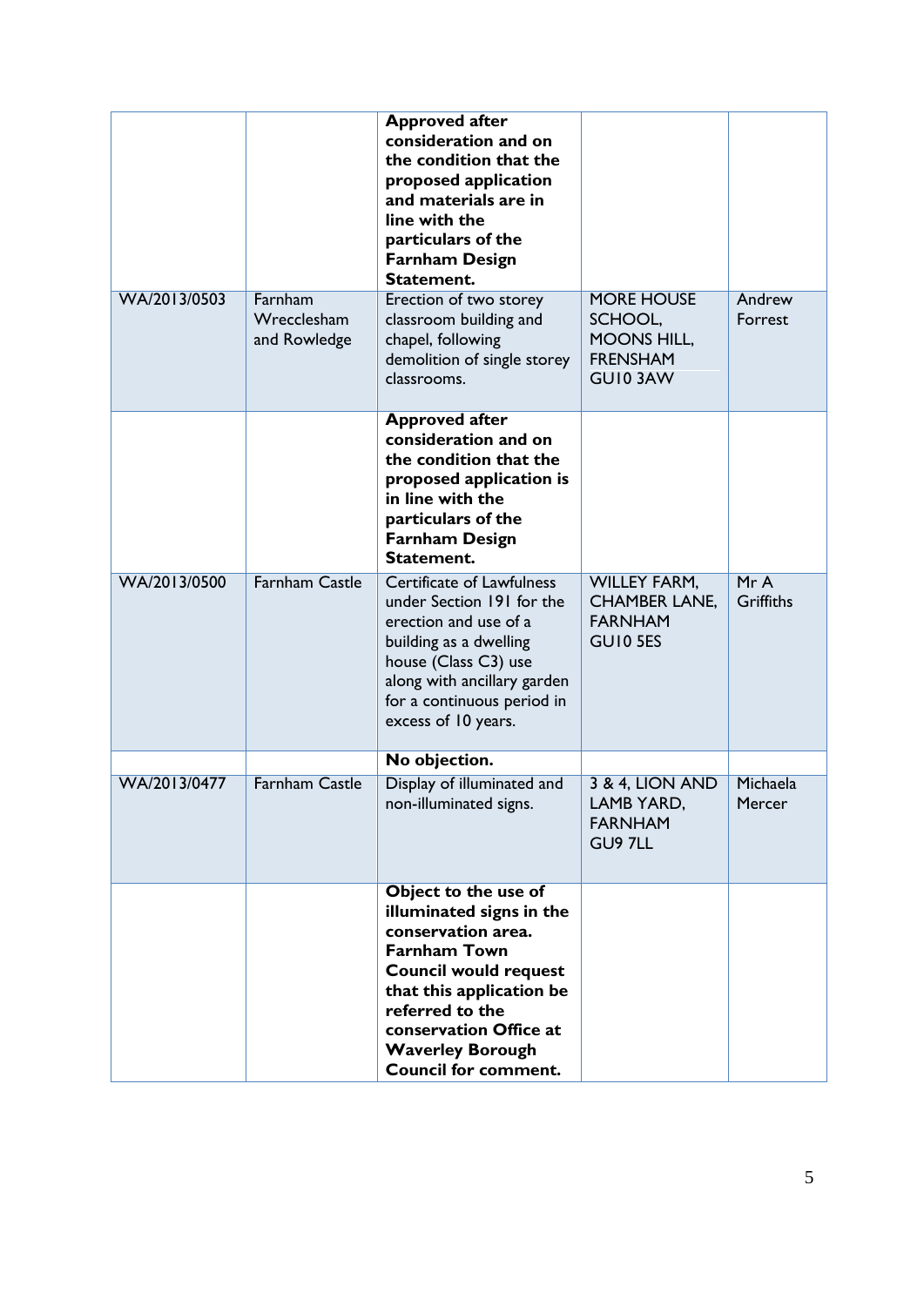| | | | | |
|---|---|---|---|---|
| | | **Approved after consideration and on the condition that the proposed application and materials are in line with the particulars of the Farnham Design Statement.** | | |
| WA/2013/0503 | Farnham Wrecclesham and Rowledge | Erection of two storey classroom building and chapel, following demolition of single storey classrooms. | MORE HOUSE SCHOOL, MOONS HILL, FRENSHAM GU10 3AW | Andrew Forrest |
| | | **Approved after consideration and on the condition that the proposed application is in line with the particulars of the Farnham Design Statement.** | | |
| WA/2013/0500 | Farnham Castle | Certificate of Lawfulness under Section 191 for the erection and use of a building as a dwelling house (Class C3) use along with ancillary garden for a continuous period in excess of 10 years. | WILLEY FARM, CHAMBER LANE, FARNHAM GU10 5ES | Mr A Griffiths |
| | | **No objection.** | | |
| WA/2013/0477 | Farnham Castle | Display of illuminated and non-illuminated signs. | 3 & 4, LION AND LAMB YARD, FARNHAM GU9 7LL | Michaela Mercer |
| | | **Object to the use of illuminated signs in the conservation area. Farnham Town Council would request that this application be referred to the conservation Office at Waverley Borough Council for comment.** | | |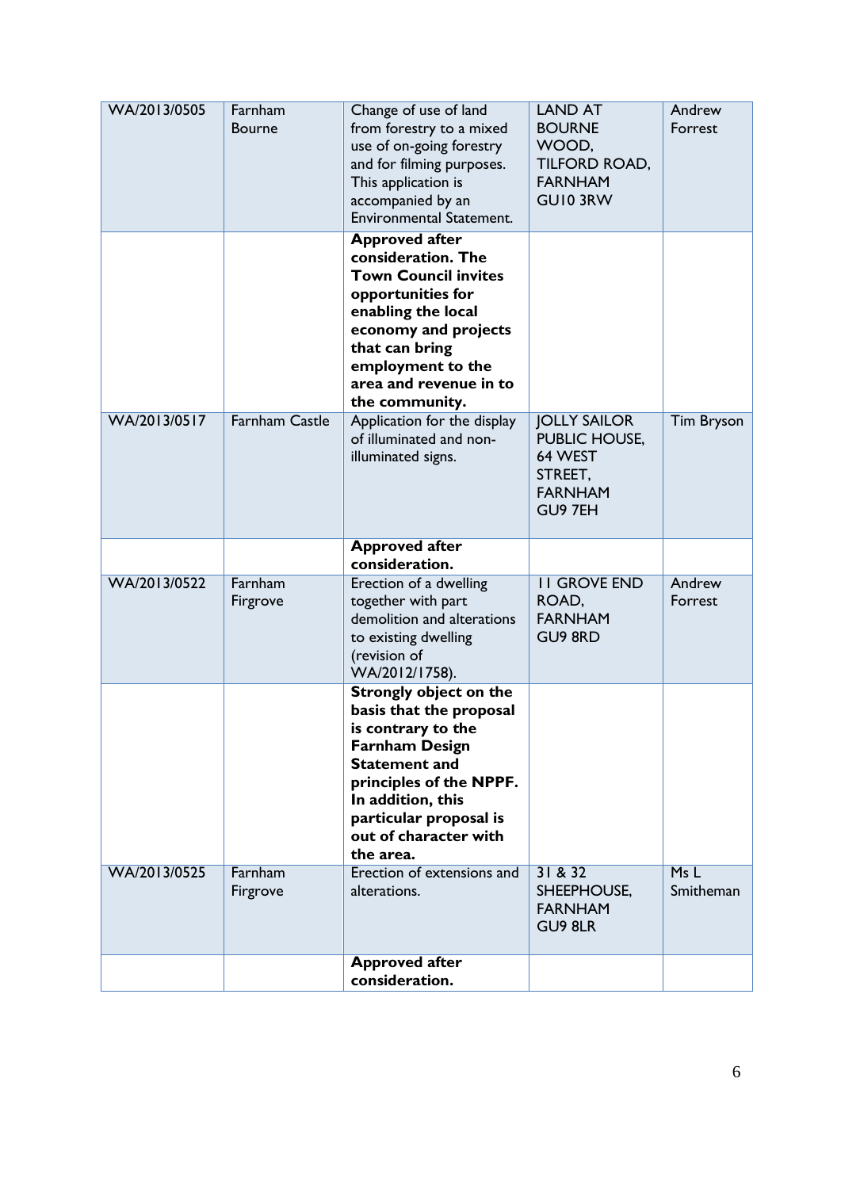| | | | | |
|---|---|---|---|---|
| WA/2013/0505 | Farnham Bourne | Change of use of land from forestry to a mixed use of on-going forestry and for filming purposes. This application is accompanied by an Environmental Statement. | LAND AT BOURNE WOOD, TILFORD ROAD, FARNHAM GU10 3RW | Andrew Forrest |
| | | **Approved after consideration. The Town Council invites opportunities for enabling the local economy and projects that can bring employment to the area and revenue in to the community.** | | |
| WA/2013/0517 | Farnham Castle | Application for the display of illuminated and non-illuminated signs. | JOLLY SAILOR PUBLIC HOUSE, 64 WEST STREET, FARNHAM GU9 7EH | Tim Bryson |
| | | **Approved after consideration.** | | |
| WA/2013/0522 | Farnham Firgrove | Erection of a dwelling together with part demolition and alterations to existing dwelling (revision of WA/2012/1758). | 11 GROVE END ROAD, FARNHAM GU9 8RD | Andrew Forrest |
| | | **Strongly object on the basis that the proposal is contrary to the Farnham Design Statement and principles of the NPPF. In addition, this particular proposal is out of character with the area.** | | |
| WA/2013/0525 | Farnham Firgrove | Erection of extensions and alterations. | 31 & 32 SHEEPHOUSE, FARNHAM GU9 8LR | Ms L Smitheman |
| | | **Approved after consideration.** | | |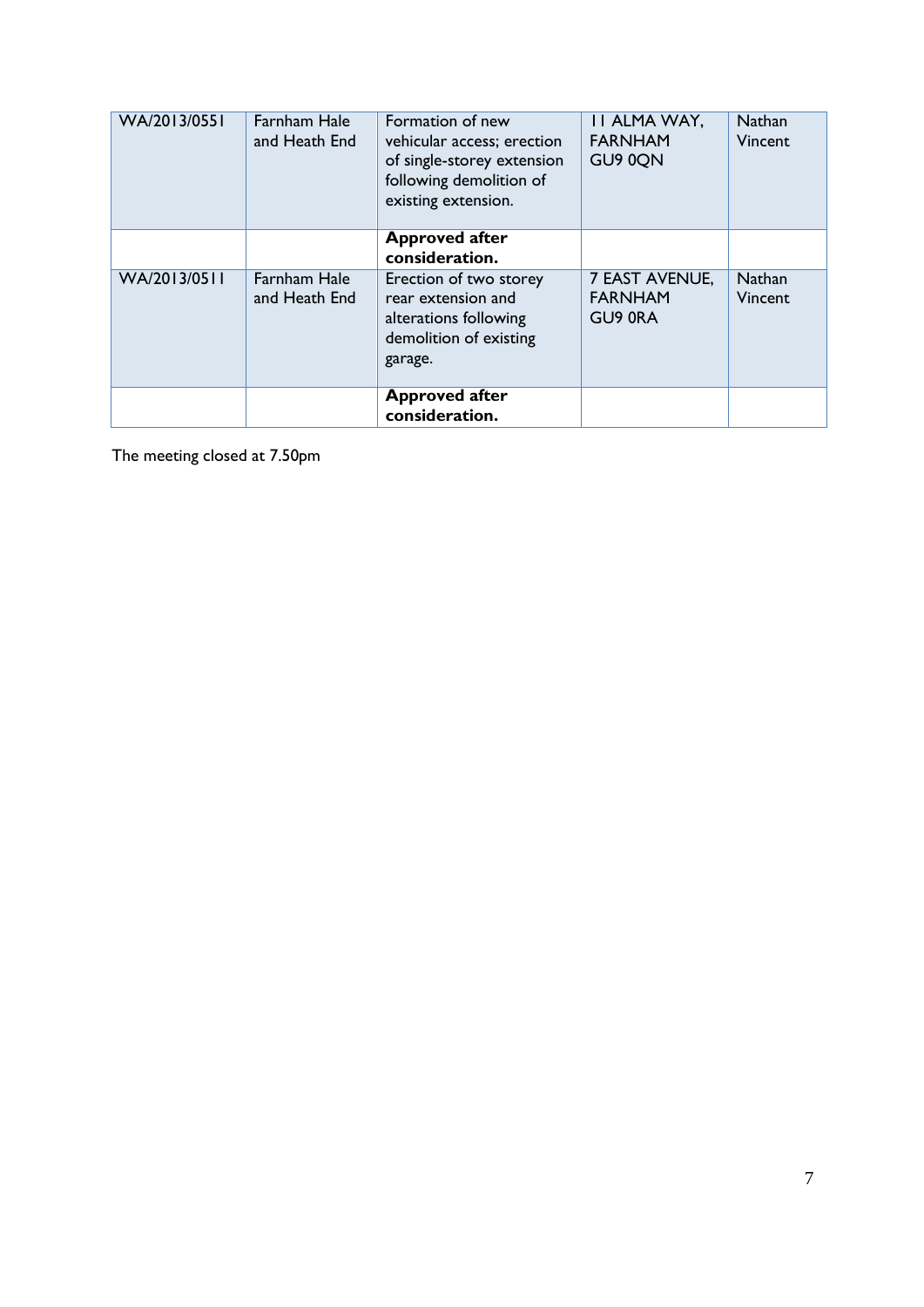| | | | | |
|---|---|---|---|---|
| WA/2013/0551 | Farnham Hale and Heath End | Formation of new vehicular access; erection of single-storey extension following demolition of existing extension. | 11 ALMA WAY, FARNHAM GU9 0QN | Nathan Vincent |
| | | **Approved after consideration.** | | |
| WA/2013/0511 | Farnham Hale and Heath End | Erection of two storey rear extension and alterations following demolition of existing garage. | 7 EAST AVENUE, FARNHAM GU9 0RA | Nathan Vincent |
| | | **Approved after consideration.** | | |

The meeting closed at 7.50pm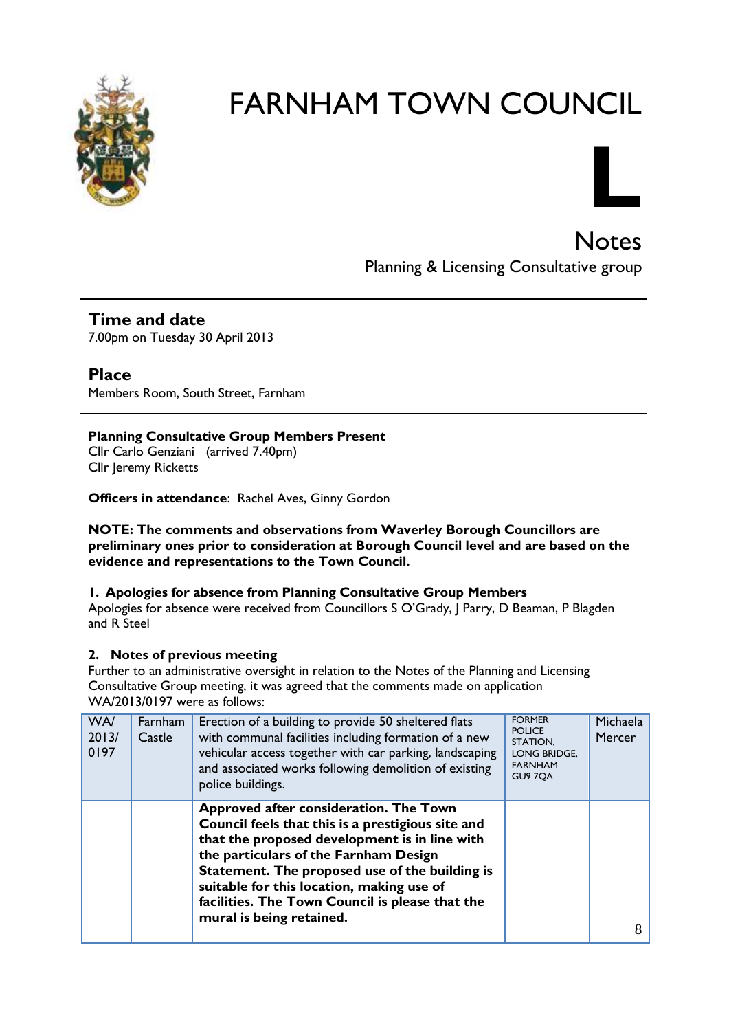# FARNHAM TOWN COUNCIL

**L**

## Notes

Planning & Licensing Consultative group

## Time and date

7.00pm on Tuesday 30 April 2013

## Place

Members Room, South Street, Farnham

**Planning Consultative Group Members Present**

Cllr Carlo Genziani (arrived 7.40pm)
Cllr Jeremy Ricketts

**Officers in attendance**: Rachel Aves, Ginny Gordon

**NOTE: The comments and observations from Waverley Borough Councillors are preliminary ones prior to consideration at Borough Council level and are based on the evidence and representations to the Town Council.**

### 1. Apologies for absence from Planning Consultative Group Members

Apologies for absence were received from Councillors S O'Grady, J Parry, D Beaman, P Blagden and R Steel

### 2. Notes of previous meeting

Further to an administrative oversight in relation to the Notes of the Planning and Licensing Consultative Group meeting, it was agreed that the comments made on application WA/2013/0197 were as follows:

| WA/ 2013/ 0197 | Farnham Castle | Erection of a building to provide 50 sheltered flats with communal facilities including formation of a new vehicular access together with car parking, landscaping and associated works following demolition of existing police buildings. | FORMER POLICE STATION, LONG BRIDGE, FARNHAM GU9 7QA | Michaela Mercer |
|---|---|---|---|---|
| | | **Approved after consideration. The Town Council feels that this is a prestigious site and that the proposed development is in line with the particulars of the Farnham Design Statement. The proposed use of the building is suitable for this location, making use of facilities. The Town Council is please that the mural is being retained.** | | |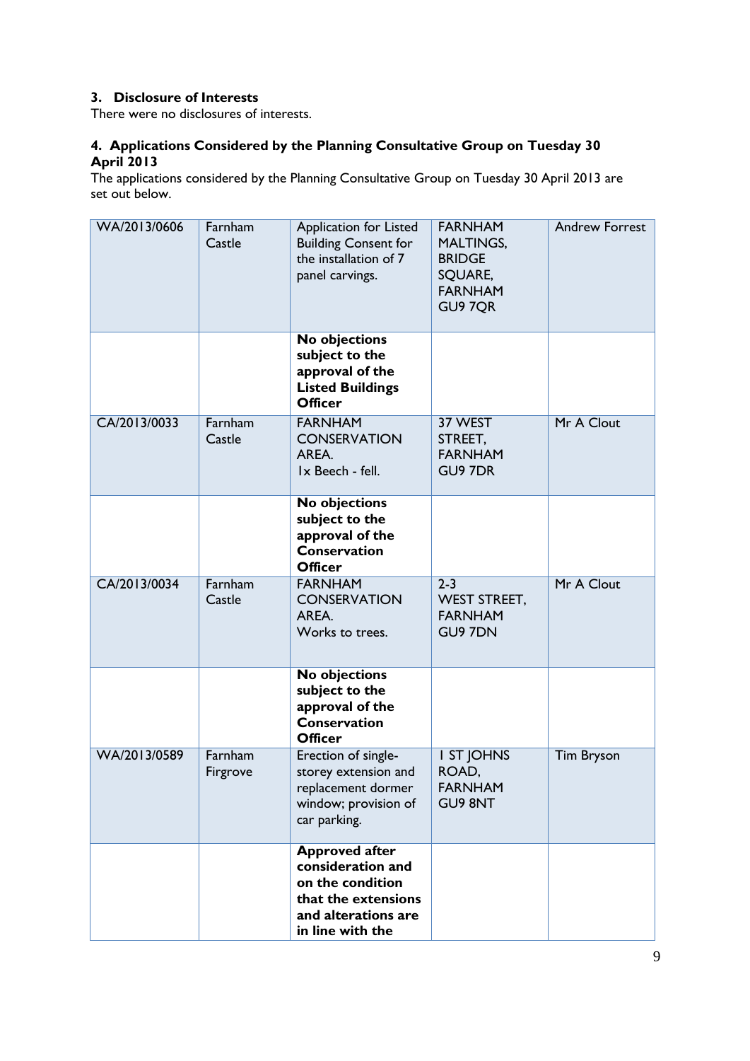### 3. Disclosure of Interests

There were no disclosures of interests.

### 4. Applications Considered by the Planning Consultative Group on Tuesday 30 April 2013

The applications considered by the Planning Consultative Group on Tuesday 30 April 2013 are set out below.

| | | | | |
|---|---|---|---|---|
| WA/2013/0606 | Farnham Castle | Application for Listed Building Consent for the installation of 7 panel carvings. | FARNHAM MALTINGS, BRIDGE SQUARE, FARNHAM GU9 7QR | Andrew Forrest |
| | | **No objections subject to the approval of the Listed Buildings Officer** | | |
| CA/2013/0033 | Farnham Castle | FARNHAM CONSERVATION AREA. 1x Beech - fell. | 37 WEST STREET, FARNHAM GU9 7DR | Mr A Clout |
| | | **No objections subject to the approval of the Conservation Officer** | | |
| CA/2013/0034 | Farnham Castle | FARNHAM CONSERVATION AREA. Works to trees. | 2-3 WEST STREET, FARNHAM GU9 7DN | Mr A Clout |
| | | **No objections subject to the approval of the Conservation Officer** | | |
| WA/2013/0589 | Farnham Firgrove | Erection of single-storey extension and replacement dormer window; provision of car parking. | 1 ST JOHNS ROAD, FARNHAM GU9 8NT | Tim Bryson |
| | | **Approved after consideration and on the condition that the extensions and alterations are in line with the** | | |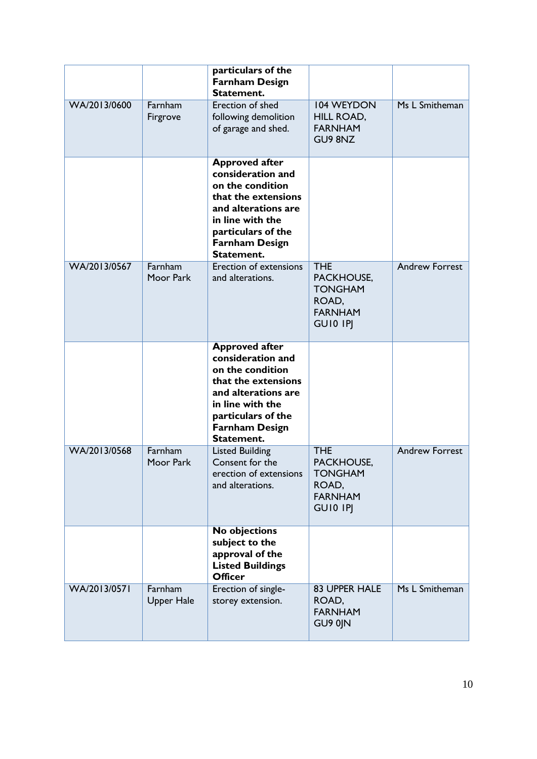| | | **particulars of the Farnham Design Statement.** | | |
|---|---|---|---|---|
| WA/2013/0600 | Farnham Firgrove | Erection of shed following demolition of garage and shed. | 104 WEYDON HILL ROAD, FARNHAM GU9 8NZ | Ms L Smitheman |
| | | **Approved after consideration and on the condition that the extensions and alterations are in line with the particulars of the Farnham Design Statement.** | | |
| WA/2013/0567 | Farnham Moor Park | Erection of extensions and alterations. | THE PACKHOUSE, TONGHAM ROAD, FARNHAM GU10 1PJ | Andrew Forrest |
| | | **Approved after consideration and on the condition that the extensions and alterations are in line with the particulars of the Farnham Design Statement.** | | |
| WA/2013/0568 | Farnham Moor Park | Listed Building Consent for the erection of extensions and alterations. | THE PACKHOUSE, TONGHAM ROAD, FARNHAM GU10 1PJ | Andrew Forrest |
| | | **No objections subject to the approval of the Listed Buildings Officer** | | |
| WA/2013/0571 | Farnham Upper Hale | Erection of single-storey extension. | 83 UPPER HALE ROAD, FARNHAM GU9 0JN | Ms L Smitheman |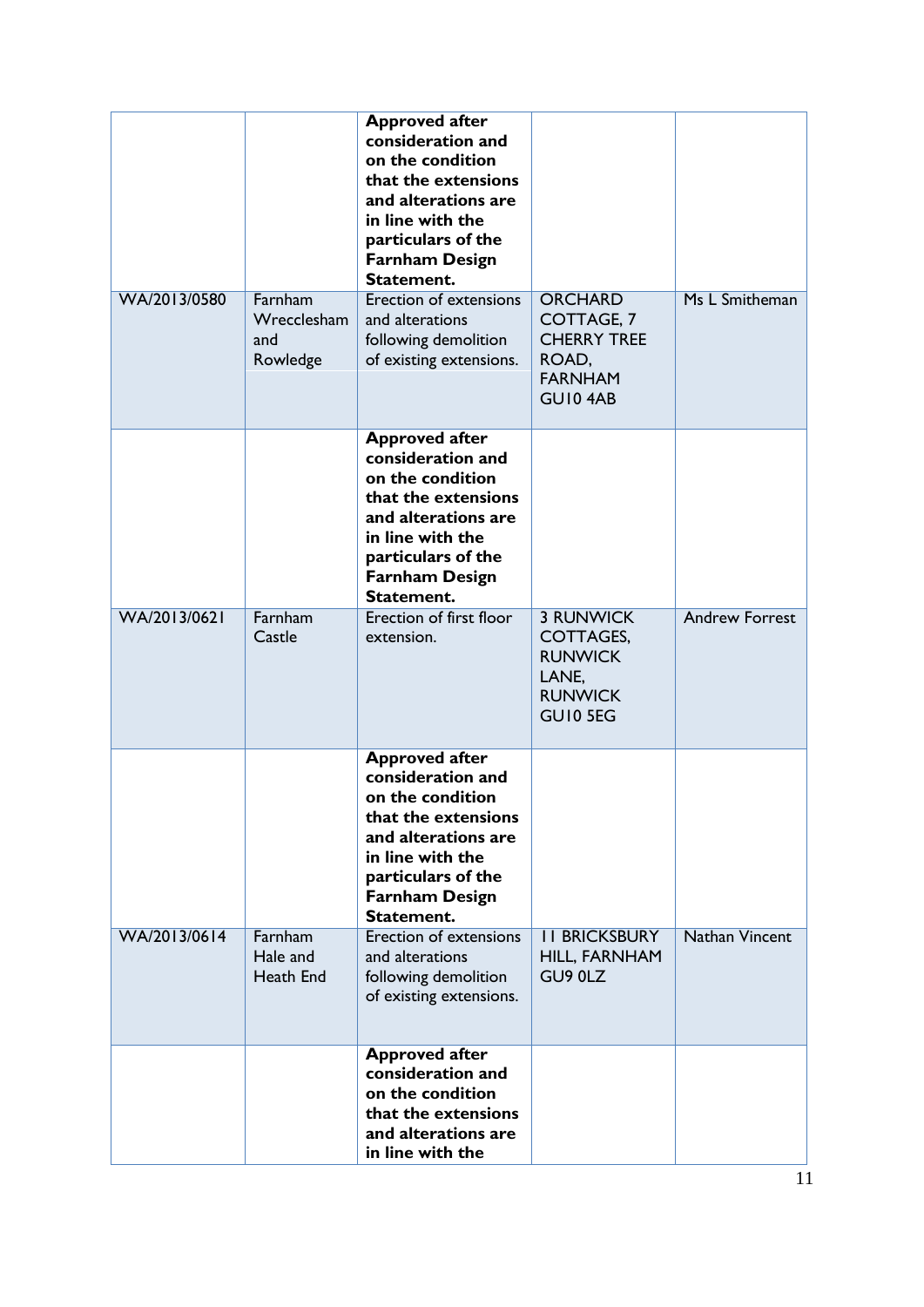| | | | | |
|---|---|---|---|---|
| | | **Approved after consideration and on the condition that the extensions and alterations are in line with the particulars of the Farnham Design Statement.** | | |
| WA/2013/0580 | Farnham Wrecclesham and Rowledge | Erection of extensions and alterations following demolition of existing extensions. | ORCHARD COTTAGE, 7 CHERRY TREE ROAD, FARNHAM GU10 4AB | Ms L Smitheman |
| | | **Approved after consideration and on the condition that the extensions and alterations are in line with the particulars of the Farnham Design Statement.** | | |
| WA/2013/0621 | Farnham Castle | Erection of first floor extension. | 3 RUNWICK COTTAGES, RUNWICK LANE, RUNWICK GU10 5EG | Andrew Forrest |
| | | **Approved after consideration and on the condition that the extensions and alterations are in line with the particulars of the Farnham Design Statement.** | | |
| WA/2013/0614 | Farnham Hale and Heath End | Erection of extensions and alterations following demolition of existing extensions. | 11 BRICKSBURY HILL, FARNHAM GU9 0LZ | Nathan Vincent |
| | | **Approved after consideration and on the condition that the extensions and alterations are in line with the** | | |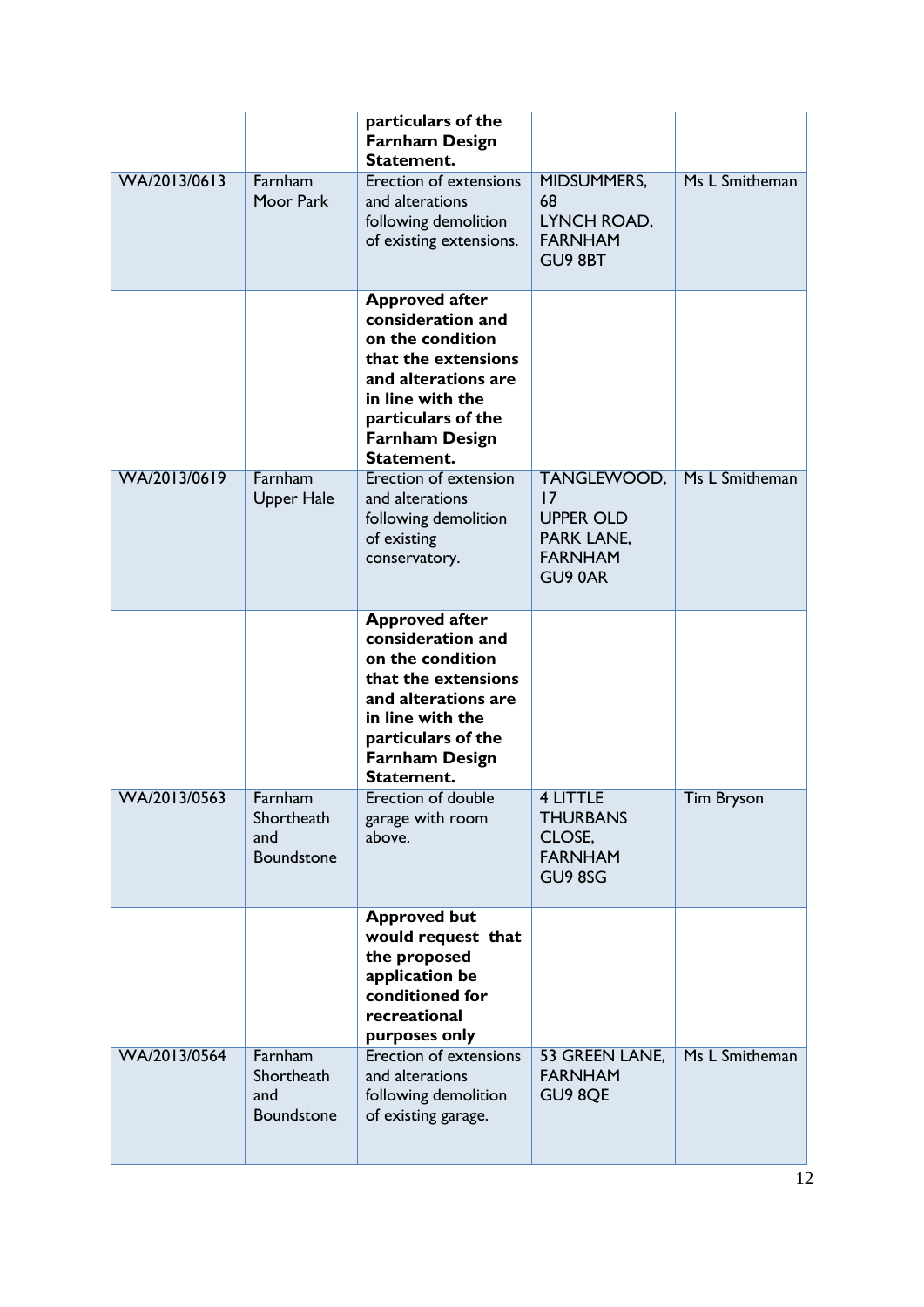| | | **particulars of the Farnham Design Statement.** | | |
|---|---|---|---|---|
| WA/2013/0613 | Farnham Moor Park | Erection of extensions and alterations following demolition of existing extensions. | MIDSUMMERS, 68 LYNCH ROAD, FARNHAM GU9 8BT | Ms L Smitheman |
| | | **Approved after consideration and on the condition that the extensions and alterations are in line with the particulars of the Farnham Design Statement.** | | |
| WA/2013/0619 | Farnham Upper Hale | Erection of extension and alterations following demolition of existing conservatory. | TANGLEWOOD, 17 UPPER OLD PARK LANE, FARNHAM GU9 0AR | Ms L Smitheman |
| | | **Approved after consideration and on the condition that the extensions and alterations are in line with the particulars of the Farnham Design Statement.** | | |
| WA/2013/0563 | Farnham Shortheath and Boundstone | Erection of double garage with room above. | 4 LITTLE THURBANS CLOSE, FARNHAM GU9 8SG | Tim Bryson |
| | | **Approved but would request that the proposed application be conditioned for recreational purposes only** | | |
| WA/2013/0564 | Farnham Shortheath and Boundstone | Erection of extensions and alterations following demolition of existing garage. | 53 GREEN LANE, FARNHAM GU9 8QE | Ms L Smitheman |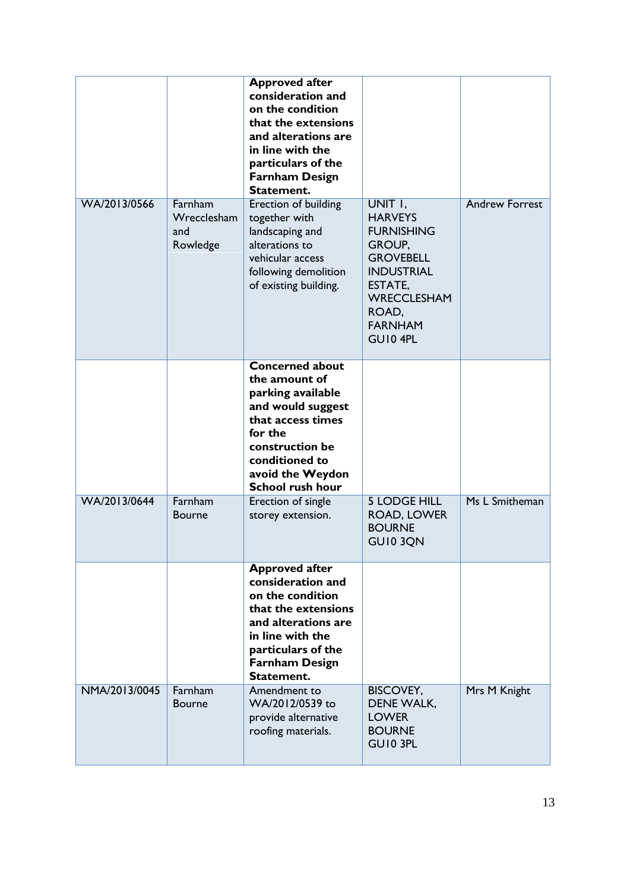| | | **Approved after consideration and on the condition that the extensions and alterations are in line with the particulars of the Farnham Design Statement.** | | |
|---|---|---|---|---|
| WA/2013/0566 | Farnham Wrecclesham and Rowledge | Erection of building together with landscaping and alterations to vehicular access following demolition of existing building. | UNIT 1, HARVEYS FURNISHING GROUP, GROVEBELL INDUSTRIAL ESTATE, WRECCLESHAM ROAD, FARNHAM GU10 4PL | Andrew Forrest |
| | | **Concerned about the amount of parking available and would suggest that access times for the construction be conditioned to avoid the Weydon School rush hour** | | |
| WA/2013/0644 | Farnham Bourne | Erection of single storey extension. | 5 LODGE HILL ROAD, LOWER BOURNE GU10 3QN | Ms L Smitheman |
| | | **Approved after consideration and on the condition that the extensions and alterations are in line with the particulars of the Farnham Design Statement.** | | |
| NMA/2013/0045 | Farnham Bourne | Amendment to WA/2012/0539 to provide alternative roofing materials. | BISCOVEY, DENE WALK, LOWER BOURNE GU10 3PL | Mrs M Knight |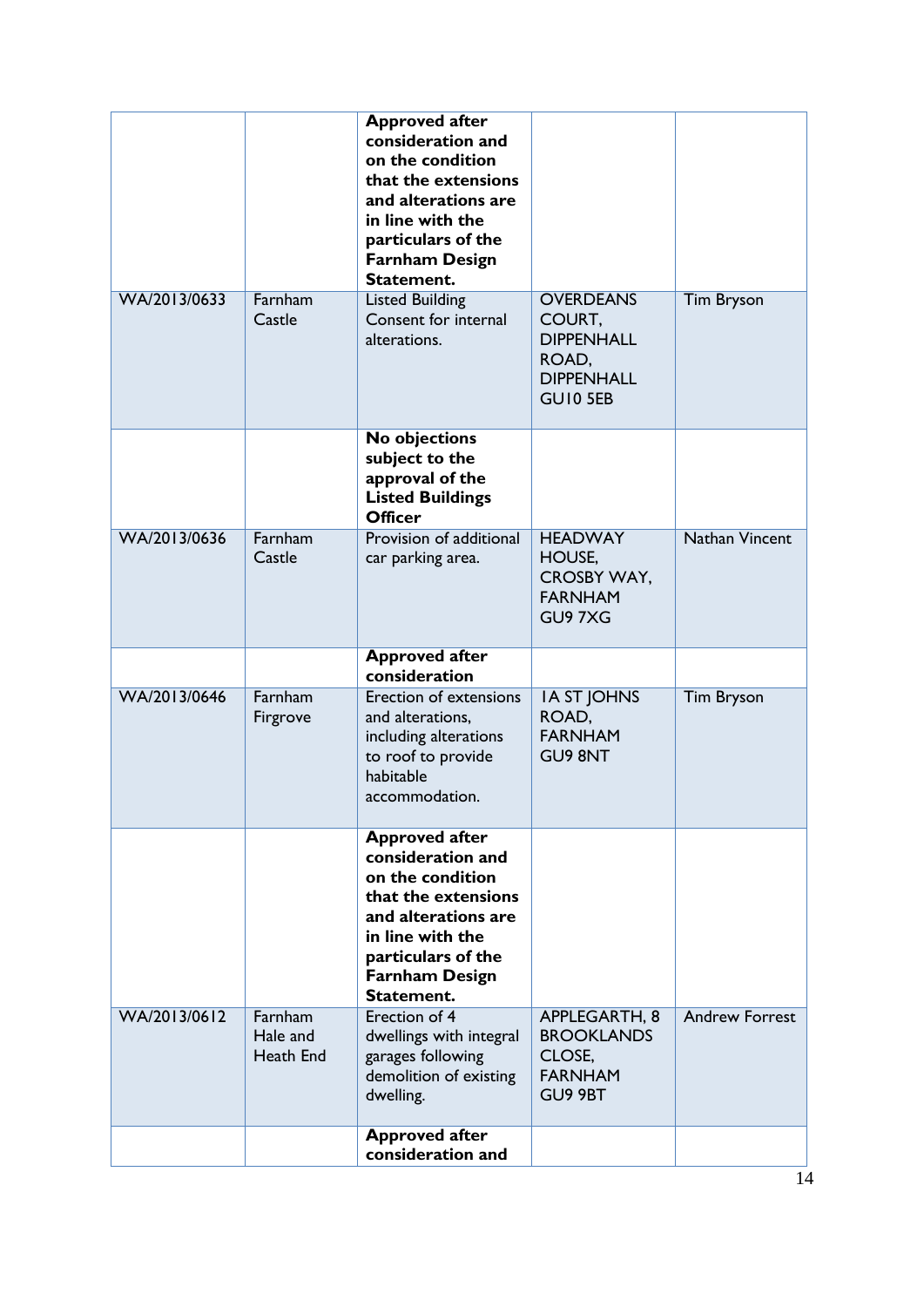| | | | | |
|---|---|---|---|---|
| | | **Approved after consideration and on the condition that the extensions and alterations are in line with the particulars of the Farnham Design Statement.** | | |
| WA/2013/0633 | Farnham Castle | Listed Building Consent for internal alterations. | OVERDEANS COURT, DIPPENHALL ROAD, DIPPENHALL GU10 5EB | Tim Bryson |
| | | **No objections subject to the approval of the Listed Buildings Officer** | | |
| WA/2013/0636 | Farnham Castle | Provision of additional car parking area. | HEADWAY HOUSE, CROSBY WAY, FARNHAM GU9 7XG | Nathan Vincent |
| | | **Approved after consideration** | | |
| WA/2013/0646 | Farnham Firgrove | Erection of extensions and alterations, including alterations to roof to provide habitable accommodation. | 1A ST JOHNS ROAD, FARNHAM GU9 8NT | Tim Bryson |
| | | **Approved after consideration and on the condition that the extensions and alterations are in line with the particulars of the Farnham Design Statement.** | | |
| WA/2013/0612 | Farnham Hale and Heath End | Erection of 4 dwellings with integral garages following demolition of existing dwelling. | APPLEGARTH, 8 BROOKLANDS CLOSE, FARNHAM GU9 9BT | Andrew Forrest |
| | | **Approved after consideration and** | | |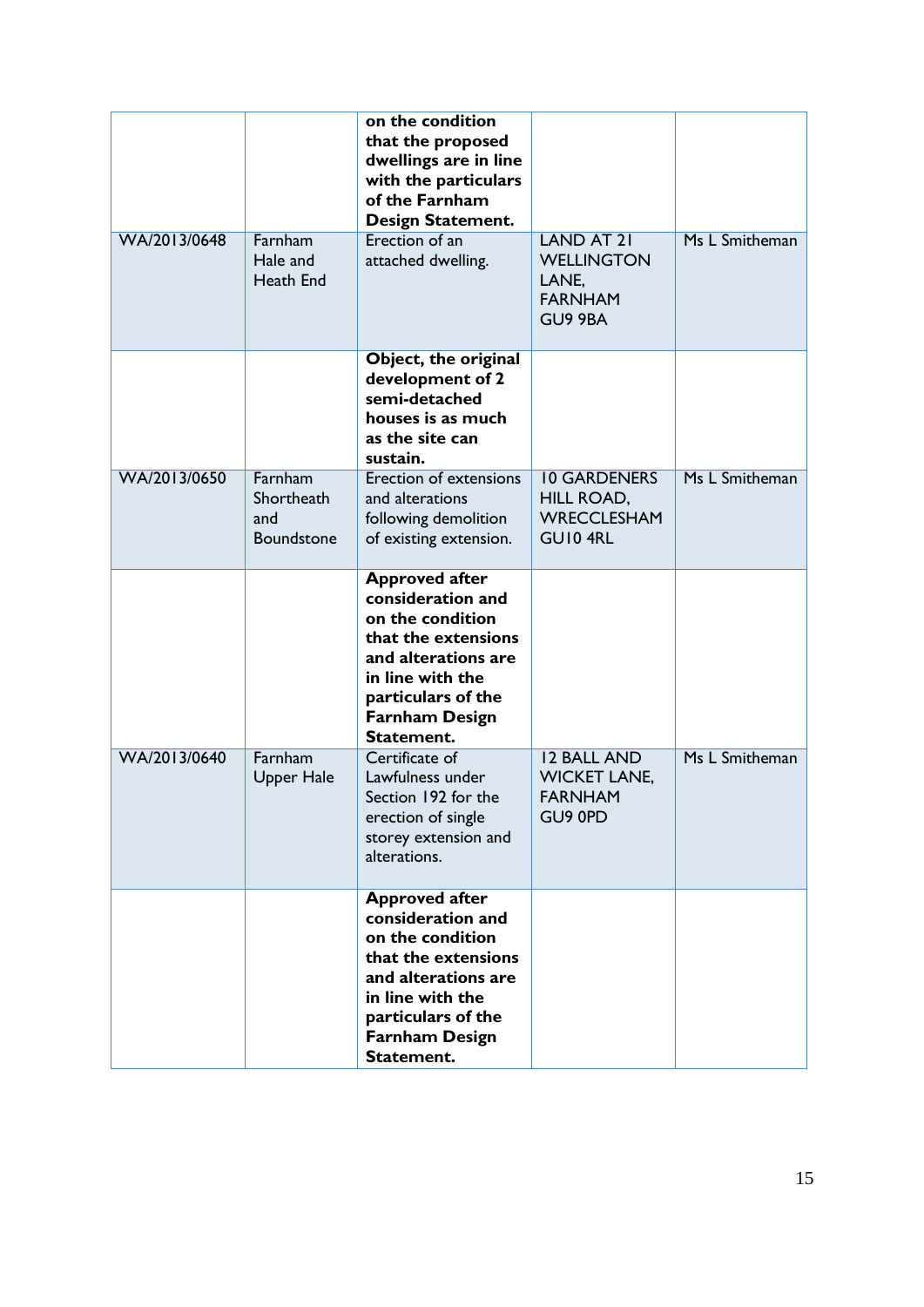| | | | | |
|---|---|---|---|---|
| | | **on the condition that the proposed dwellings are in line with the particulars of the Farnham Design Statement.** | | |
| WA/2013/0648 | Farnham Hale and Heath End | Erection of an attached dwelling. | LAND AT 21 WELLINGTON LANE, FARNHAM GU9 9BA | Ms L Smitheman |
| | | **Object, the original development of 2 semi-detached houses is as much as the site can sustain.** | | |
| WA/2013/0650 | Farnham Shortheath and Boundstone | Erection of extensions and alterations following demolition of existing extension. | 10 GARDENERS HILL ROAD, WRECCLESHAM GU10 4RL | Ms L Smitheman |
| | | **Approved after consideration and on the condition that the extensions and alterations are in line with the particulars of the Farnham Design Statement.** | | |
| WA/2013/0640 | Farnham Upper Hale | Certificate of Lawfulness under Section 192 for the erection of single storey extension and alterations. | 12 BALL AND WICKET LANE, FARNHAM GU9 0PD | Ms L Smitheman |
| | | **Approved after consideration and on the condition that the extensions and alterations are in line with the particulars of the Farnham Design Statement.** | | |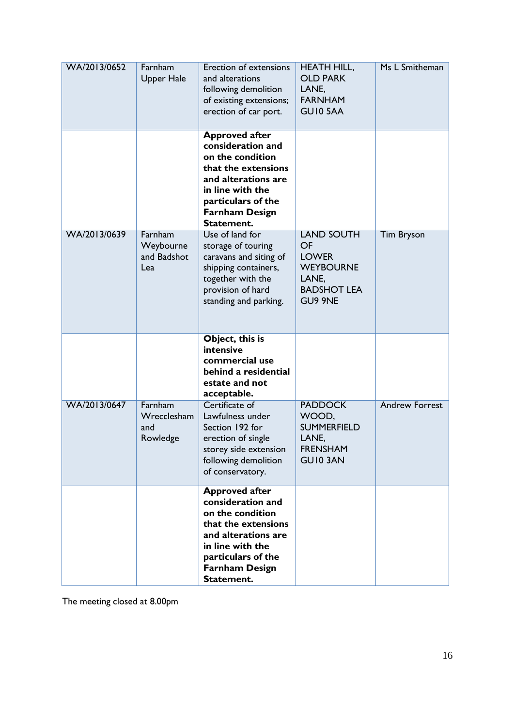| | | | | |
|---|---|---|---|---|
| WA/2013/0652 | Farnham Upper Hale | Erection of extensions and alterations following demolition of existing extensions; erection of car port. | HEATH HILL, OLD PARK LANE, FARNHAM GU10 5AA | Ms L Smitheman |
| | | **Approved after consideration and on the condition that the extensions and alterations are in line with the particulars of the Farnham Design Statement.** | | |
| WA/2013/0639 | Farnham Weybourne and Badshot Lea | Use of land for storage of touring caravans and siting of shipping containers, together with the provision of hard standing and parking. | LAND SOUTH OF LOWER WEYBOURNE LANE, BADSHOT LEA GU9 9NE | Tim Bryson |
| | | **Object, this is intensive commercial use behind a residential estate and not acceptable.** | | |
| WA/2013/0647 | Farnham Wrecclesham and Rowledge | Certificate of Lawfulness under Section 192 for erection of single storey side extension following demolition of conservatory. | PADDOCK WOOD, SUMMERFIELD LANE, FRENSHAM GU10 3AN | Andrew Forrest |
| | | **Approved after consideration and on the condition that the extensions and alterations are in line with the particulars of the Farnham Design Statement.** | | |

The meeting closed at 8.00pm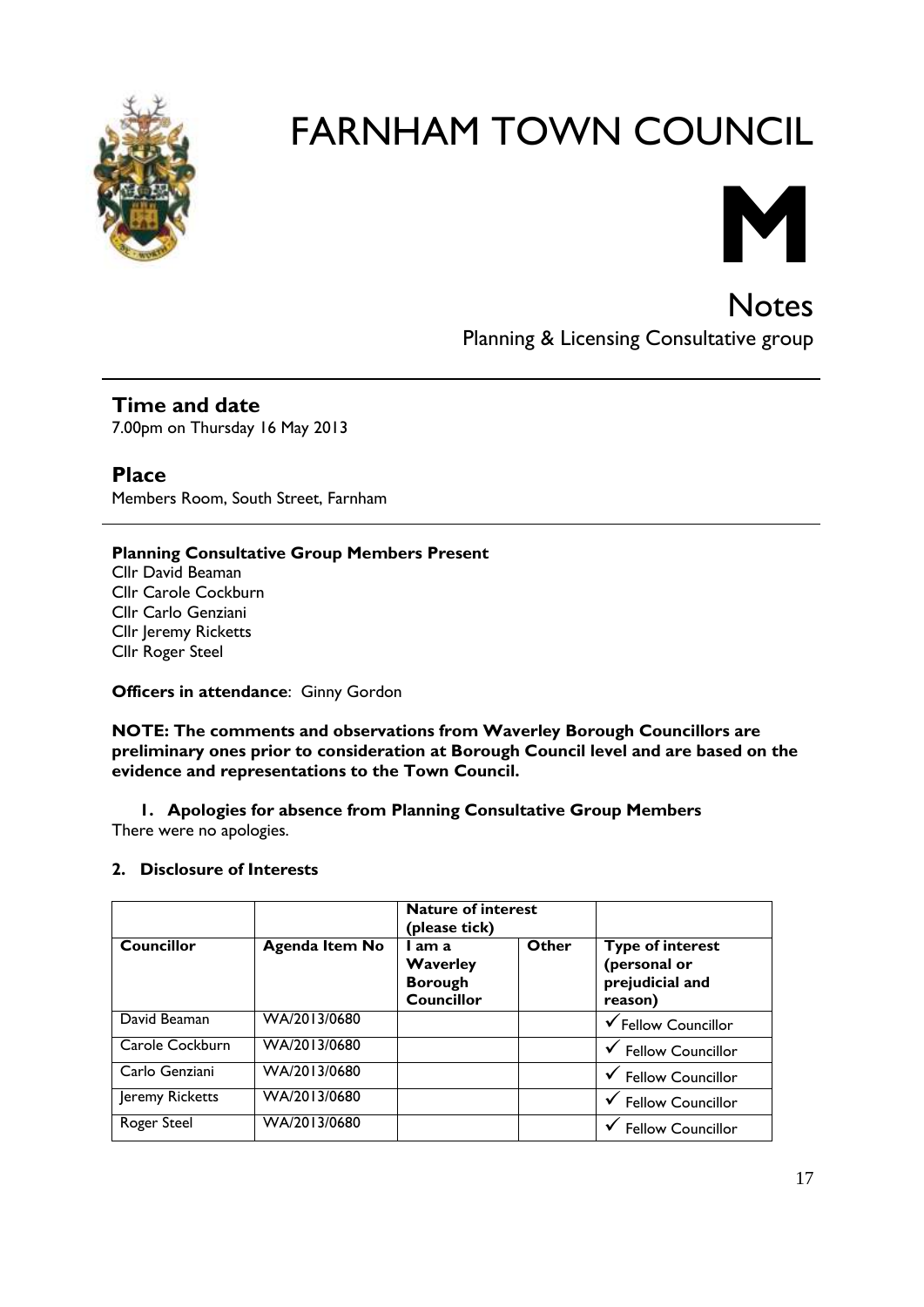# FARNHAM TOWN COUNCIL

**M**

## Notes

Planning & Licensing Consultative group

---

## Time and date

7.00pm on Thursday 16 May 2013

## Place

Members Room, South Street, Farnham

---

**Planning Consultative Group Members Present**

Cllr David Beaman
Cllr Carole Cockburn
Cllr Carlo Genziani
Cllr Jeremy Ricketts
Cllr Roger Steel

**Officers in attendance**: Ginny Gordon

**NOTE: The comments and observations from Waverley Borough Councillors are preliminary ones prior to consideration at Borough Council level and are based on the evidence and representations to the Town Council.**

### 1. Apologies for absence from Planning Consultative Group Members

There were no apologies.

### 2. Disclosure of Interests

| | | Nature of interest (please tick) | | |
|---|---|---|---|---|
| **Councillor** | **Agenda Item No** | **I am a Waverley Borough Councillor** | **Other** | **Type of interest (personal or prejudicial and reason)** |
| David Beaman | WA/2013/0680 | | | ✓Fellow Councillor |
| Carole Cockburn | WA/2013/0680 | | | ✓ Fellow Councillor |
| Carlo Genziani | WA/2013/0680 | | | ✓ Fellow Councillor |
| Jeremy Ricketts | WA/2013/0680 | | | ✓ Fellow Councillor |
| Roger Steel | WA/2013/0680 | | | ✓ Fellow Councillor |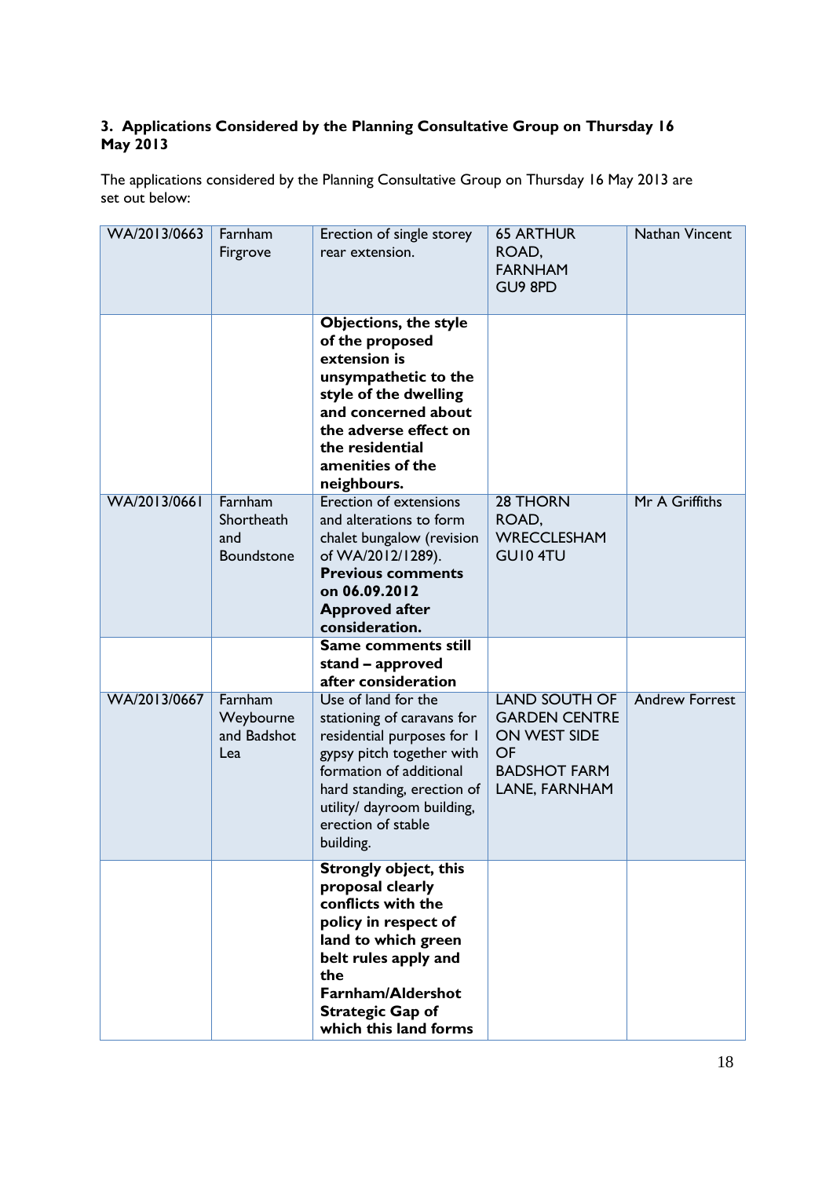### 3. Applications Considered by the Planning Consultative Group on Thursday 16 May 2013

The applications considered by the Planning Consultative Group on Thursday 16 May 2013 are set out below:

| | | | | |
|---|---|---|---|---|
| WA/2013/0663 | Farnham Firgrove | Erection of single storey rear extension. | 65 ARTHUR ROAD, FARNHAM GU9 8PD | Nathan Vincent |
| | | **Objections, the style of the proposed extension is unsympathetic to the style of the dwelling and concerned about the adverse effect on the residential amenities of the neighbours.** | | |
| WA/2013/0661 | Farnham Shortheath and Boundstone | Erection of extensions and alterations to form chalet bungalow (revision of WA/2012/1289). **Previous comments on 06.09.2012 Approved after consideration.** | 28 THORN ROAD, WRECCLESHAM GU10 4TU | Mr A Griffiths |
| | | **Same comments still stand – approved after consideration** | | |
| WA/2013/0667 | Farnham Weybourne and Badshot Lea | Use of land for the stationing of caravans for residential purposes for 1 gypsy pitch together with formation of additional hard standing, erection of utility/ dayroom building, erection of stable building. | LAND SOUTH OF GARDEN CENTRE ON WEST SIDE OF BADSHOT FARM LANE, FARNHAM | Andrew Forrest |
| | | **Strongly object, this proposal clearly conflicts with the policy in respect of land to which green belt rules apply and the Farnham/Aldershot Strategic Gap of which this land forms** | | |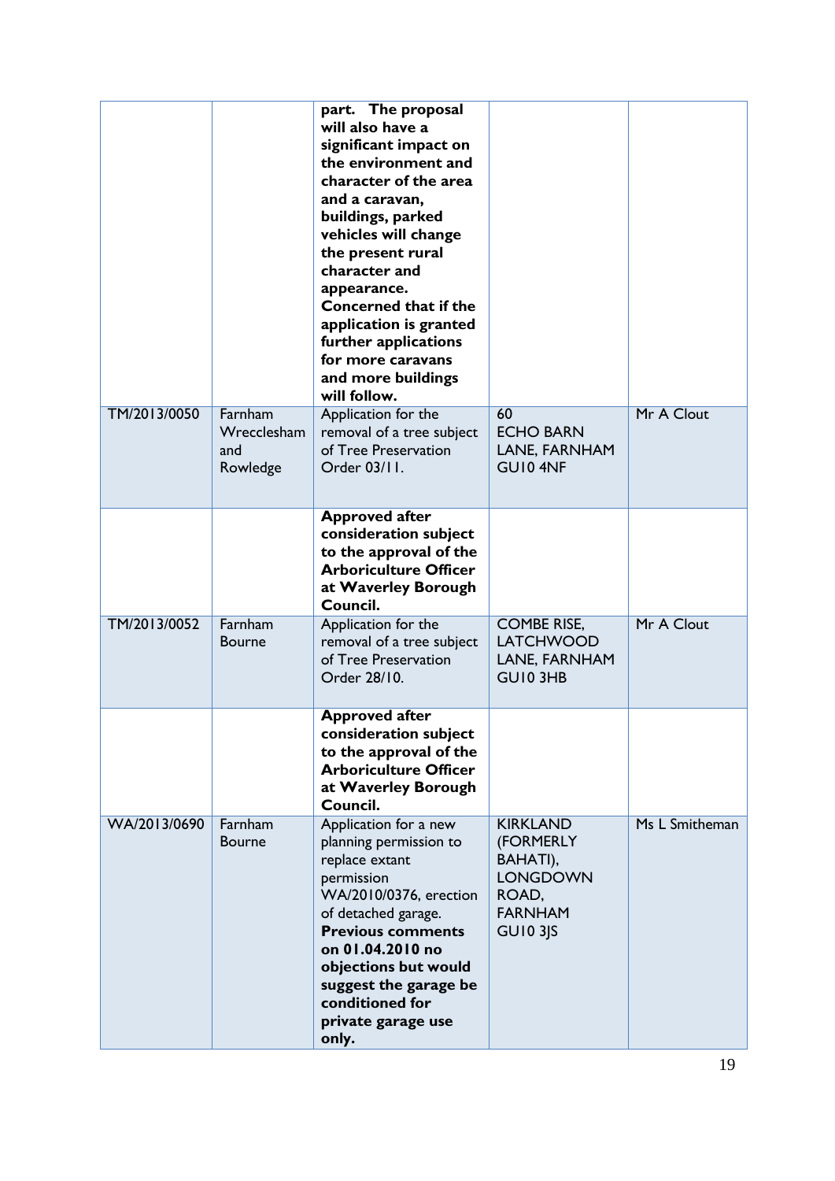| | | | | |
|---|---|---|---|---|
| | | **part. The proposal will also have a significant impact on the environment and character of the area and a caravan, buildings, parked vehicles will change the present rural character and appearance. Concerned that if the application is granted further applications for more caravans and more buildings will follow.** | | |
| TM/2013/0050 | Farnham Wrecclesham and Rowledge | Application for the removal of a tree subject of Tree Preservation Order 03/11. | 60 ECHO BARN LANE, FARNHAM GU10 4NF | Mr A Clout |
| | | **Approved after consideration subject to the approval of the Arboriculture Officer at Waverley Borough Council.** | | |
| TM/2013/0052 | Farnham Bourne | Application for the removal of a tree subject of Tree Preservation Order 28/10. | COMBE RISE, LATCHWOOD LANE, FARNHAM GU10 3HB | Mr A Clout |
| | | **Approved after consideration subject to the approval of the Arboriculture Officer at Waverley Borough Council.** | | |
| WA/2013/0690 | Farnham Bourne | Application for a new planning permission to replace extant permission WA/2010/0376, erection of detached garage. **Previous comments on 01.04.2010 no objections but would suggest the garage be conditioned for private garage use only.** | KIRKLAND (FORMERLY BAHATI), LONGDOWN ROAD, FARNHAM GU10 3JS | Ms L Smitheman |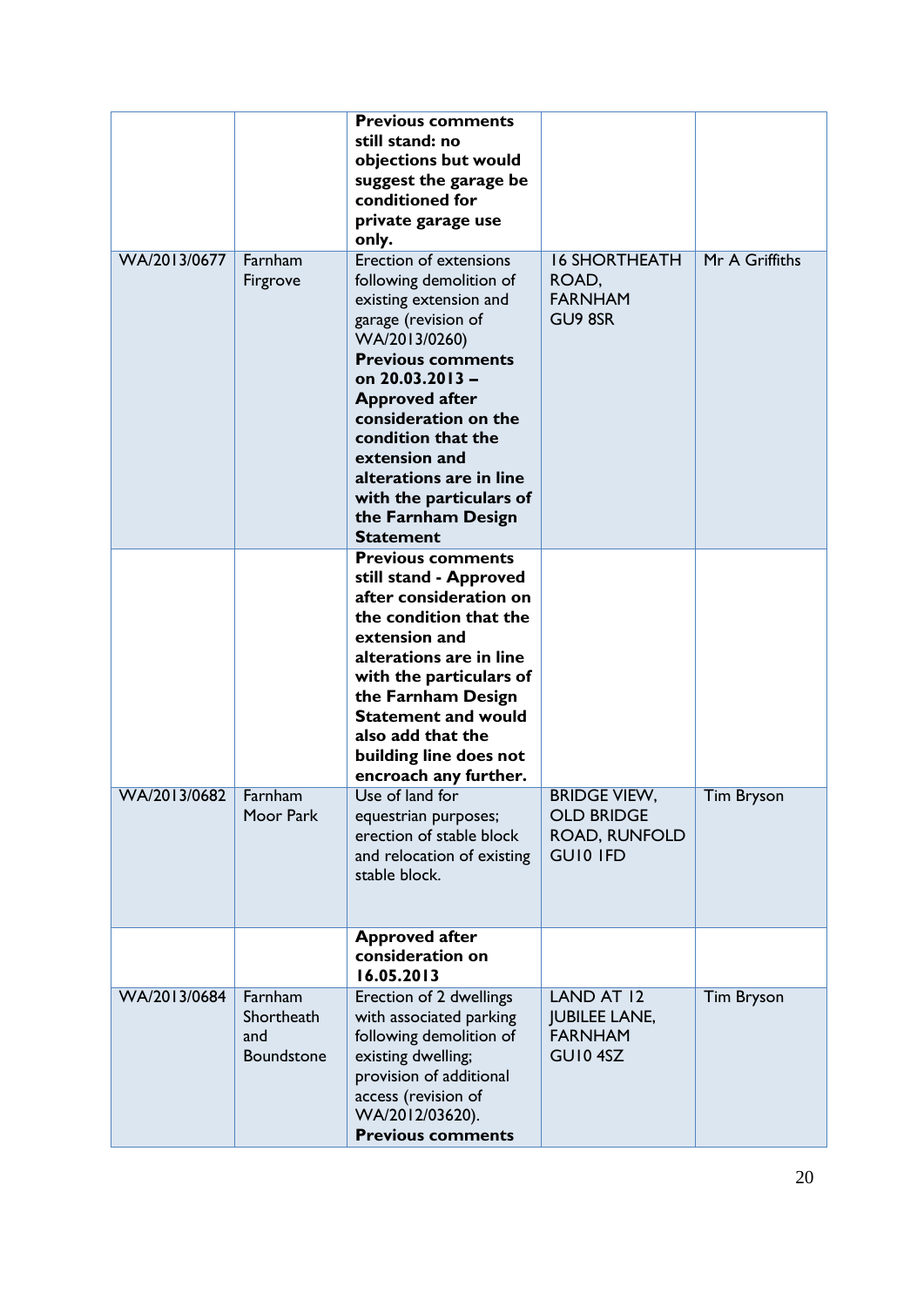| | | | | |
|---|---|---|---|---|
| | | **Previous comments still stand: no objections but would suggest the garage be conditioned for private garage use only.** | | |
| WA/2013/0677 | Farnham Firgrove | Erection of extensions following demolition of existing extension and garage (revision of WA/2013/0260) **Previous comments on 20.03.2013 – Approved after consideration on the condition that the extension and alterations are in line with the particulars of the Farnham Design Statement** | 16 SHORTHEATH ROAD, FARNHAM GU9 8SR | Mr A Griffiths |
| | | **Previous comments still stand - Approved after consideration on the condition that the extension and alterations are in line with the particulars of the Farnham Design Statement and would also add that the building line does not encroach any further.** | | |
| WA/2013/0682 | Farnham Moor Park | Use of land for equestrian purposes; erection of stable block and relocation of existing stable block. | BRIDGE VIEW, OLD BRIDGE ROAD, RUNFOLD GU10 1FD | Tim Bryson |
| | | **Approved after consideration on 16.05.2013** | | |
| WA/2013/0684 | Farnham Shortheath and Boundstone | Erection of 2 dwellings with associated parking following demolition of existing dwelling; provision of additional access (revision of WA/2012/03620). **Previous comments** | LAND AT 12 JUBILEE LANE, FARNHAM GU10 4SZ | Tim Bryson |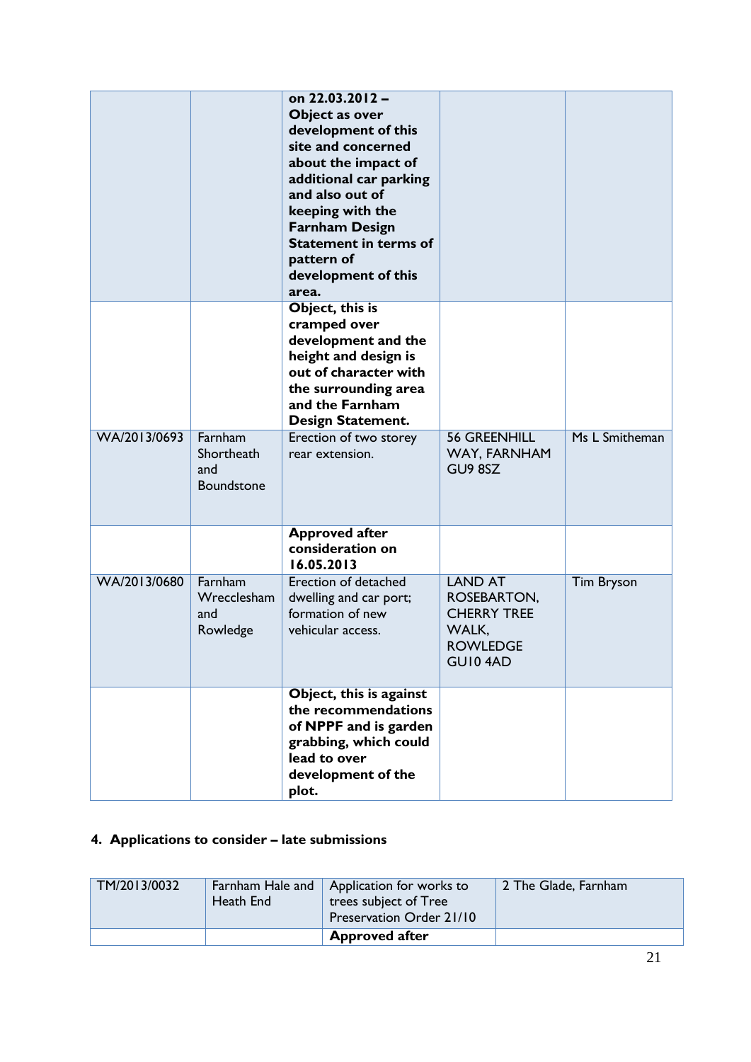| | | on 22.03.2012 – Object as over development of this site and concerned about the impact of additional car parking and also out of keeping with the Farnham Design Statement in terms of pattern of development of this area. | | |
|---|---|---|---|---|
| | | **Object, this is cramped over development and the height and design is out of character with the surrounding area and the Farnham Design Statement.** | | |
| WA/2013/0693 | Farnham Shortheath and Boundstone | Erection of two storey rear extension. | 56 GREENHILL WAY, FARNHAM GU9 8SZ | Ms L Smitheman |
| | | **Approved after consideration on 16.05.2013** | | |
| WA/2013/0680 | Farnham Wrecclesham and Rowledge | Erection of detached dwelling and car port; formation of new vehicular access. | LAND AT ROSEBARTON, CHERRY TREE WALK, ROWLEDGE GU10 4AD | Tim Bryson |
| | | **Object, this is against the recommendations of NPPF and is garden grabbing, which could lead to over development of the plot.** | | |

## 4. Applications to consider – late submissions

| TM/2013/0032 | Farnham Hale and Heath End | Application for works to trees subject of Tree Preservation Order 21/10 | 2 The Glade, Farnham |
|---|---|---|---|
| | | **Approved after** | |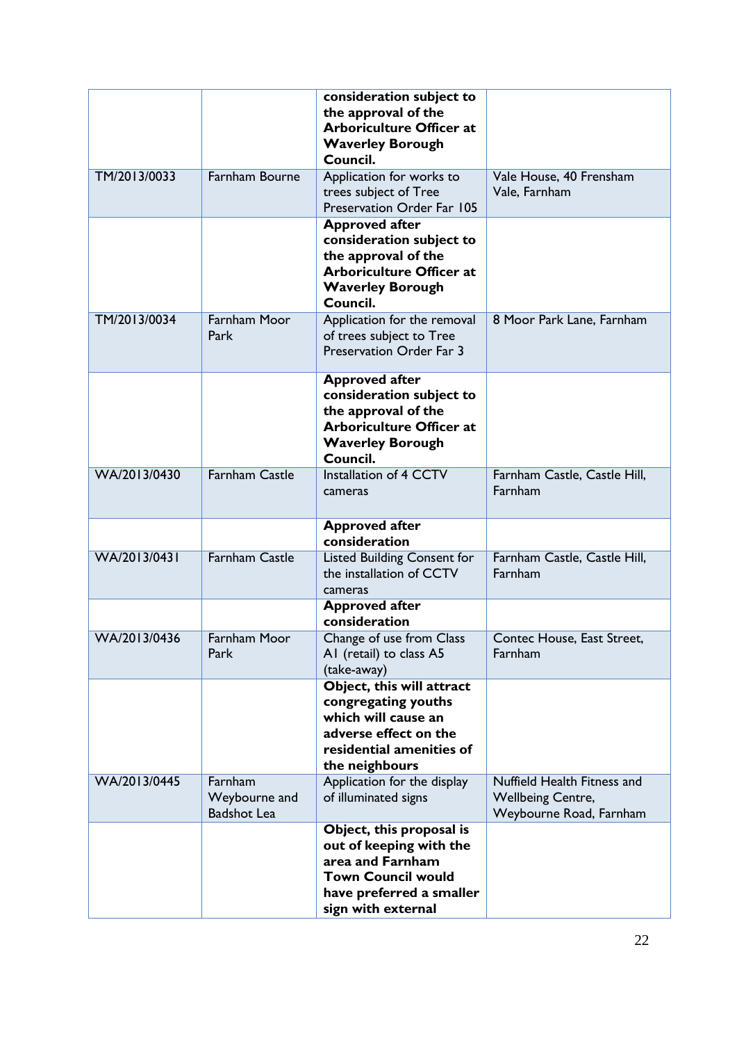| | | **consideration subject to the approval of the Arboriculture Officer at Waverley Borough Council.** | |
|---|---|---|---|
| TM/2013/0033 | Farnham Bourne | Application for works to trees subject of Tree Preservation Order Far 105 | Vale House, 40 Frensham Vale, Farnham |
| | | **Approved after consideration subject to the approval of the Arboriculture Officer at Waverley Borough Council.** | |
| TM/2013/0034 | Farnham Moor Park | Application for the removal of trees subject to Tree Preservation Order Far 3 | 8 Moor Park Lane, Farnham |
| | | **Approved after consideration subject to the approval of the Arboriculture Officer at Waverley Borough Council.** | |
| WA/2013/0430 | Farnham Castle | Installation of 4 CCTV cameras | Farnham Castle, Castle Hill, Farnham |
| | | **Approved after consideration** | |
| WA/2013/0431 | Farnham Castle | Listed Building Consent for the installation of CCTV cameras | Farnham Castle, Castle Hill, Farnham |
| | | **Approved after consideration** | |
| WA/2013/0436 | Farnham Moor Park | Change of use from Class A1 (retail) to class A5 (take-away) | Contec House, East Street, Farnham |
| | | **Object, this will attract congregating youths which will cause an adverse effect on the residential amenities of the neighbours** | |
| WA/2013/0445 | Farnham Weybourne and Badshot Lea | Application for the display of illuminated signs | Nuffield Health Fitness and Wellbeing Centre, Weybourne Road, Farnham |
| | | **Object, this proposal is out of keeping with the area and Farnham Town Council would have preferred a smaller sign with external** | |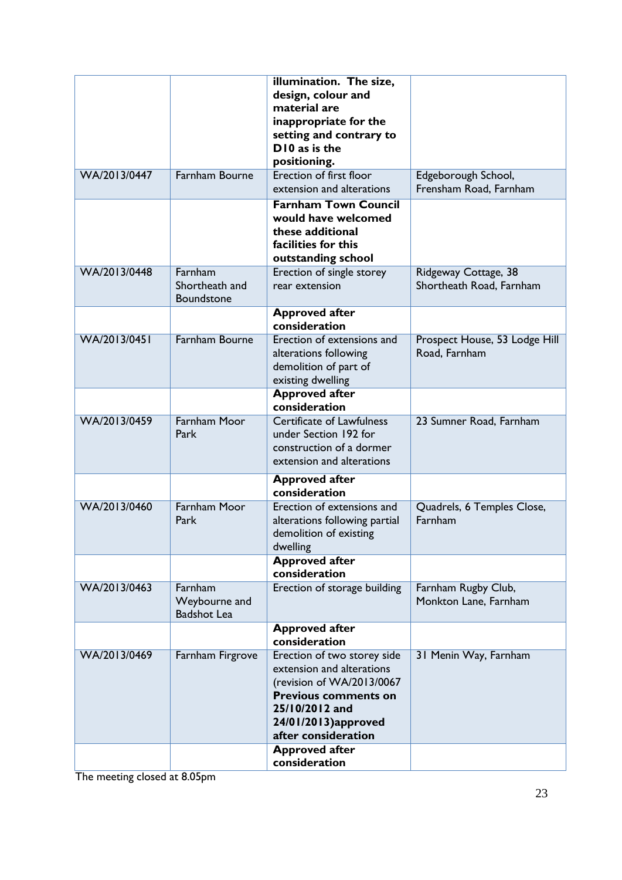| | | | |
|---|---|---|---|
| | | **illumination. The size, design, colour and material are inappropriate for the setting and contrary to D10 as is the positioning.** | |
| WA/2013/0447 | Farnham Bourne | Erection of first floor extension and alterations | Edgeborough School, Frensham Road, Farnham |
| | | **Farnham Town Council would have welcomed these additional facilities for this outstanding school** | |
| WA/2013/0448 | Farnham Shortheath and Boundstone | Erection of single storey rear extension | Ridgeway Cottage, 38 Shortheath Road, Farnham |
| | | **Approved after consideration** | |
| WA/2013/0451 | Farnham Bourne | Erection of extensions and alterations following demolition of part of existing dwelling | Prospect House, 53 Lodge Hill Road, Farnham |
| | | **Approved after consideration** | |
| WA/2013/0459 | Farnham Moor Park | Certificate of Lawfulness under Section 192 for construction of a dormer extension and alterations | 23 Sumner Road, Farnham |
| | | **Approved after consideration** | |
| WA/2013/0460 | Farnham Moor Park | Erection of extensions and alterations following partial demolition of existing dwelling | Quadrels, 6 Temples Close, Farnham |
| | | **Approved after consideration** | |
| WA/2013/0463 | Farnham Weybourne and Badshot Lea | Erection of storage building | Farnham Rugby Club, Monkton Lane, Farnham |
| | | **Approved after consideration** | |
| WA/2013/0469 | Farnham Firgrove | Erection of two storey side extension and alterations (revision of WA/2013/0067 **Previous comments on 25/10/2012 and 24/01/2013)approved after consideration** | 31 Menin Way, Farnham |
| | | **Approved after consideration** | |

The meeting closed at 8.05pm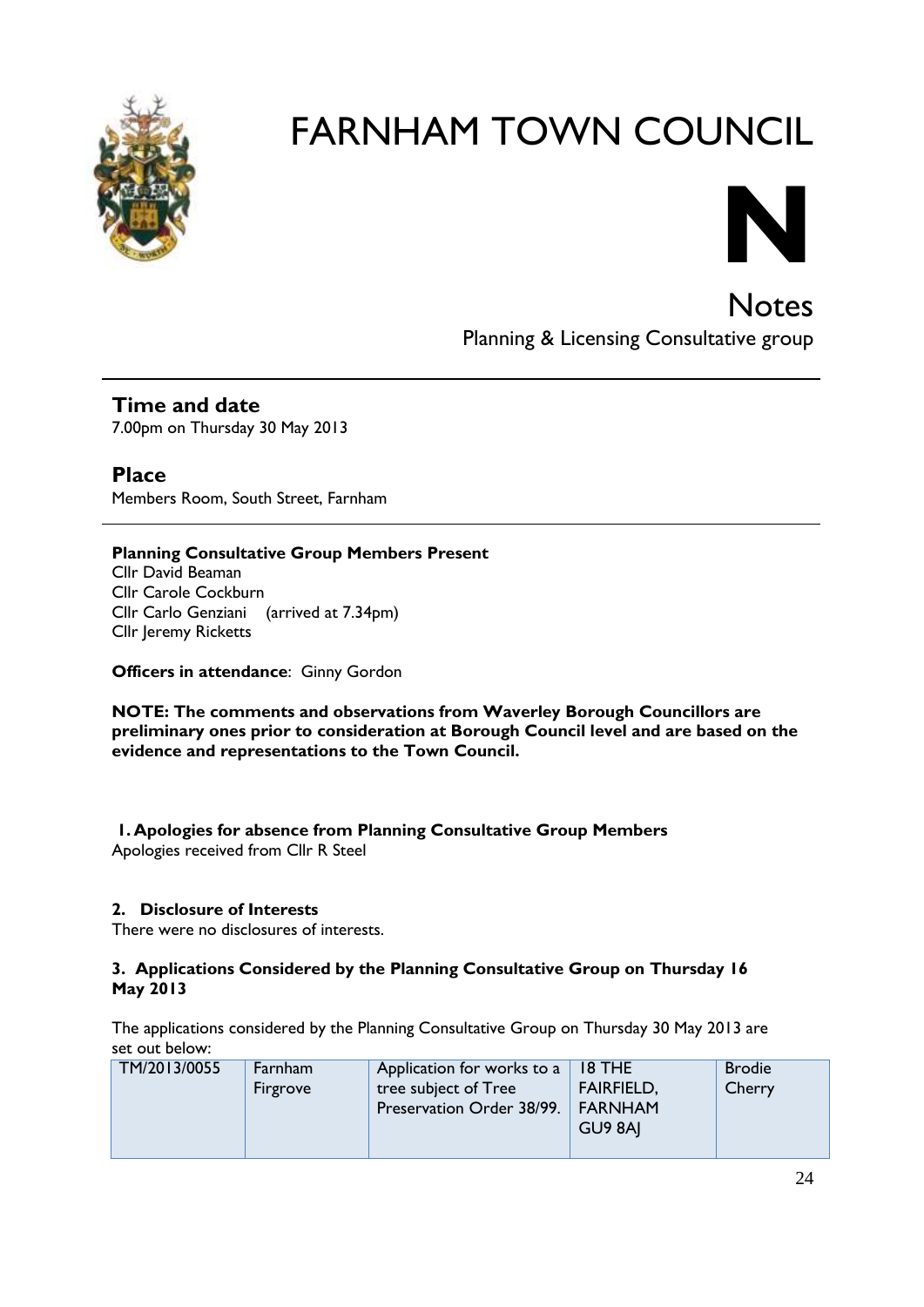# FARNHAM TOWN COUNCIL

**N**

## Notes

Planning & Licensing Consultative group

---

### Time and date

7.00pm on Thursday 30 May 2013

### Place

Members Room, South Street, Farnham

---

**Planning Consultative Group Members Present**
Cllr David Beaman
Cllr Carole Cockburn
Cllr Carlo Genziani (arrived at 7.34pm)
Cllr Jeremy Ricketts

**Officers in attendance**: Ginny Gordon

**NOTE: The comments and observations from Waverley Borough Councillors are preliminary ones prior to consideration at Borough Council level and are based on the evidence and representations to the Town Council.**

**1. Apologies for absence from Planning Consultative Group Members**
Apologies received from Cllr R Steel

**2. Disclosure of Interests**
There were no disclosures of interests.

**3. Applications Considered by the Planning Consultative Group on Thursday 16 May 2013**

The applications considered by the Planning Consultative Group on Thursday 30 May 2013 are set out below:

| TM/2013/0055 | Farnham Firgrove | Application for works to a tree subject of Tree Preservation Order 38/99. | 18 THE FAIRFIELD, FARNHAM GU9 8AJ | Brodie Cherry |
|---|---|---|---|---|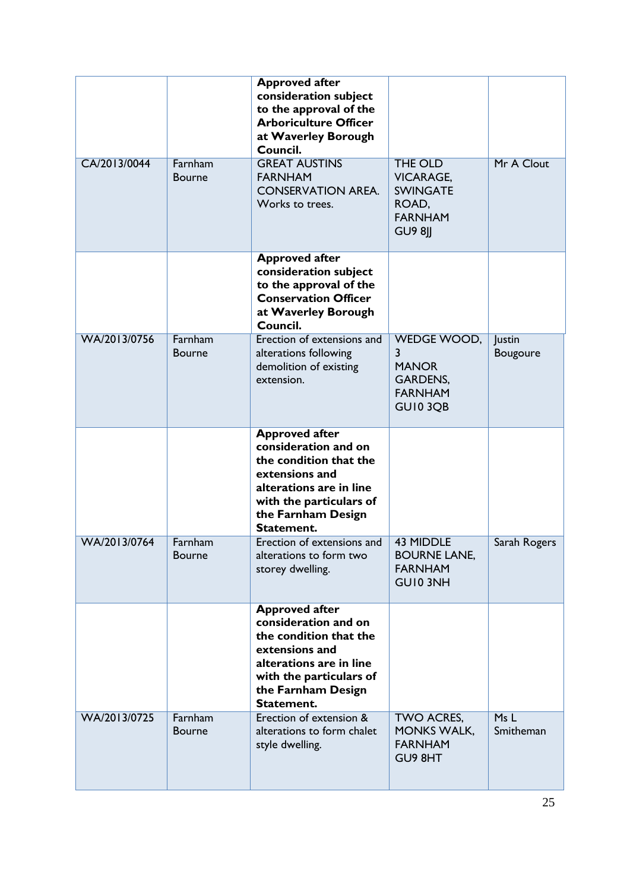| | | | | |
|---|---|---|---|---|
| | | **Approved after consideration subject to the approval of the Arboriculture Officer at Waverley Borough Council.** | | |
| CA/2013/0044 | Farnham Bourne | GREAT AUSTINS FARNHAM CONSERVATION AREA. Works to trees. | THE OLD VICARAGE, SWINGATE ROAD, FARNHAM GU9 8JJ | Mr A Clout |
| | | **Approved after consideration subject to the approval of the Conservation Officer at Waverley Borough Council.** | | |
| WA/2013/0756 | Farnham Bourne | Erection of extensions and alterations following demolition of existing extension. | WEDGE WOOD, 3 MANOR GARDENS, FARNHAM GU10 3QB | Justin Bougoure |
| | | **Approved after consideration and on the condition that the extensions and alterations are in line with the particulars of the Farnham Design Statement.** | | |
| WA/2013/0764 | Farnham Bourne | Erection of extensions and alterations to form two storey dwelling. | 43 MIDDLE BOURNE LANE, FARNHAM GU10 3NH | Sarah Rogers |
| | | **Approved after consideration and on the condition that the extensions and alterations are in line with the particulars of the Farnham Design Statement.** | | |
| WA/2013/0725 | Farnham Bourne | Erection of extension & alterations to form chalet style dwelling. | TWO ACRES, MONKS WALK, FARNHAM GU9 8HT | Ms L Smitheman |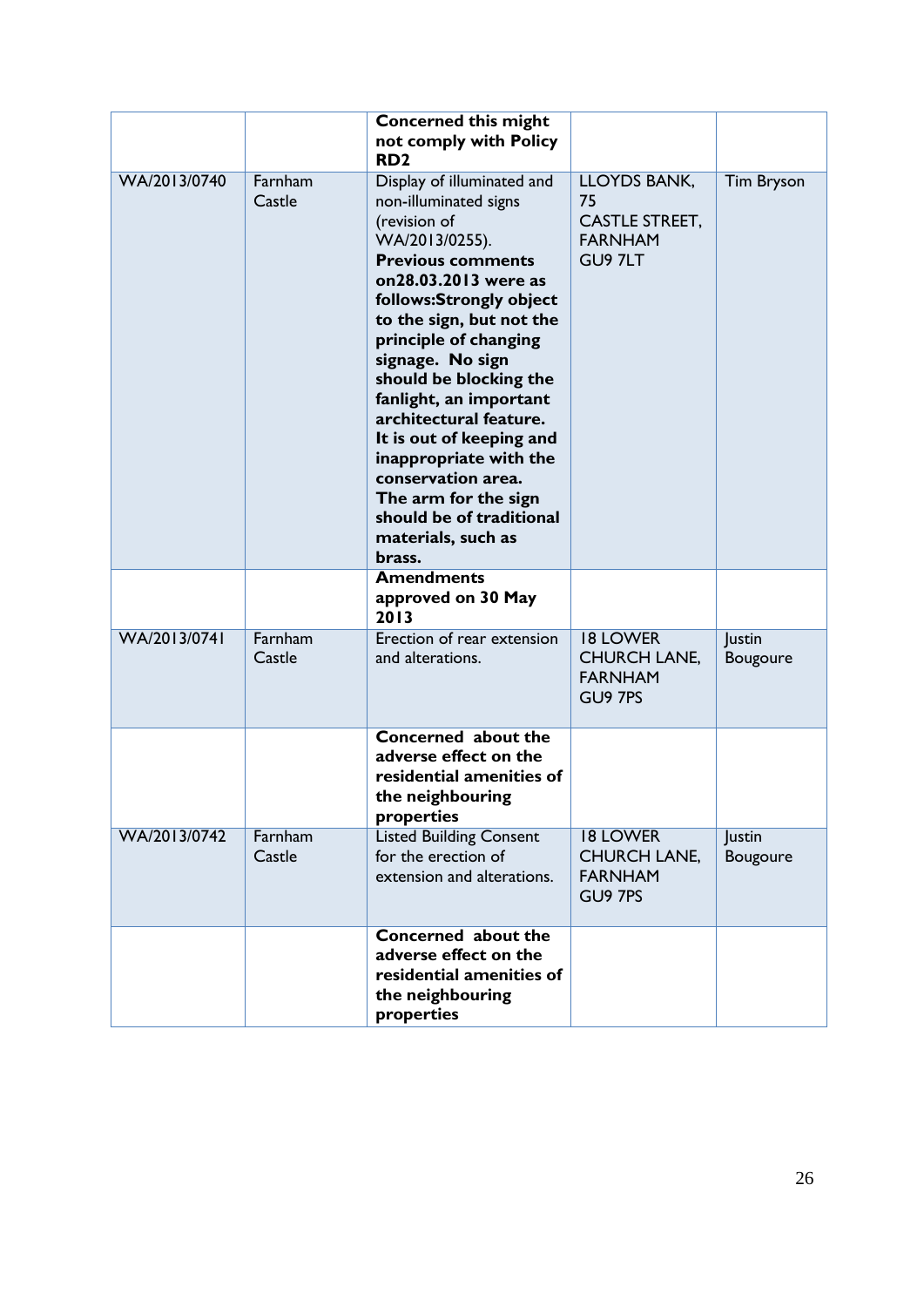| | | | | |
|---|---|---|---|---|
| | | **Concerned this might not comply with Policy RD2** | | |
| WA/2013/0740 | Farnham Castle | Display of illuminated and non-illuminated signs (revision of WA/2013/0255). **Previous comments on28.03.2013 were as follows:Strongly object to the sign, but not the principle of changing signage. No sign should be blocking the fanlight, an important architectural feature. It is out of keeping and inappropriate with the conservation area. The arm for the sign should be of traditional materials, such as brass.** | LLOYDS BANK, 75 CASTLE STREET, FARNHAM GU9 7LT | Tim Bryson |
| | | **Amendments approved on 30 May 2013** | | |
| WA/2013/0741 | Farnham Castle | Erection of rear extension and alterations. | 18 LOWER CHURCH LANE, FARNHAM GU9 7PS | Justin Bougoure |
| | | **Concerned about the adverse effect on the residential amenities of the neighbouring properties** | | |
| WA/2013/0742 | Farnham Castle | Listed Building Consent for the erection of extension and alterations. | 18 LOWER CHURCH LANE, FARNHAM GU9 7PS | Justin Bougoure |
| | | **Concerned about the adverse effect on the residential amenities of the neighbouring properties** | | |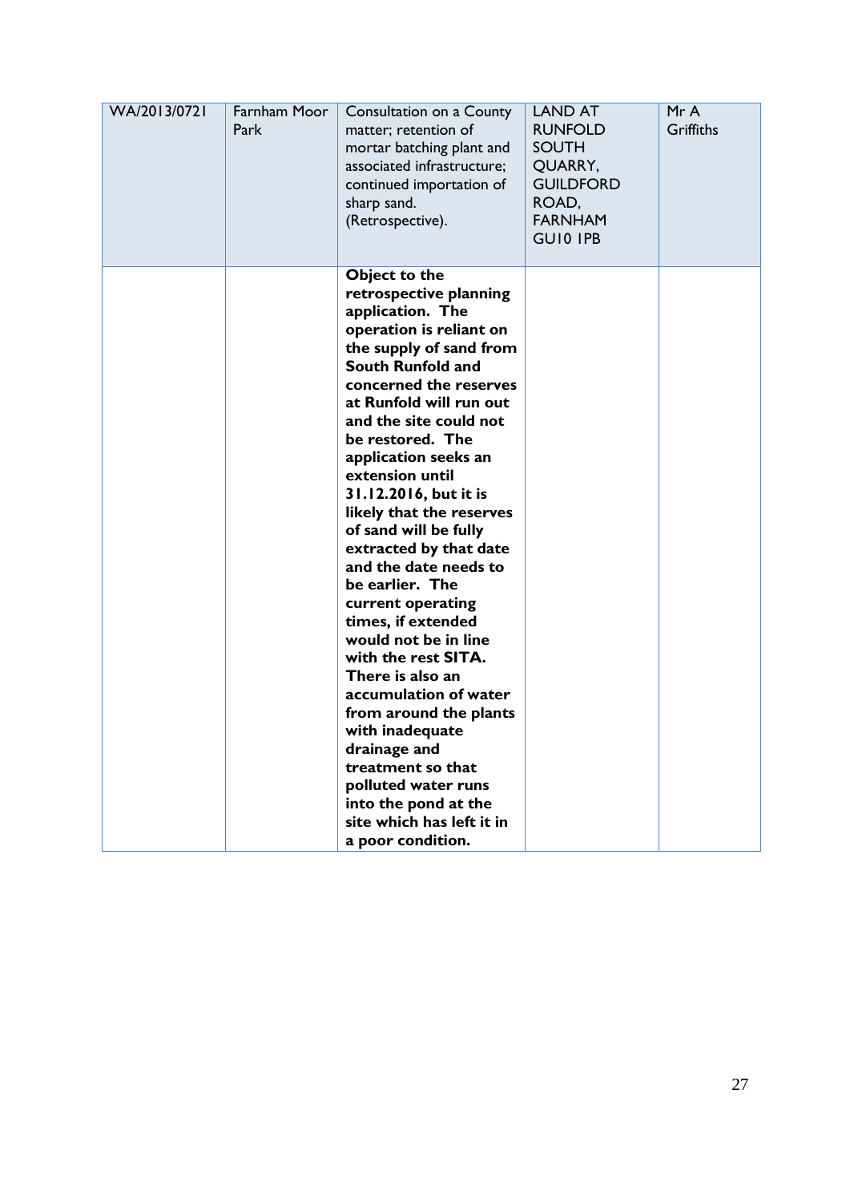| WA/2013/0721 | Farnham Moor Park | Consultation on a County matter; retention of mortar batching plant and associated infrastructure; continued importation of sharp sand. (Retrospective). | LAND AT RUNFOLD SOUTH QUARRY, GUILDFORD ROAD, FARNHAM GU10 1PB | Mr A Griffiths |
|---|---|---|---|---|
| | | **Object to the retrospective planning application. The operation is reliant on the supply of sand from South Runfold and concerned the reserves at Runfold will run out and the site could not be restored. The application seeks an extension until 31.12.2016, but it is likely that the reserves of sand will be fully extracted by that date and the date needs to be earlier. The current operating times, if extended would not be in line with the rest SITA. There is also an accumulation of water from around the plants with inadequate drainage and treatment so that polluted water runs into the pond at the site which has left it in a poor condition.** | | |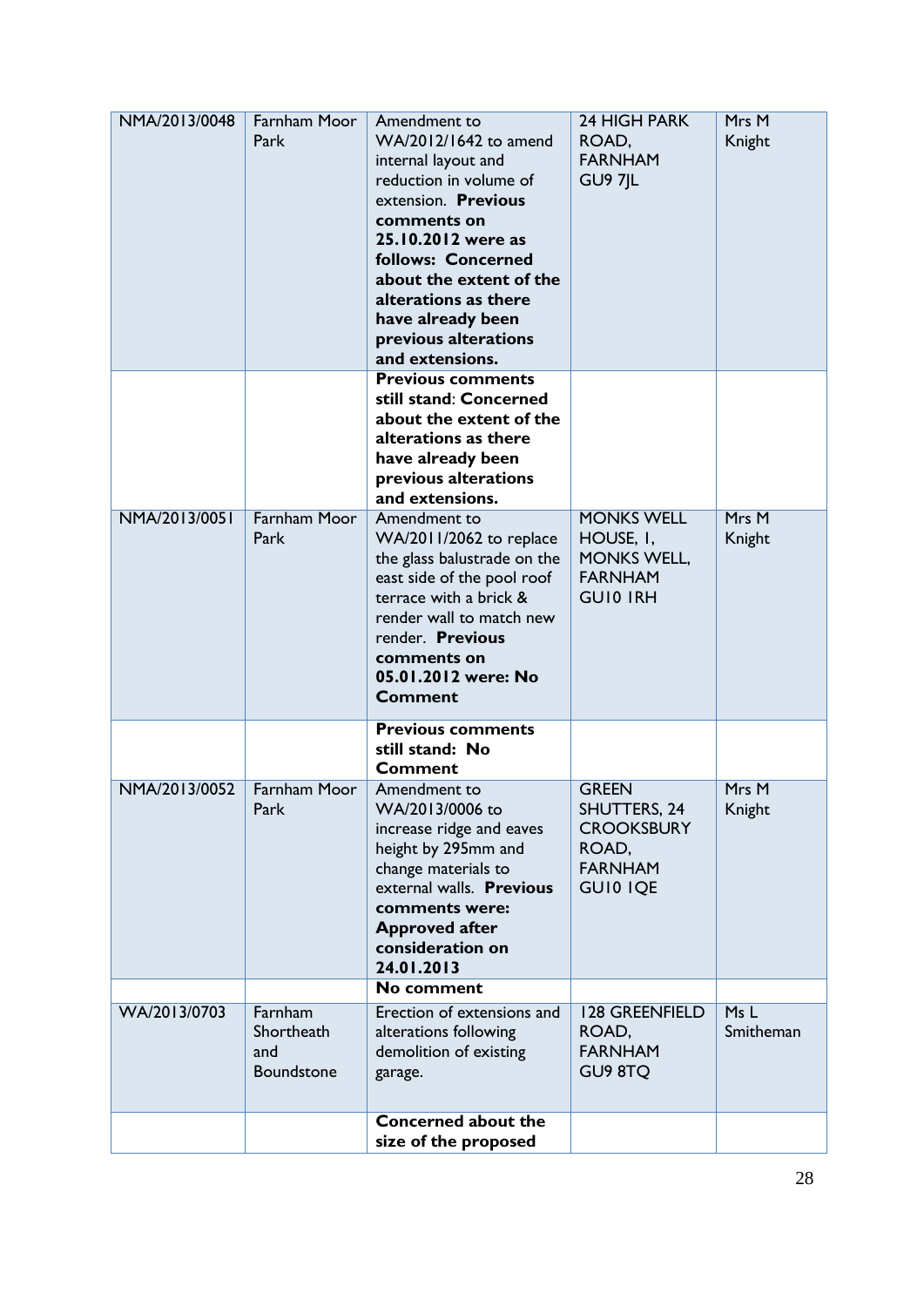| NMA/2013/0048 | Farnham Moor Park | Amendment to WA/2012/1642 to amend internal layout and reduction in volume of extension. **Previous comments on 25.10.2012 were as follows: Concerned about the extent of the alterations as there have already been previous alterations and extensions.** | 24 HIGH PARK ROAD, FARNHAM GU9 7JL | Mrs M Knight |
|---|---|---|---|---|
| | | **Previous comments still stand: Concerned about the extent of the alterations as there have already been previous alterations and extensions.** | | |
| NMA/2013/0051 | Farnham Moor Park | Amendment to WA/2011/2062 to replace the glass balustrade on the east side of the pool roof terrace with a brick & render wall to match new render. **Previous comments on 05.01.2012 were: No Comment** | MONKS WELL HOUSE, 1, MONKS WELL, FARNHAM GU10 1RH | Mrs M Knight |
| | | **Previous comments still stand: No Comment** | | |
| NMA/2013/0052 | Farnham Moor Park | Amendment to WA/2013/0006 to increase ridge and eaves height by 295mm and change materials to external walls. **Previous comments were: Approved after consideration on 24.01.2013** | GREEN SHUTTERS, 24 CROOKSBURY ROAD, FARNHAM GU10 1QE | Mrs M Knight |
| | | **No comment** | | |
| WA/2013/0703 | Farnham Shortheath and Boundstone | Erection of extensions and alterations following demolition of existing garage. | 128 GREENFIELD ROAD, FARNHAM GU9 8TQ | Ms L Smitheman |
| | | **Concerned about the size of the proposed** | | |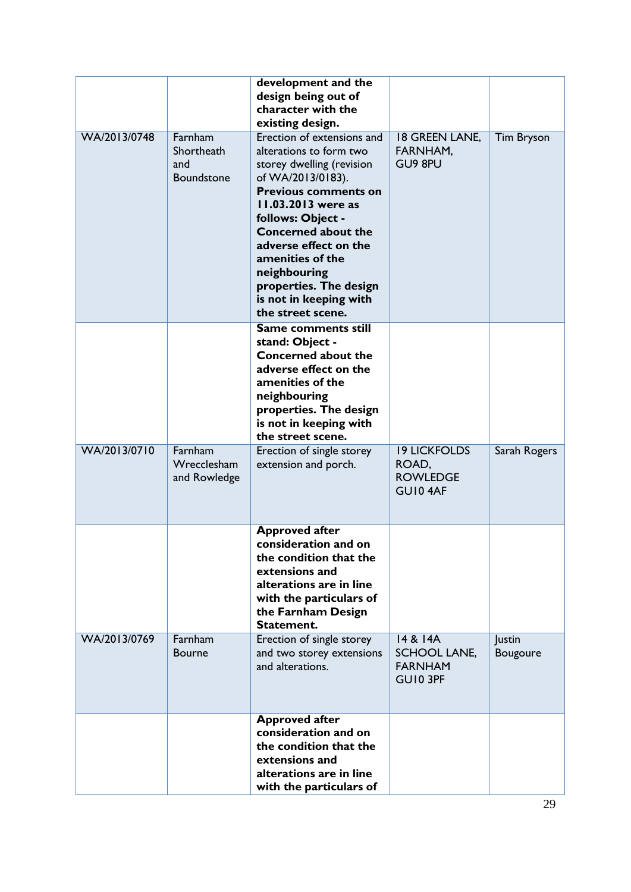| | | | | |
|---|---|---|---|---|
| | | **development and the design being out of character with the existing design.** | | |
| WA/2013/0748 | Farnham Shortheath and Boundstone | Erection of extensions and alterations to form two storey dwelling (revision of WA/2013/0183). **Previous comments on 11.03.2013 were as follows: Object - Concerned about the adverse effect on the amenities of the neighbouring properties. The design is not in keeping with the street scene.** | 18 GREEN LANE, FARNHAM, GU9 8PU | Tim Bryson |
| | | **Same comments still stand: Object - Concerned about the adverse effect on the amenities of the neighbouring properties. The design is not in keeping with the street scene.** | | |
| WA/2013/0710 | Farnham Wrecclesham and Rowledge | Erection of single storey extension and porch. | 19 LICKFOLDS ROAD, ROWLEDGE GU10 4AF | Sarah Rogers |
| | | **Approved after consideration and on the condition that the extensions and alterations are in line with the particulars of the Farnham Design Statement.** | | |
| WA/2013/0769 | Farnham Bourne | Erection of single storey and two storey extensions and alterations. | 14 & 14A SCHOOL LANE, FARNHAM GU10 3PF | Justin Bougoure |
| | | **Approved after consideration and on the condition that the extensions and alterations are in line with the particulars of** | | |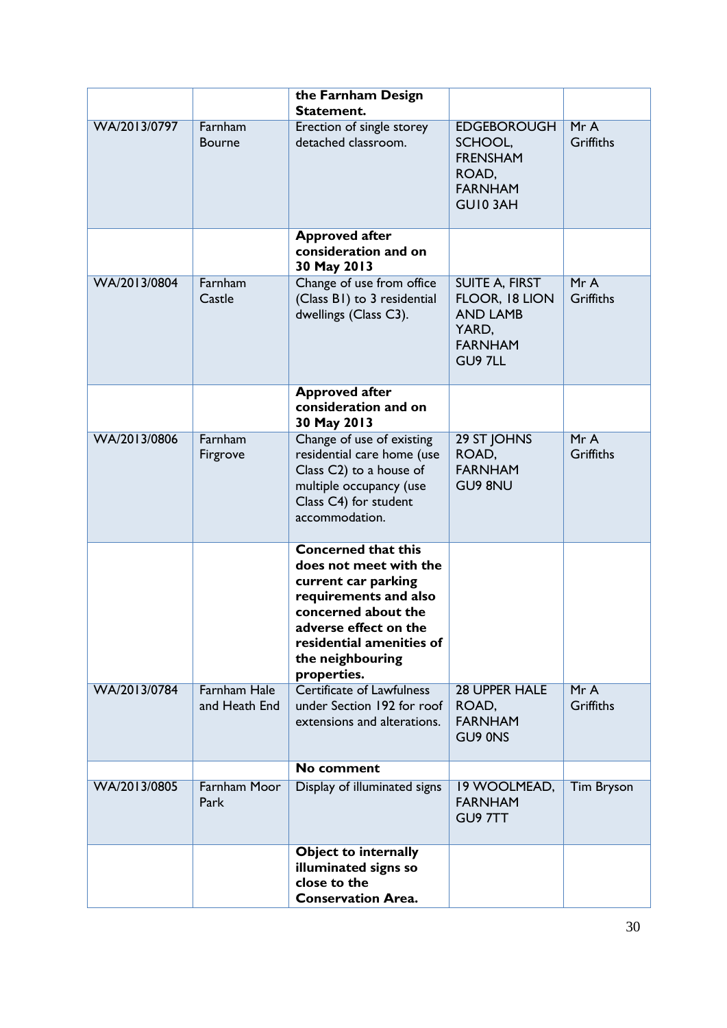| | | **the Farnham Design Statement.** | | |
|---|---|---|---|---|
| WA/2013/0797 | Farnham Bourne | Erection of single storey detached classroom. | EDGEBOROUGH SCHOOL, FRENSHAM ROAD, FARNHAM GU10 3AH | Mr A Griffiths |
| | | **Approved after consideration and on 30 May 2013** | | |
| WA/2013/0804 | Farnham Castle | Change of use from office (Class B1) to 3 residential dwellings (Class C3). | SUITE A, FIRST FLOOR, 18 LION AND LAMB YARD, FARNHAM GU9 7LL | Mr A Griffiths |
| | | **Approved after consideration and on 30 May 2013** | | |
| WA/2013/0806 | Farnham Firgrove | Change of use of existing residential care home (use Class C2) to a house of multiple occupancy (use Class C4) for student accommodation. | 29 ST JOHNS ROAD, FARNHAM GU9 8NU | Mr A Griffiths |
| | | **Concerned that this does not meet with the current car parking requirements and also concerned about the adverse effect on the residential amenities of the neighbouring properties.** | | |
| WA/2013/0784 | Farnham Hale and Heath End | Certificate of Lawfulness under Section 192 for roof extensions and alterations. | 28 UPPER HALE ROAD, FARNHAM GU9 0NS | Mr A Griffiths |
| | | **No comment** | | |
| WA/2013/0805 | Farnham Moor Park | Display of illuminated signs | 19 WOOLMEAD, FARNHAM GU9 7TT | Tim Bryson |
| | | **Object to internally illuminated signs so close to the Conservation Area.** | | |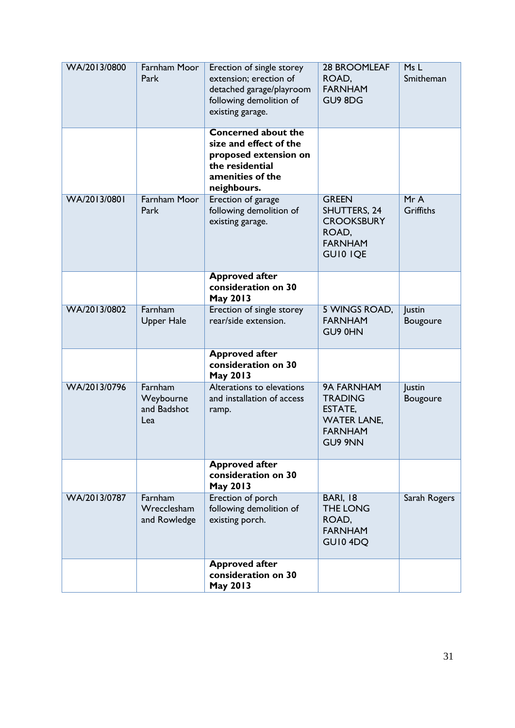| WA/2013/0800 | Farnham Moor Park | Erection of single storey extension; erection of detached garage/playroom following demolition of existing garage. | 28 BROOMLEAF ROAD, FARNHAM GU9 8DG | Ms L Smitheman |
|---|---|---|---|---|
| | | **Concerned about the size and effect of the proposed extension on the residential amenities of the neighbours.** | | |
| WA/2013/0801 | Farnham Moor Park | Erection of garage following demolition of existing garage. | GREEN SHUTTERS, 24 CROOKSBURY ROAD, FARNHAM GU10 1QE | Mr A Griffiths |
| | | **Approved after consideration on 30 May 2013** | | |
| WA/2013/0802 | Farnham Upper Hale | Erection of single storey rear/side extension. | 5 WINGS ROAD, FARNHAM GU9 0HN | Justin Bougoure |
| | | **Approved after consideration on 30 May 2013** | | |
| WA/2013/0796 | Farnham Weybourne and Badshot Lea | Alterations to elevations and installation of access ramp. | 9A FARNHAM TRADING ESTATE, WATER LANE, FARNHAM GU9 9NN | Justin Bougoure |
| | | **Approved after consideration on 30 May 2013** | | |
| WA/2013/0787 | Farnham Wrecclesham and Rowledge | Erection of porch following demolition of existing porch. | BARI, 18 THE LONG ROAD, FARNHAM GU10 4DQ | Sarah Rogers |
| | | **Approved after consideration on 30 May 2013** | | |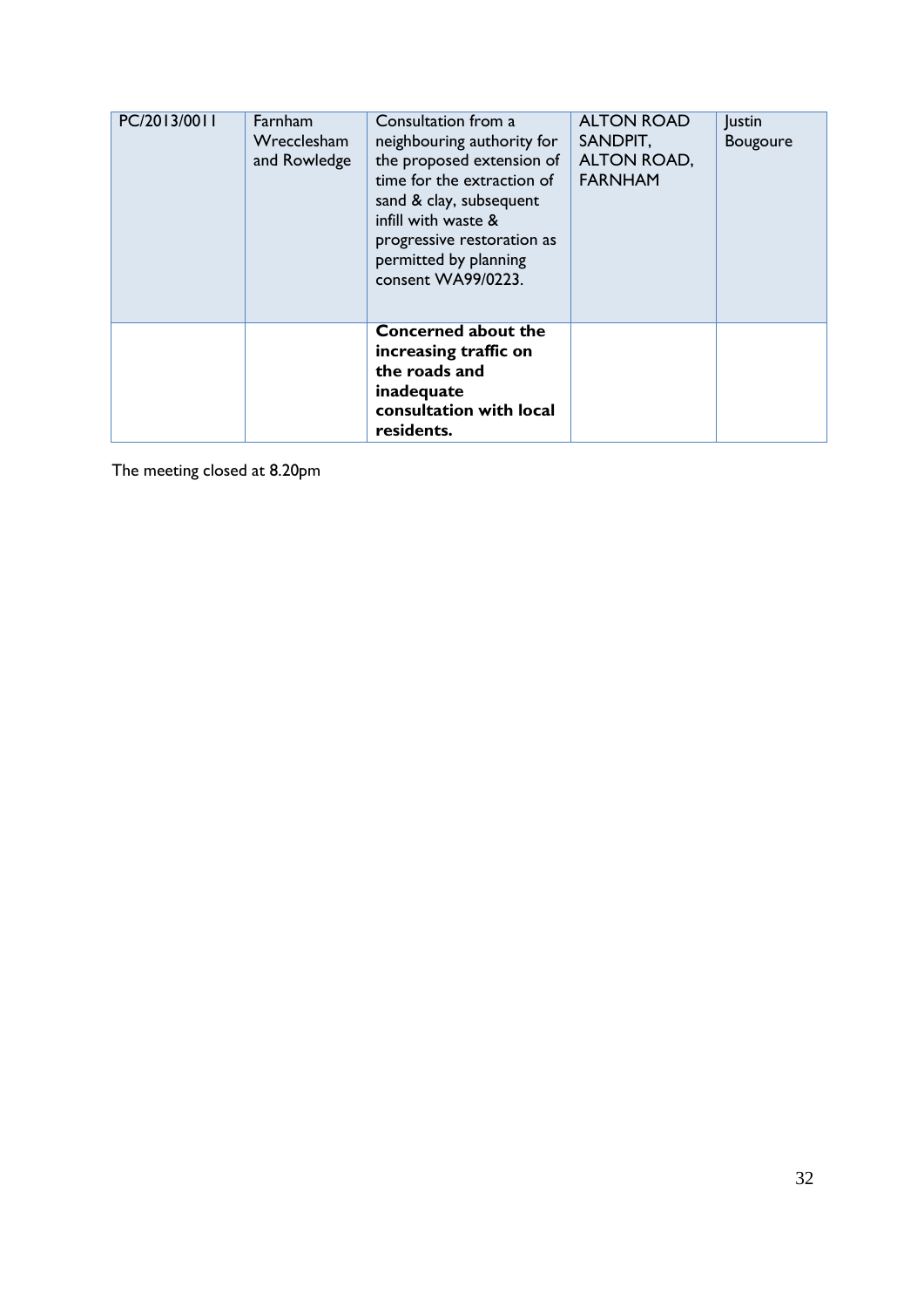| | | | | |
|---|---|---|---|---|
| PC/2013/0011 | Farnham Wrecclesham and Rowledge | Consultation from a neighbouring authority for the proposed extension of time for the extraction of sand & clay, subsequent infill with waste & progressive restoration as permitted by planning consent WA99/0223. | ALTON ROAD SANDPIT, ALTON ROAD, FARNHAM | Justin Bougoure |
| | | **Concerned about the increasing traffic on the roads and inadequate consultation with local residents.** | | |

The meeting closed at 8.20pm